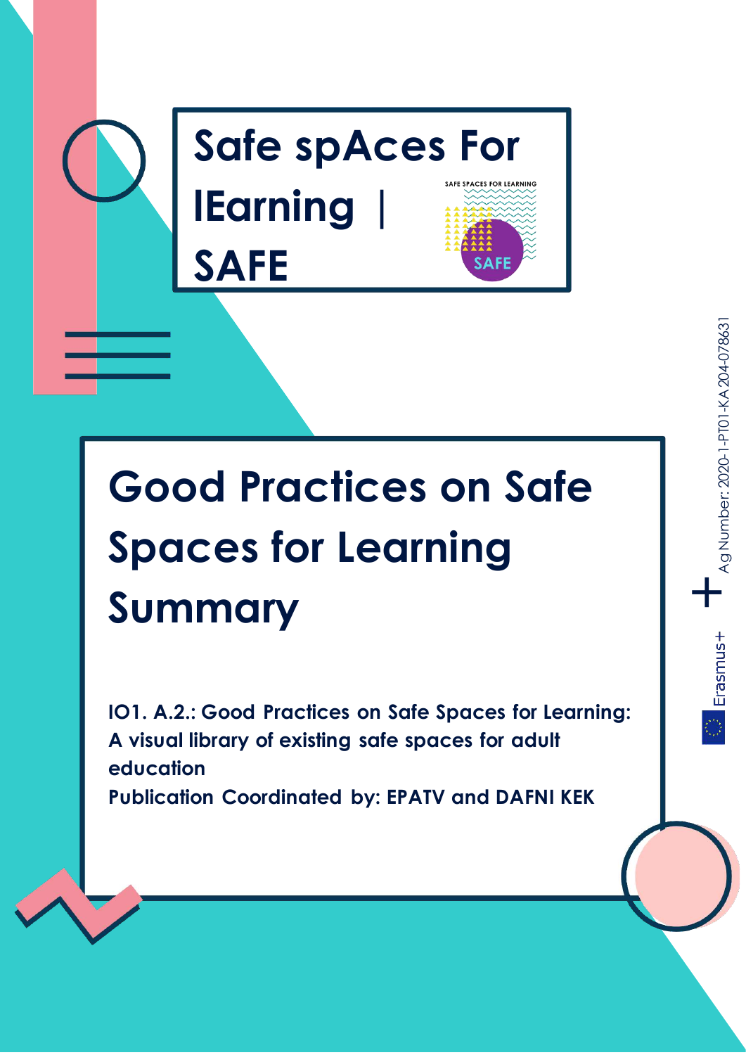# Safe spAces For lEarning | SAFE

SAFE SPACES FOR LEARNING

SAFE

# Good Practices on Safe Spaces for Learning Summary

**IO1. A.2.: Good Practices on Safe Spaces for Learning: A visual library of existing safe spaces for adult education**

**Publication Coordinated by: EPATV and DAFNI KEK**

Ag Number: 2020-1-PT01-KA204-078631

Erasmus+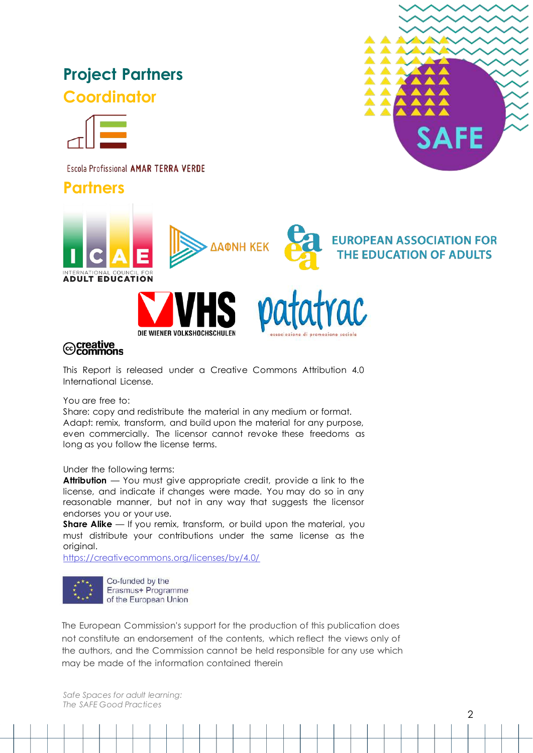## Project Partners

### Coordinator

Escola Profissional AMAR TERRA VERDE

### Partners

ICAE INTERNATIONAL COUNCIL FOR ADULT EDUCATION

ΔΑΦΝΗ ΚΕΚ

EUROPEAN ASSOCIATION FOR THE EDUCATION OF ADULTS

VHS DIE WIENER VOLKSHOCHSCHULEN

patatrac associazione di promozione sociale

creative commons

This Report is released under a Creative Commons Attribution 4.0 International License.

You are free to:
Share: copy and redistribute the material in any medium or format.
Adapt: remix, transform, and build upon the material for any purpose, even commercially. The licensor cannot revoke these freedoms as long as you follow the license terms.

Under the following terms:
**Attribution** — You must give appropriate credit, provide a link to the license, and indicate if changes were made. You may do so in any reasonable manner, but not in any way that suggests the licensor endorses you or your use.
**Share Alike** — If you remix, transform, or build upon the material, you must distribute your contributions under the same license as the original.
https://creativecommons.org/licenses/by/4.0/

Co-funded by the Erasmus+ Programme of the European Union

The European Commission's support for the production of this publication does not constitute an endorsement of the contents, which reflect the views only of the authors, and the Commission cannot be held responsible for any use which may be made of the information contained therein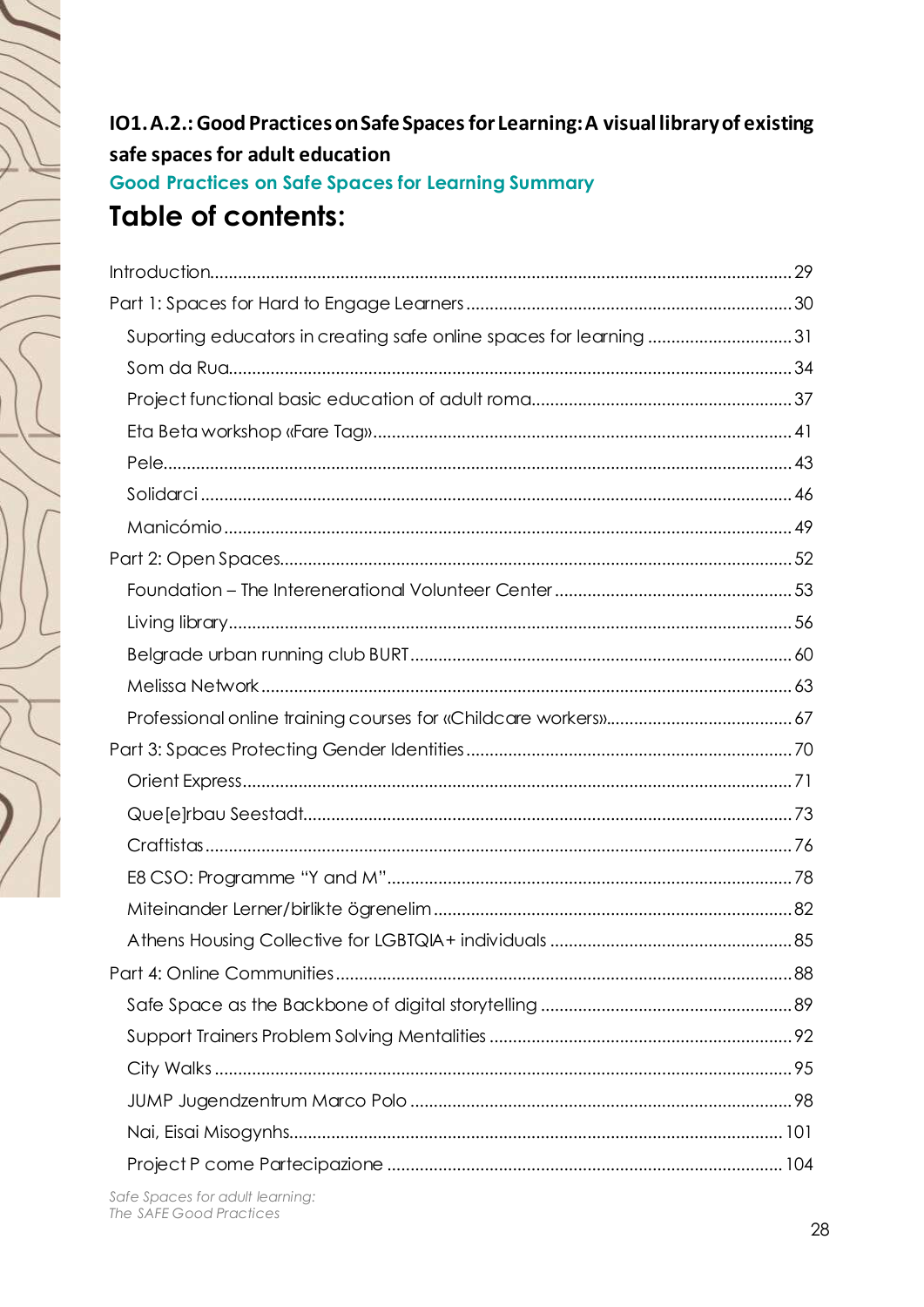**IO1.A.2.: Good Practices on Safe Spaces for Learning: A visual library of existing safe spaces for adult education**

## Good Practices on Safe Spaces for Learning Summary

# Table of contents:

Introduction.......... 29

Part 1: Spaces for Hard to Engage Learners.......... 30

- Suporting educators in creating safe online spaces for learning.......... 31
- Som da Rua.......... 34
- Project functional basic education of adult roma.......... 37
- Eta Beta workshop «Fare Tag».......... 41
- Pele.......... 43
- Solidarci.......... 46
- Manicómio.......... 49

Part 2: Open Spaces.......... 52

- Foundation – The Interenerational Volunteer Center.......... 53
- Living library.......... 56
- Belgrade urban running club BURT.......... 60
- Melissa Network.......... 63
- Professional online training courses for «Childcare workers».......... 67

Part 3: Spaces Protecting Gender Identities.......... 70

- Orient Express.......... 71
- Que[e]rbau Seestadt.......... 73
- Craftistas.......... 76
- E8 CSO: Programme "Y and M".......... 78
- Miteinander Lerner/birlikte ögrenelim.......... 82
- Athens Housing Collective for LGBTQIA+ individuals.......... 85

Part 4: Online Communities.......... 88

- Safe Space as the Backbone of digital storytelling.......... 89
- Support Trainers Problem Solving Mentalities.......... 92
- City Walks.......... 95
- JUMP Jugendzentrum Marco Polo.......... 98
- Nai, Eisai Misogynhs.......... 101
- Project P come Partecipazione.......... 104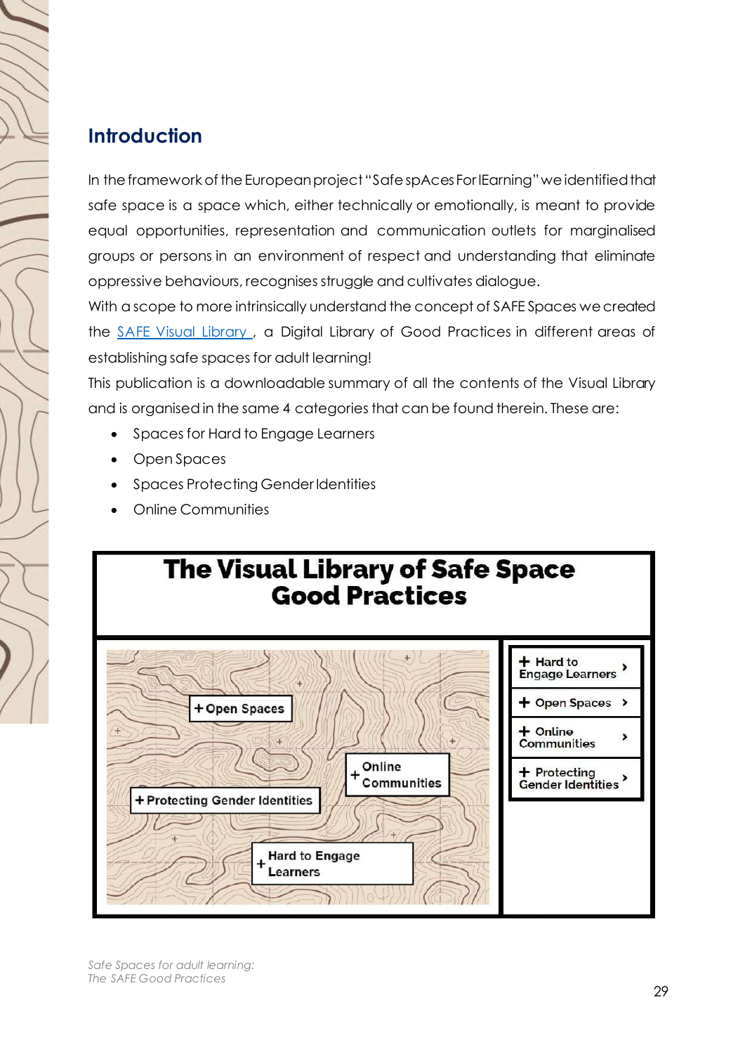## Introduction

In the framework of the European project "Safe spAces For lEarning" we identified that safe space is a space which, either technically or emotionally, is meant to provide equal opportunities, representation and communication outlets for marginalised groups or persons in an environment of respect and understanding that eliminate oppressive behaviours, recognises struggle and cultivates dialogue.

With a scope to more intrinsically understand the concept of SAFE Spaces we created the [SAFE Visual Library](), a Digital Library of Good Practices in different areas of establishing safe spaces for adult learning!

This publication is a downloadable summary of all the contents of the Visual Library and is organised in the same 4 categories that can be found therein. These are:

- Spaces for Hard to Engage Learners
- Open Spaces
- Spaces Protecting Gender Identities
- Online Communities

**The Visual Library of Safe Space Good Practices**

+ Open Spaces
+ Online Communities
+ Protecting Gender Identities
+ Hard to Engage Learners

+ Hard to Engage Learners ›
+ Open Spaces ›
+ Online Communities ›
+ Protecting Gender Identities ›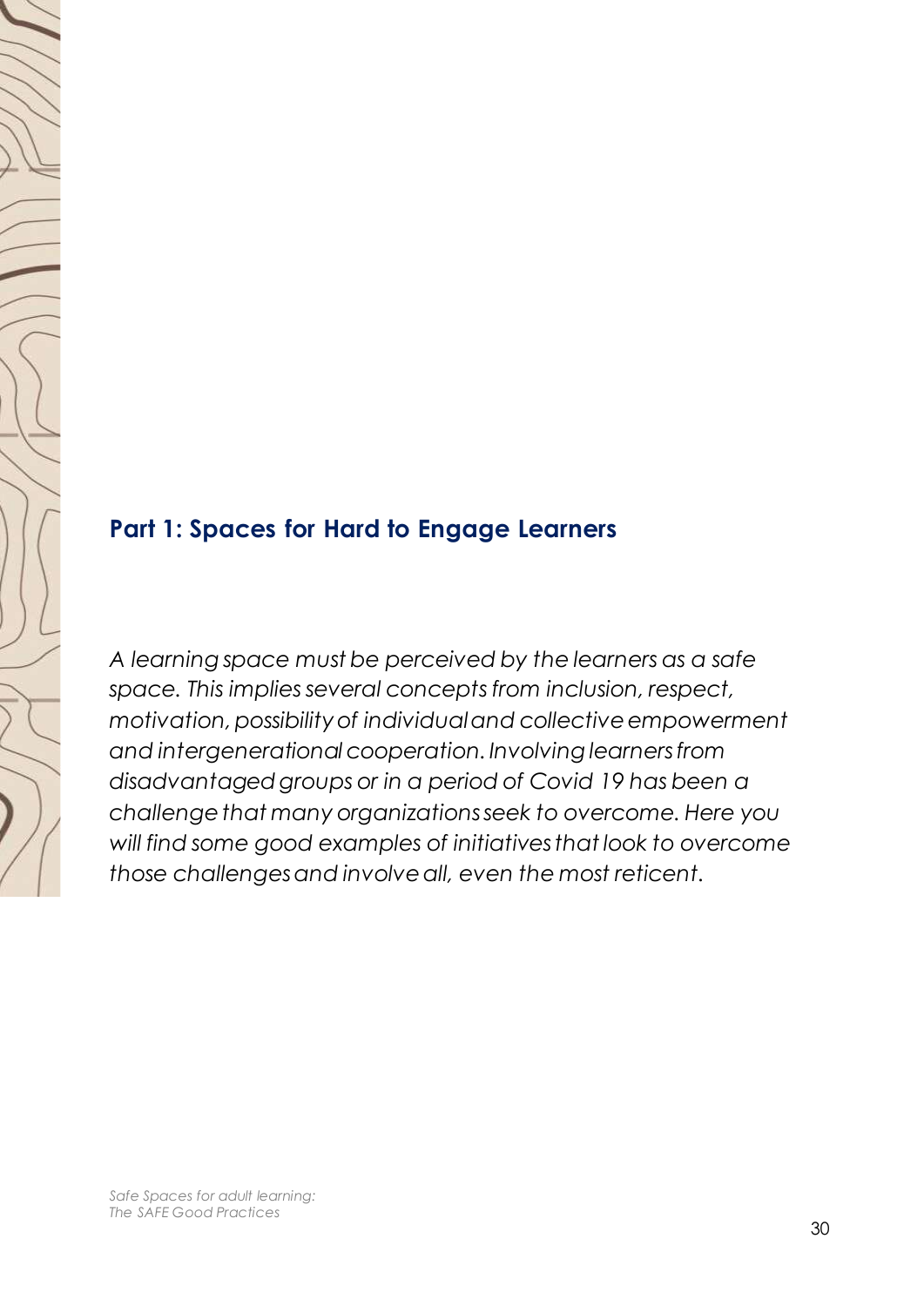## Part 1: Spaces for Hard to Engage Learners

*A learning space must be perceived by the learners as a safe space. This implies several concepts from inclusion, respect, motivation, possibility of individual and collective empowerment and intergenerational cooperation. Involving learners from disadvantaged groups or in a period of Covid 19 has been a challenge that many organizations seek to overcome. Here you will find some good examples of initiatives that look to overcome those challenges and involve all, even the most reticent.*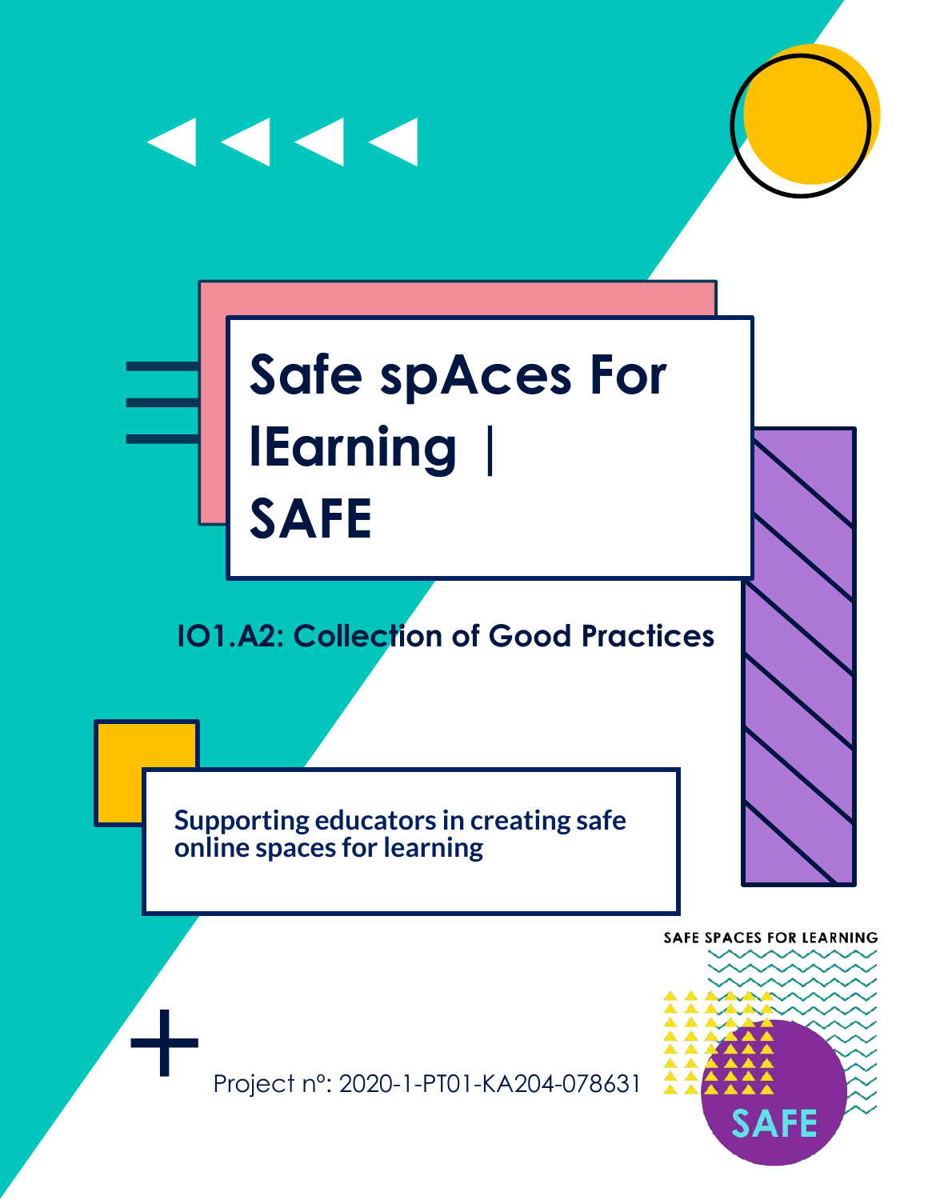# Safe spAces For lEarning | SAFE

## IO1.A2: Collection of Good Practices

**Supporting educators in creating safe online spaces for learning**

Project nº: 2020-1-PT01-KA204-078631

SAFE SPACES FOR LEARNING

SAFE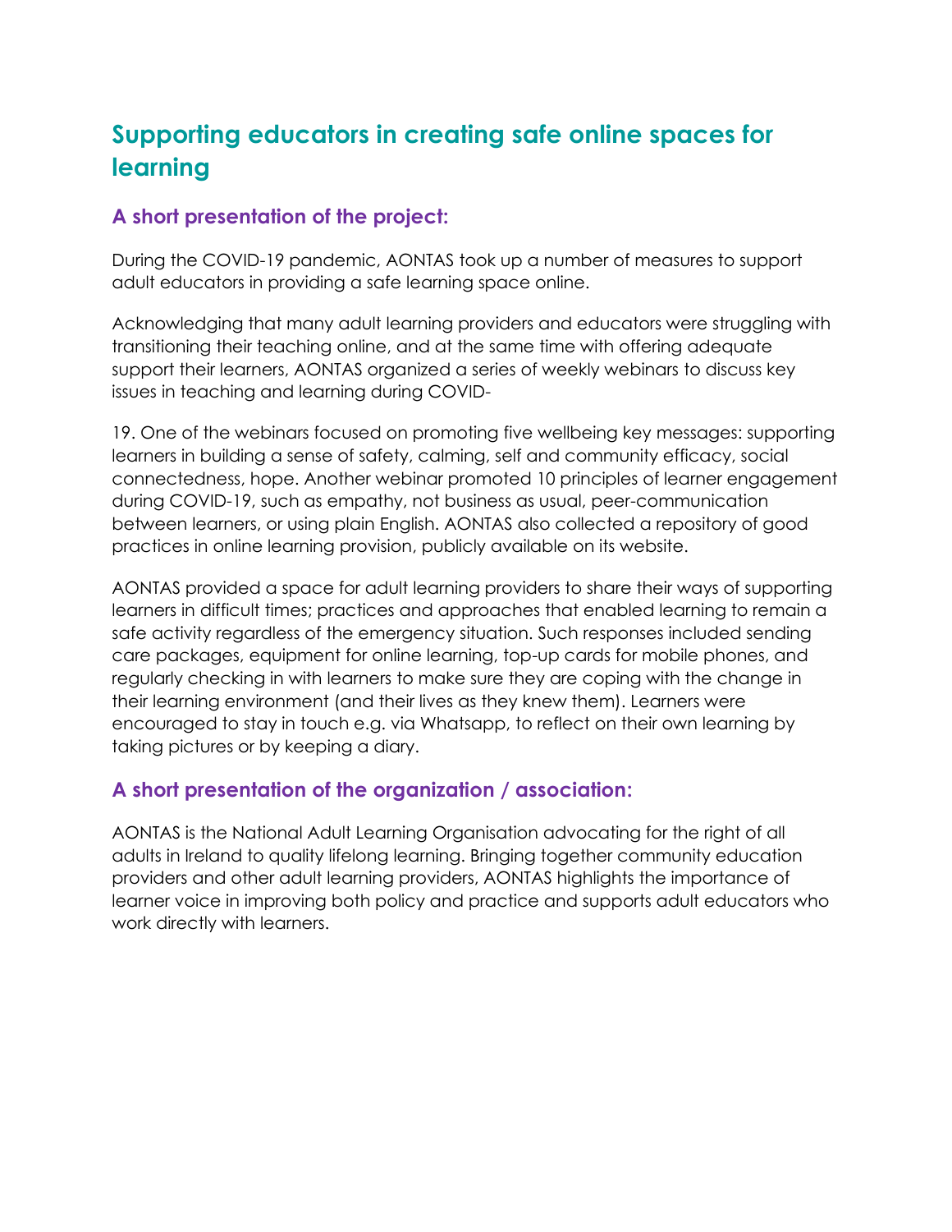## Supporting educators in creating safe online spaces for learning

### A short presentation of the project:

During the COVID-19 pandemic, AONTAS took up a number of measures to support adult educators in providing a safe learning space online.

Acknowledging that many adult learning providers and educators were struggling with transitioning their teaching online, and at the same time with offering adequate support their learners, AONTAS organized a series of weekly webinars to discuss key issues in teaching and learning during COVID-

19. One of the webinars focused on promoting five wellbeing key messages: supporting learners in building a sense of safety, calming, self and community efficacy, social connectedness, hope. Another webinar promoted 10 principles of learner engagement during COVID-19, such as empathy, not business as usual, peer-communication between learners, or using plain English. AONTAS also collected a repository of good practices in online learning provision, publicly available on its website.

AONTAS provided a space for adult learning providers to share their ways of supporting learners in difficult times; practices and approaches that enabled learning to remain a safe activity regardless of the emergency situation. Such responses included sending care packages, equipment for online learning, top-up cards for mobile phones, and regularly checking in with learners to make sure they are coping with the change in their learning environment (and their lives as they knew them). Learners were encouraged to stay in touch e.g. via Whatsapp, to reflect on their own learning by taking pictures or by keeping a diary.

### A short presentation of the organization / association:

AONTAS is the National Adult Learning Organisation advocating for the right of all adults in Ireland to quality lifelong learning. Bringing together community education providers and other adult learning providers, AONTAS highlights the importance of learner voice in improving both policy and practice and supports adult educators who work directly with learners.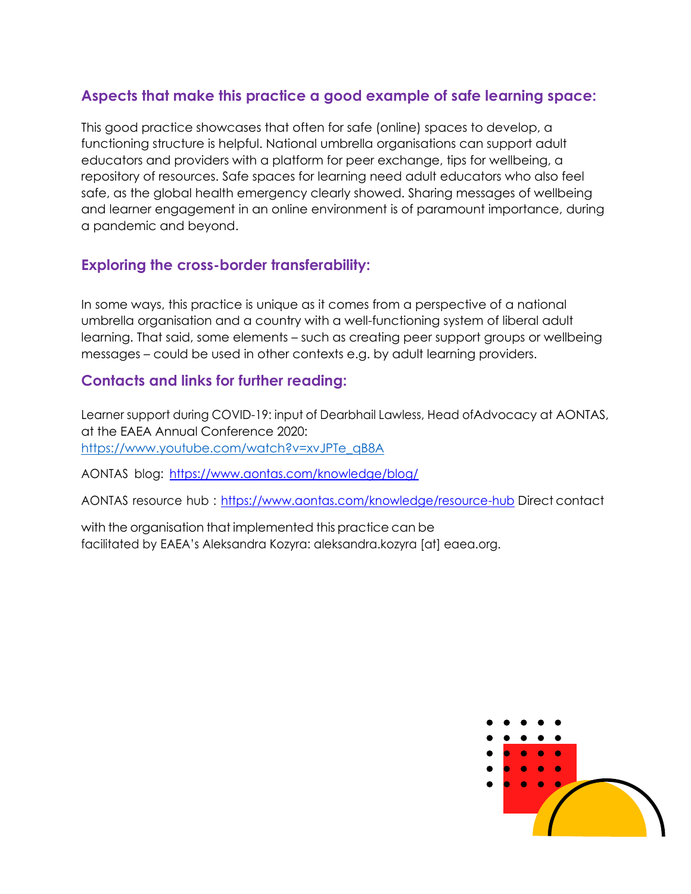### Aspects that make this practice a good example of safe learning space:

This good practice showcases that often for safe (online) spaces to develop, a functioning structure is helpful. National umbrella organisations can support adult educators and providers with a platform for peer exchange, tips for wellbeing, a repository of resources. Safe spaces for learning need adult educators who also feel safe, as the global health emergency clearly showed. Sharing messages of wellbeing and learner engagement in an online environment is of paramount importance, during a pandemic and beyond.

### Exploring the cross-border transferability:

In some ways, this practice is unique as it comes from a perspective of a national umbrella organisation and a country with a well-functioning system of liberal adult learning. That said, some elements – such as creating peer support groups or wellbeing messages – could be used in other contexts e.g. by adult learning providers.

### Contacts and links for further reading:

Learner support during COVID-19: input of Dearbhail Lawless, Head ofAdvocacy at AONTAS, at the EAEA Annual Conference 2020: https://www.youtube.com/watch?v=xvJPTe_qB8A

AONTAS blog: https://www.aontas.com/knowledge/blog/

AONTAS resource hub : https://www.aontas.com/knowledge/resource-hub Direct contact

with the organisation that implemented this practice can be facilitated by EAEA's Aleksandra Kozyra: aleksandra.kozyra [at] eaea.org.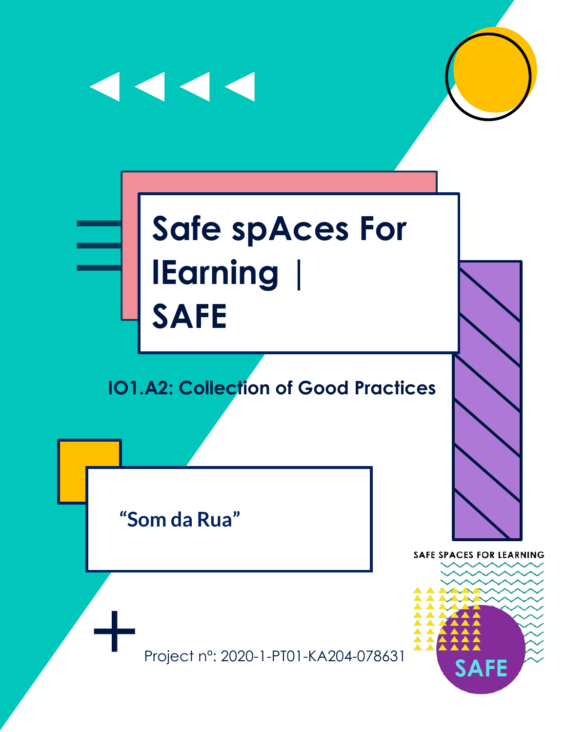# Safe spAces For lEarning | SAFE

## IO1.A2: Collection of Good Practices

"Som da Rua"

Project nº: 2020-1-PT01-KA204-078631

SAFE SPACES FOR LEARNING

SAFE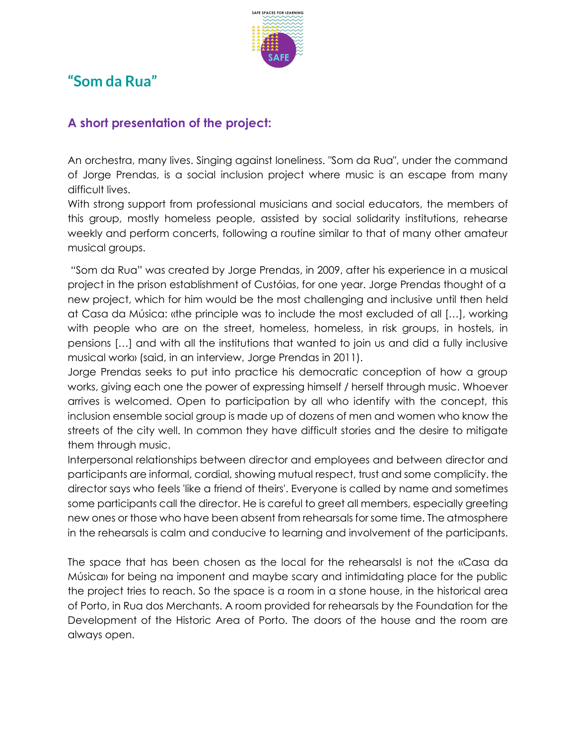# "Som da Rua"

## A short presentation of the project:

An orchestra, many lives. Singing against loneliness. "Som da Rua", under the command of Jorge Prendas, is a social inclusion project where music is an escape from many difficult lives.

With strong support from professional musicians and social educators, the members of this group, mostly homeless people, assisted by social solidarity institutions, rehearse weekly and perform concerts, following a routine similar to that of many other amateur musical groups.

"Som da Rua" was created by Jorge Prendas, in 2009, after his experience in a musical project in the prison establishment of Custóias, for one year. Jorge Prendas thought of a new project, which for him would be the most challenging and inclusive until then held at Casa da Música: «the principle was to include the most excluded of all […], working with people who are on the street, homeless, homeless, in risk groups, in hostels, in pensions […] and with all the institutions that wanted to join us and did a fully inclusive musical work» (said, in an interview, Jorge Prendas in 2011).

Jorge Prendas seeks to put into practice his democratic conception of how a group works, giving each one the power of expressing himself / herself through music. Whoever arrives is welcomed. Open to participation by all who identify with the concept, this inclusion ensemble social group is made up of dozens of men and women who know the streets of the city well. In common they have difficult stories and the desire to mitigate them through music.

Interpersonal relationships between director and employees and between director and participants are informal, cordial, showing mutual respect, trust and some complicity. the director says who feels 'like a friend of theirs'. Everyone is called by name and sometimes some participants call the director. He is careful to greet all members, especially greeting new ones or those who have been absent from rehearsals for some time. The atmosphere in the rehearsals is calm and conducive to learning and involvement of the participants.

The space that has been chosen as the local for the rehearsalsl is not the «Casa da Música» for being na imponent and maybe scary and intimidating place for the public the project tries to reach. So the space is a room in a stone house, in the historical area of Porto, in Rua dos Merchants. A room provided for rehearsals by the Foundation for the Development of the Historic Area of Porto. The doors of the house and the room are always open.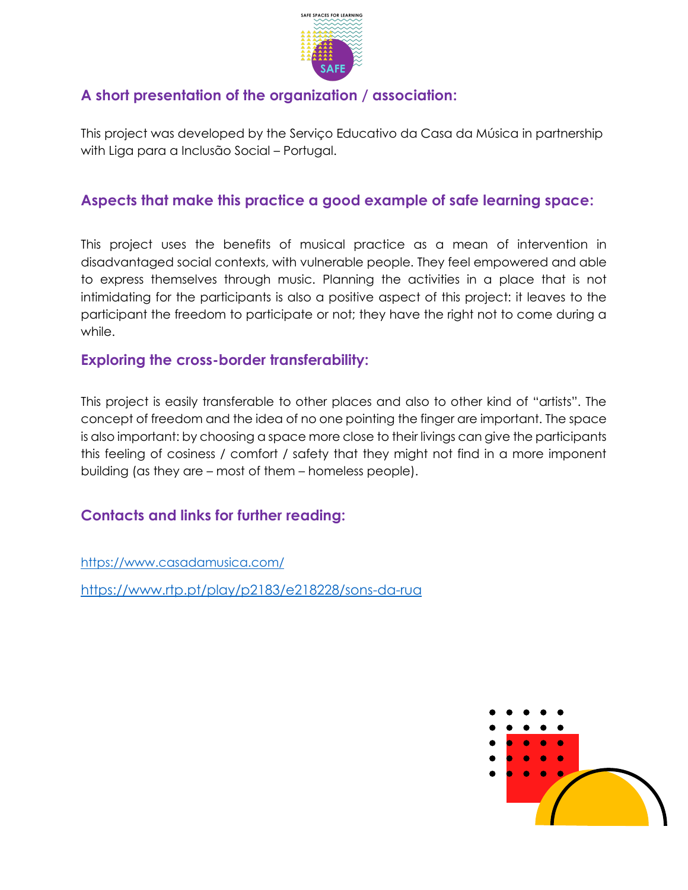## A short presentation of the organization / association:

This project was developed by the Serviço Educativo da Casa da Música in partnership with Liga para a Inclusão Social – Portugal.

## Aspects that make this practice a good example of safe learning space:

This project uses the benefits of musical practice as a mean of intervention in disadvantaged social contexts, with vulnerable people. They feel empowered and able to express themselves through music. Planning the activities in a place that is not intimidating for the participants is also a positive aspect of this project: it leaves to the participant the freedom to participate or not; they have the right not to come during a while.

## Exploring the cross-border transferability:

This project is easily transferable to other places and also to other kind of "artists". The concept of freedom and the idea of no one pointing the finger are important. The space is also important: by choosing a space more close to their livings can give the participants this feeling of cosiness / comfort / safety that they might not find in a more imponent building (as they are – most of them – homeless people).

## Contacts and links for further reading:

https://www.casadamusica.com/

https://www.rtp.pt/play/p2183/e218228/sons-da-rua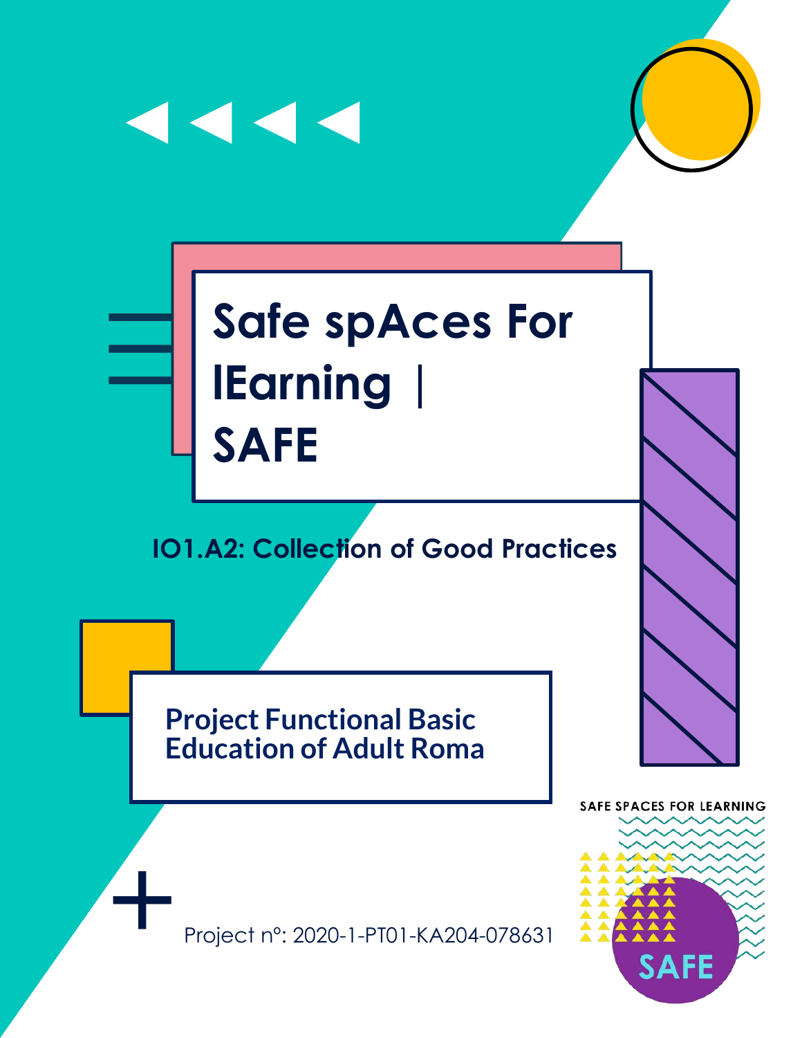# Safe spAces For lEarning | SAFE

## IO1.A2: Collection of Good Practices

### Project Functional Basic Education of Adult Roma

Project nº: 2020-1-PT01-KA204-078631

SAFE SPACES FOR LEARNING

SAFE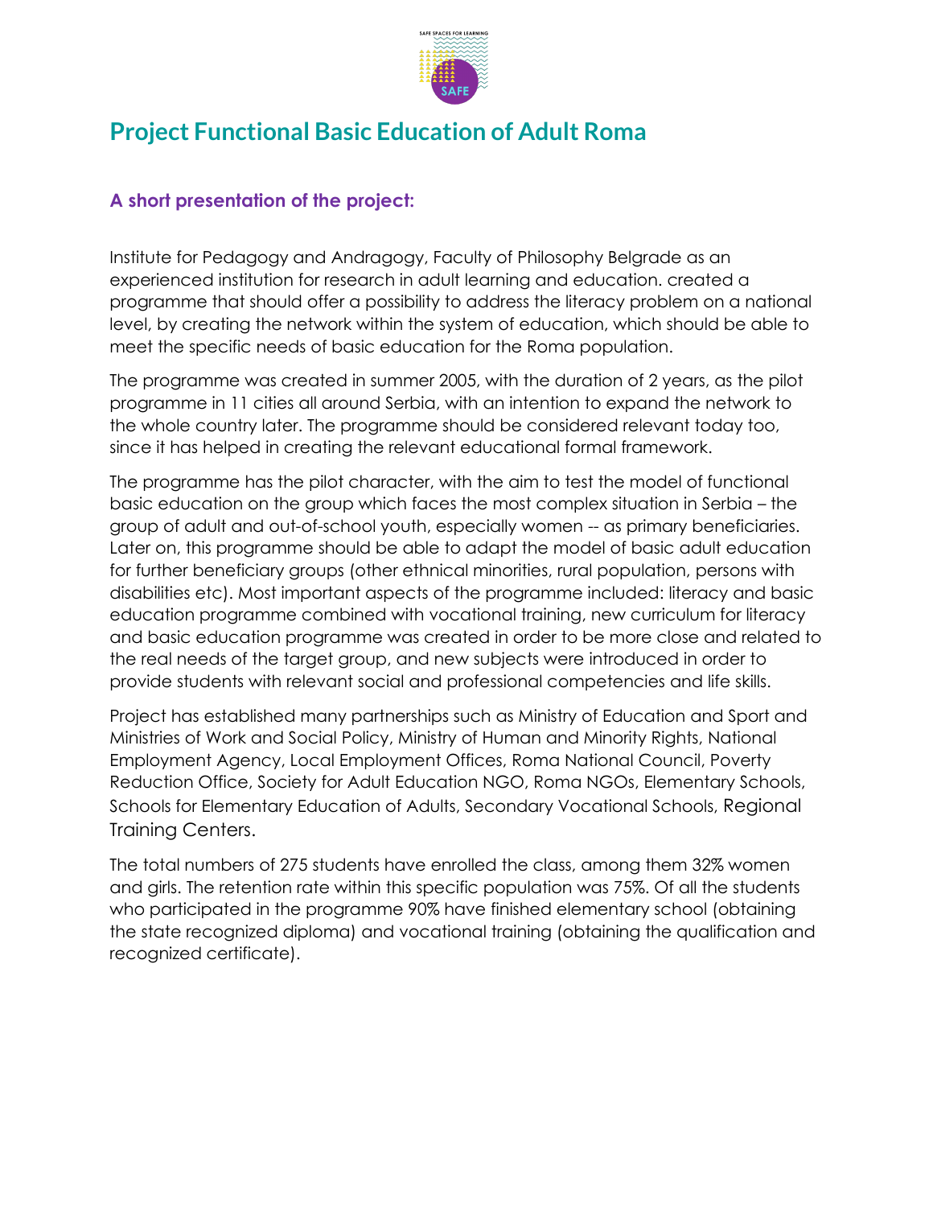# Project Functional Basic Education of Adult Roma

### A short presentation of the project:

Institute for Pedagogy and Andragogy, Faculty of Philosophy Belgrade as an experienced institution for research in adult learning and education. created a programme that should offer a possibility to address the literacy problem on a national level, by creating the network within the system of education, which should be able to meet the specific needs of basic education for the Roma population.

The programme was created in summer 2005, with the duration of 2 years, as the pilot programme in 11 cities all around Serbia, with an intention to expand the network to the whole country later. The programme should be considered relevant today too, since it has helped in creating the relevant educational formal framework.

The programme has the pilot character, with the aim to test the model of functional basic education on the group which faces the most complex situation in Serbia – the group of adult and out-of-school youth, especially women -- as primary beneficiaries. Later on, this programme should be able to adapt the model of basic adult education for further beneficiary groups (other ethnical minorities, rural population, persons with disabilities etc). Most important aspects of the programme included: literacy and basic education programme combined with vocational training, new curriculum for literacy and basic education programme was created in order to be more close and related to the real needs of the target group, and new subjects were introduced in order to provide students with relevant social and professional competencies and life skills.

Project has established many partnerships such as Ministry of Education and Sport and Ministries of Work and Social Policy, Ministry of Human and Minority Rights, National Employment Agency, Local Employment Offices, Roma National Council, Poverty Reduction Office, Society for Adult Education NGO, Roma NGOs, Elementary Schools, Schools for Elementary Education of Adults, Secondary Vocational Schools, Regional Training Centers.

The total numbers of 275 students have enrolled the class, among them 32% women and girls. The retention rate within this specific population was 75%. Of all the students who participated in the programme 90% have finished elementary school (obtaining the state recognized diploma) and vocational training (obtaining the qualification and recognized certificate).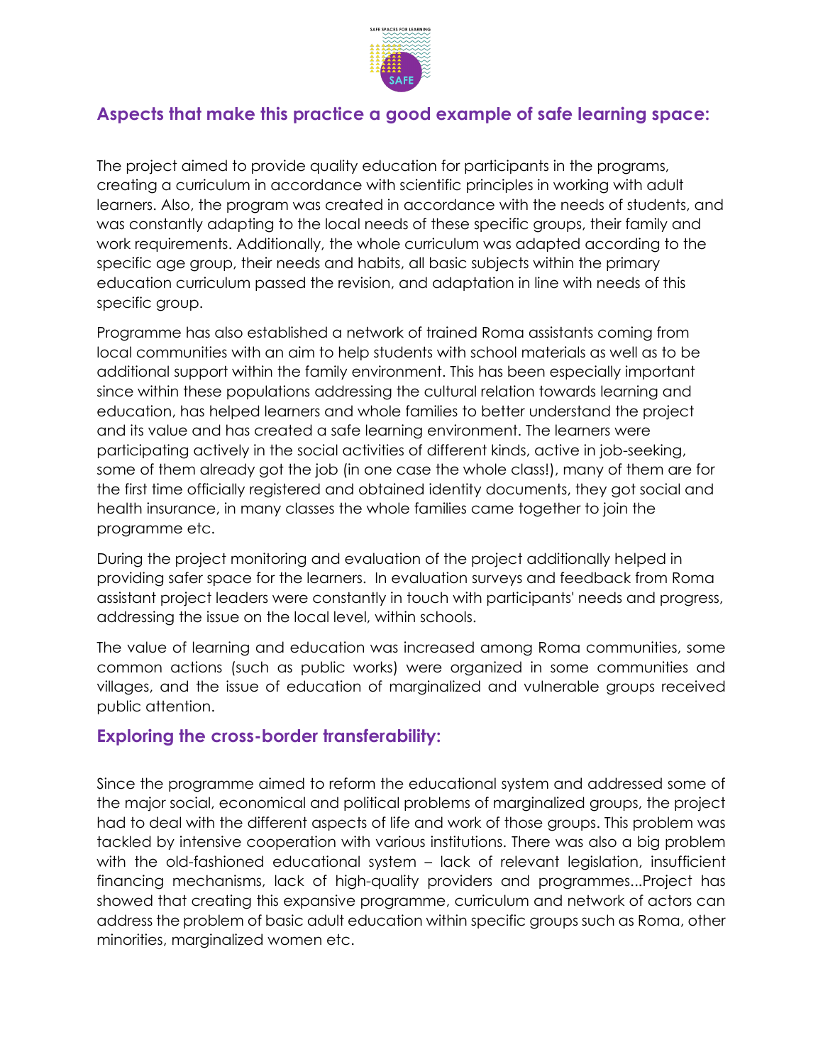## Aspects that make this practice a good example of safe learning space:

The project aimed to provide quality education for participants in the programs, creating a curriculum in accordance with scientific principles in working with adult learners. Also, the program was created in accordance with the needs of students, and was constantly adapting to the local needs of these specific groups, their family and work requirements. Additionally, the whole curriculum was adapted according to the specific age group, their needs and habits, all basic subjects within the primary education curriculum passed the revision, and adaptation in line with needs of this specific group.

Programme has also established a network of trained Roma assistants coming from local communities with an aim to help students with school materials as well as to be additional support within the family environment. This has been especially important since within these populations addressing the cultural relation towards learning and education, has helped learners and whole families to better understand the project and its value and has created a safe learning environment. The learners were participating actively in the social activities of different kinds, active in job-seeking, some of them already got the job (in one case the whole class!), many of them are for the first time officially registered and obtained identity documents, they got social and health insurance, in many classes the whole families came together to join the programme etc.

During the project monitoring and evaluation of the project additionally helped in providing safer space for the learners. In evaluation surveys and feedback from Roma assistant project leaders were constantly in touch with participants' needs and progress, addressing the issue on the local level, within schools.

The value of learning and education was increased among Roma communities, some common actions (such as public works) were organized in some communities and villages, and the issue of education of marginalized and vulnerable groups received public attention.

## Exploring the cross-border transferability:

Since the programme aimed to reform the educational system and addressed some of the major social, economical and political problems of marginalized groups, the project had to deal with the different aspects of life and work of those groups. This problem was tackled by intensive cooperation with various institutions. There was also a big problem with the old-fashioned educational system – lack of relevant legislation, insufficient financing mechanisms, lack of high-quality providers and programmes...Project has showed that creating this expansive programme, curriculum and network of actors can address the problem of basic adult education within specific groups such as Roma, other minorities, marginalized women etc.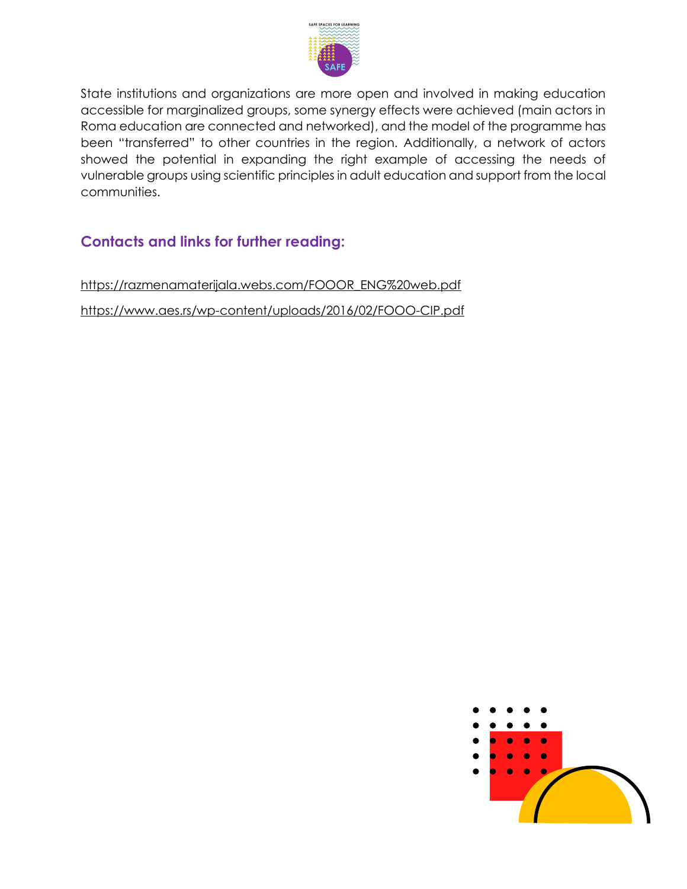State institutions and organizations are more open and involved in making education accessible for marginalized groups, some synergy effects were achieved (main actors in Roma education are connected and networked), and the model of the programme has been "transferred" to other countries in the region. Additionally, a network of actors showed the potential in expanding the right example of accessing the needs of vulnerable groups using scientific principles in adult education and support from the local communities.

## Contacts and links for further reading:

https://razmenamaterijala.webs.com/FOOOR_ENG%20web.pdf

https://www.aes.rs/wp-content/uploads/2016/02/FOOO-CIP.pdf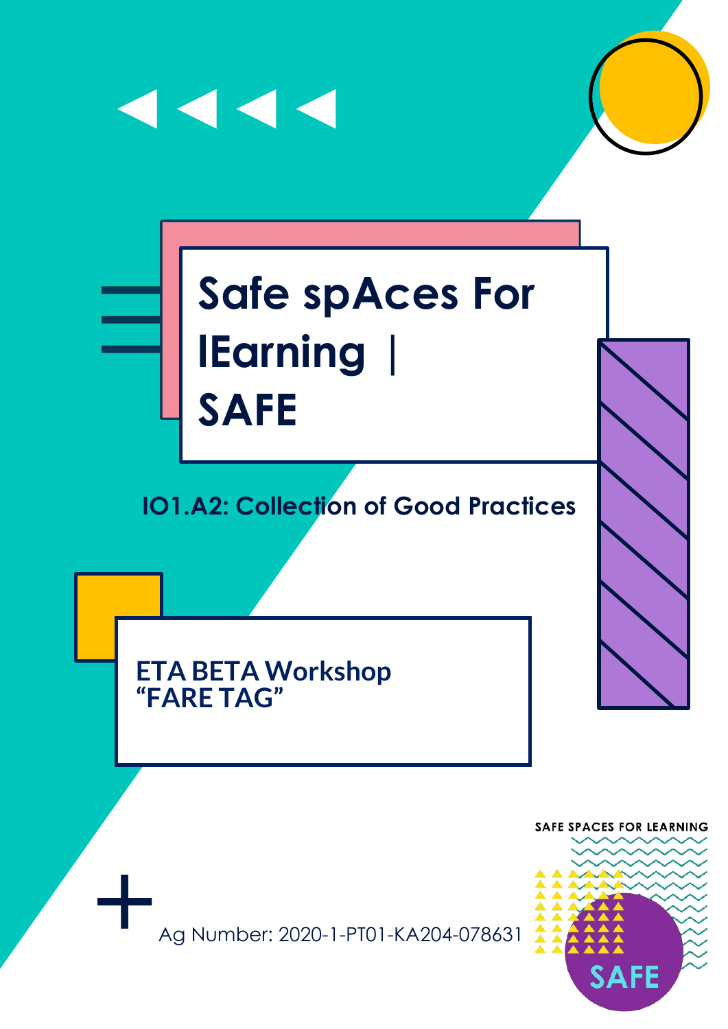# Safe spAces For lEarning | SAFE

**IO1.A2: Collection of Good Practices**

## ETA BETA Workshop "FARE TAG"

Ag Number: 2020-1-PT01-KA204-078631

SAFE SPACES FOR LEARNING

SAFE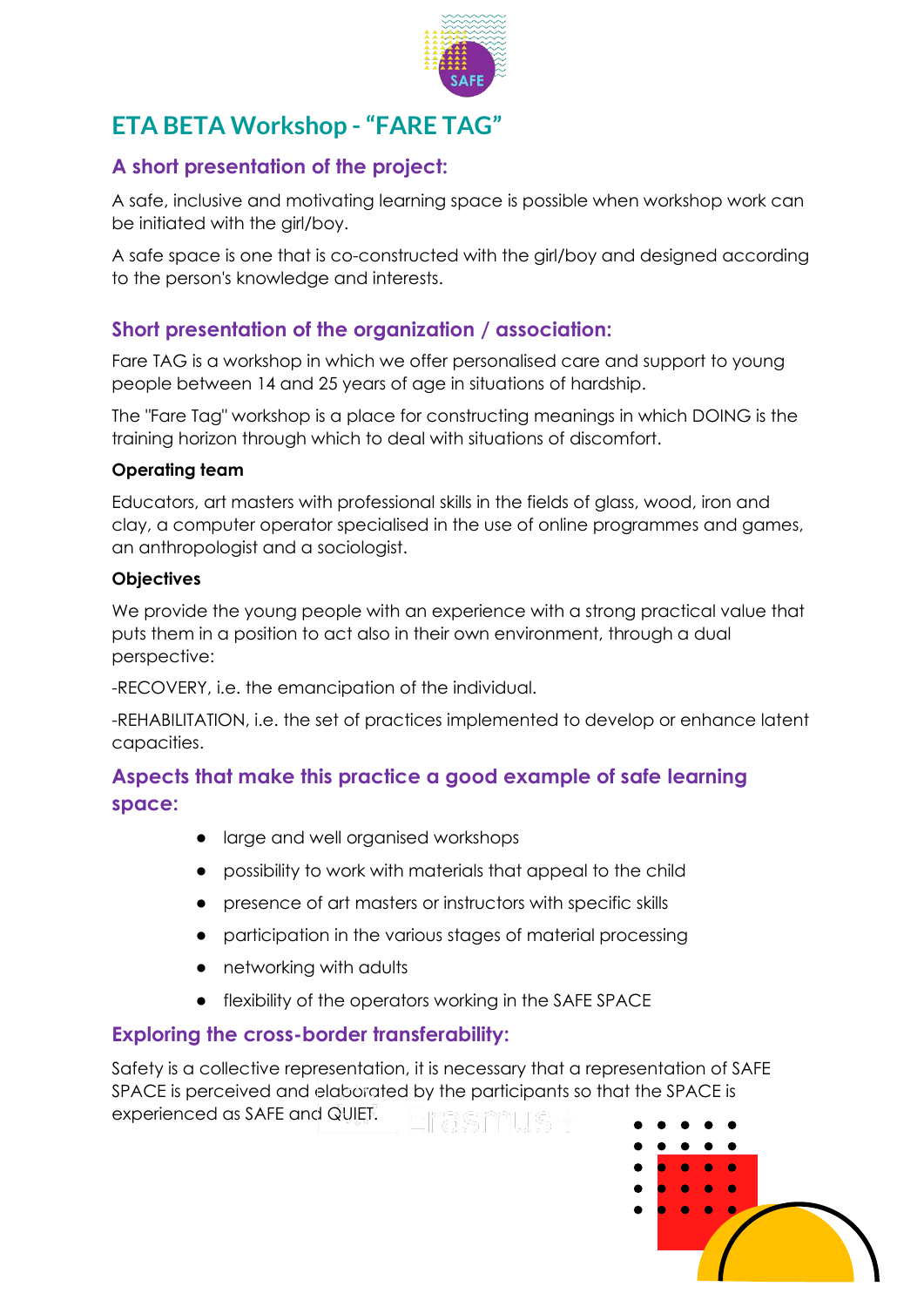# ETA BETA Workshop - "FARE TAG"

## A short presentation of the project:

A safe, inclusive and motivating learning space is possible when workshop work can be initiated with the girl/boy.

A safe space is one that is co-constructed with the girl/boy and designed according to the person's knowledge and interests.

## Short presentation of the organization / association:

Fare TAG is a workshop in which we offer personalised care and support to young people between 14 and 25 years of age in situations of hardship.

The "Fare Tag" workshop is a place for constructing meanings in which DOING is the training horizon through which to deal with situations of discomfort.

**Operating team**

Educators, art masters with professional skills in the fields of glass, wood, iron and clay, a computer operator specialised in the use of online programmes and games, an anthropologist and a sociologist.

**Objectives**

We provide the young people with an experience with a strong practical value that puts them in a position to act also in their own environment, through a dual perspective:

-RECOVERY, i.e. the emancipation of the individual.

-REHABILITATION, i.e. the set of practices implemented to develop or enhance latent capacities.

## Aspects that make this practice a good example of safe learning space:

- large and well organised workshops
- possibility to work with materials that appeal to the child
- presence of art masters or instructors with specific skills
- participation in the various stages of material processing
- networking with adults
- flexibility of the operators working in the SAFE SPACE

## Exploring the cross-border transferability:

Safety is a collective representation, it is necessary that a representation of SAFE SPACE is perceived and elaborated by the participants so that the SPACE is experienced as SAFE and QUIET.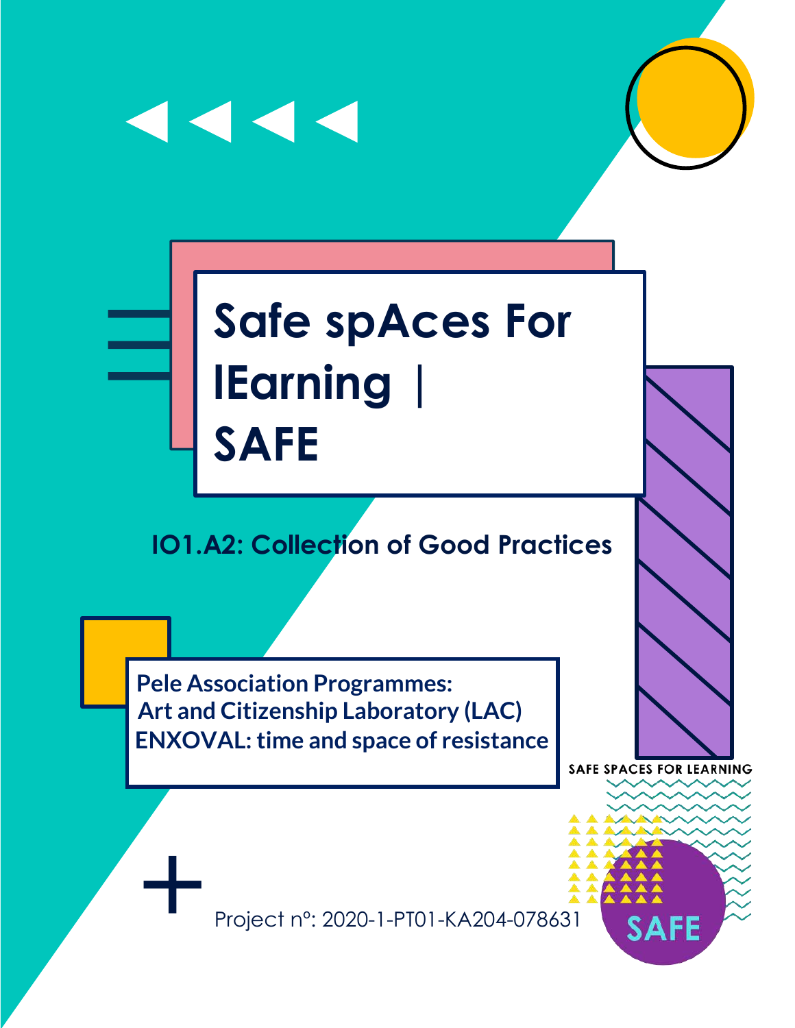# Safe spAces For lEarning | SAFE

## IO1.A2: Collection of Good Practices

**Pele Association Programmes:**
**Art and Citizenship Laboratory (LAC)**
**ENXOVAL: time and space of resistance**

SAFE SPACES FOR LEARNING

SAFE

Project nº: 2020-1-PT01-KA204-078631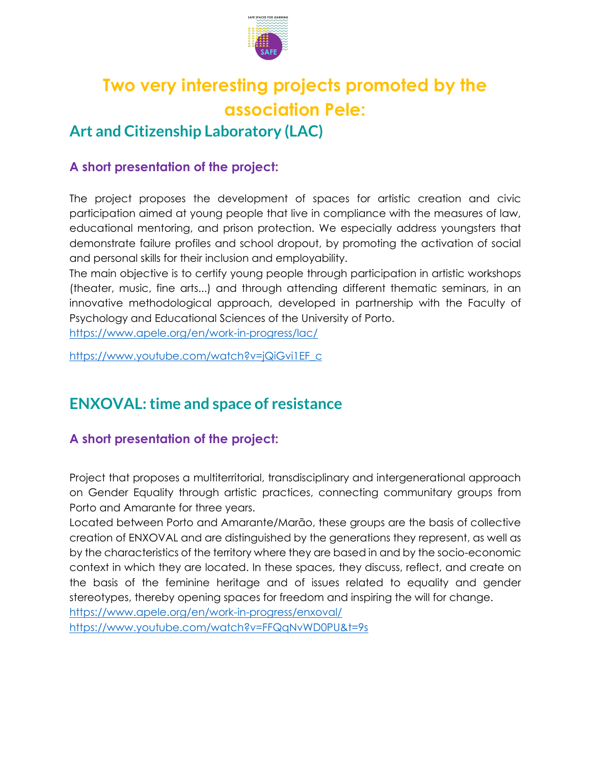# Two very interesting projects promoted by the association Pele:

## Art and Citizenship Laboratory (LAC)

### A short presentation of the project:

The project proposes the development of spaces for artistic creation and civic participation aimed at young people that live in compliance with the measures of law, educational mentoring, and prison protection. We especially address youngsters that demonstrate failure profiles and school dropout, by promoting the activation of social and personal skills for their inclusion and employability.
The main objective is to certify young people through participation in artistic workshops (theater, music, fine arts...) and through attending different thematic seminars, in an innovative methodological approach, developed in partnership with the Faculty of Psychology and Educational Sciences of the University of Porto.
https://www.apele.org/en/work-in-progress/lac/

https://www.youtube.com/watch?v=jQiGvi1EF_c

## ENXOVAL: time and space of resistance

### A short presentation of the project:

Project that proposes a multiterritorial, transdisciplinary and intergenerational approach on Gender Equality through artistic practices, connecting communitary groups from Porto and Amarante for three years.
Located between Porto and Amarante/Marão, these groups are the basis of collective creation of ENXOVAL and are distinguished by the generations they represent, as well as by the characteristics of the territory where they are based in and by the socio-economic context in which they are located. In these spaces, they discuss, reflect, and create on the basis of the feminine heritage and of issues related to equality and gender stereotypes, thereby opening spaces for freedom and inspiring the will for change.
https://www.apele.org/en/work-in-progress/enxoval/
https://www.youtube.com/watch?v=FFQqNvWD0PU&t=9s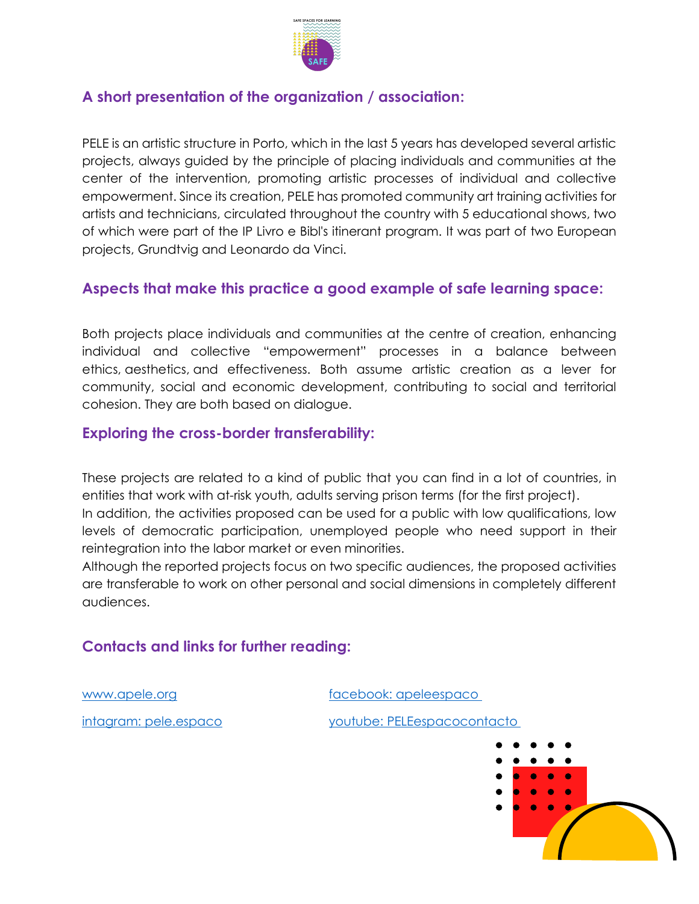## A short presentation of the organization / association:

PELE is an artistic structure in Porto, which in the last 5 years has developed several artistic projects, always guided by the principle of placing individuals and communities at the center of the intervention, promoting artistic processes of individual and collective empowerment. Since its creation, PELE has promoted community art training activities for artists and technicians, circulated throughout the country with 5 educational shows, two of which were part of the IP Livro e Bibl's itinerant program. It was part of two European projects, Grundtvig and Leonardo da Vinci.

## Aspects that make this practice a good example of safe learning space:

Both projects place individuals and communities at the centre of creation, enhancing individual and collective “empowerment” processes in a balance between ethics, aesthetics, and effectiveness. Both assume artistic creation as a lever for community, social and economic development, contributing to social and territorial cohesion. They are both based on dialogue.

## Exploring the cross-border transferability:

These projects are related to a kind of public that you can find in a lot of countries, in entities that work with at-risk youth, adults serving prison terms (for the first project).
In addition, the activities proposed can be used for a public with low qualifications, low levels of democratic participation, unemployed people who need support in their reintegration into the labor market or even minorities.
Although the reported projects focus on two specific audiences, the proposed activities are transferable to work on other personal and social dimensions in completely different audiences.

## Contacts and links for further reading:

www.apele.org

facebook: apeleespaco

intagram: pele.espaco

youtube: PELEespacocontacto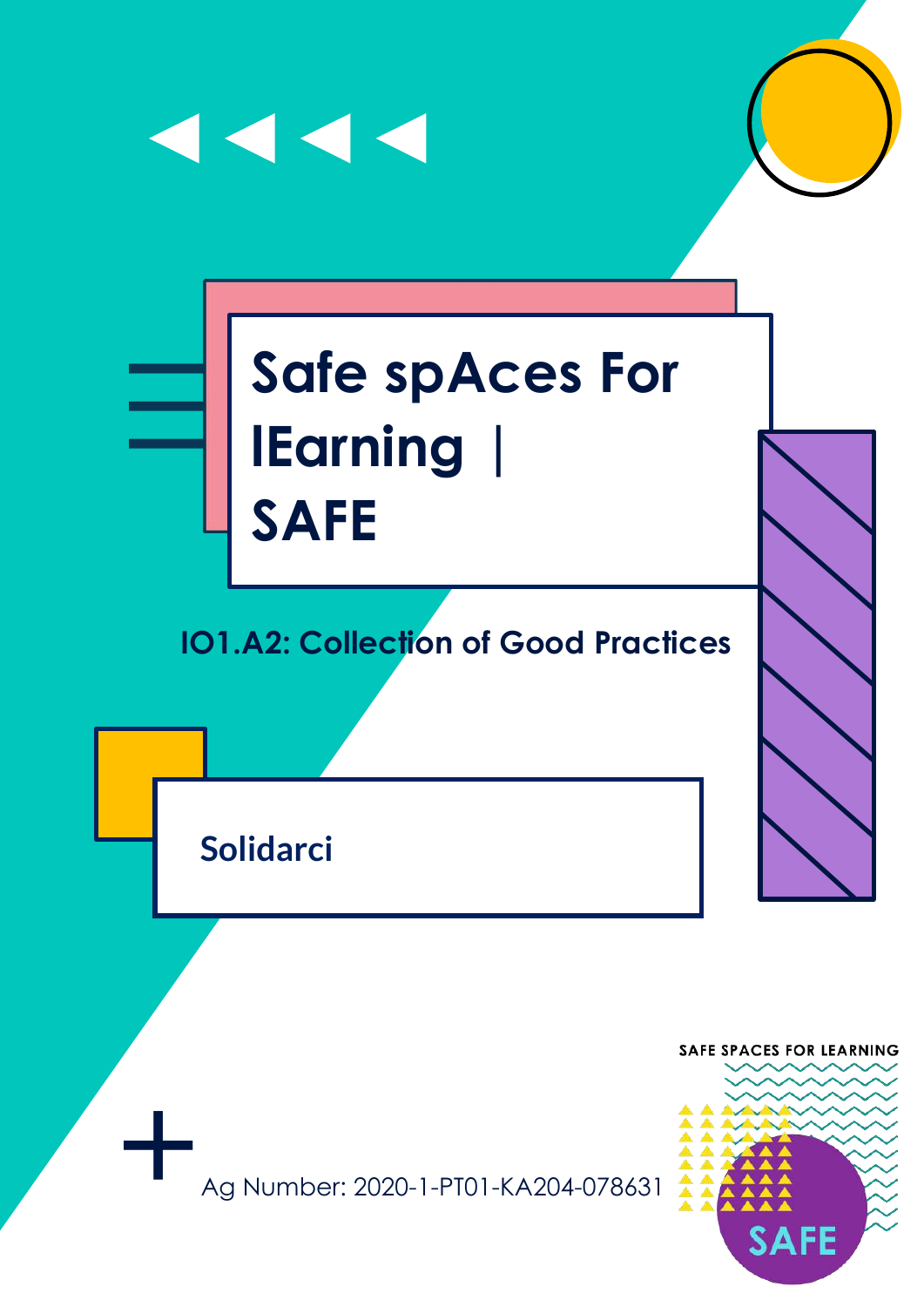# Safe spAces For lEarning | SAFE

**IO1.A2: Collection of Good Practices**

**Solidarci**

Ag Number: 2020-1-PT01-KA204-078631

SAFE SPACES FOR LEARNING

SAFE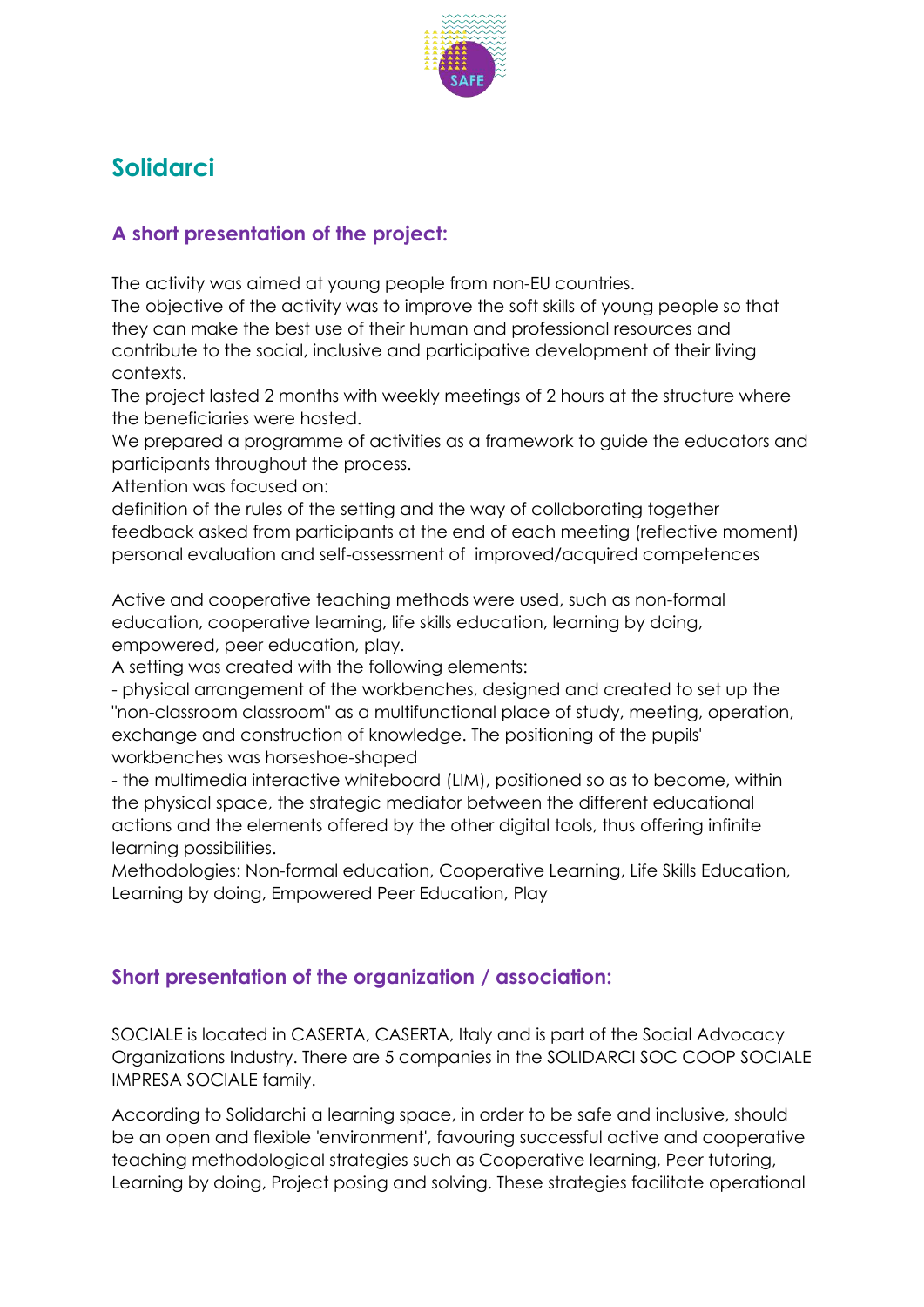# Solidarci

## A short presentation of the project:

The activity was aimed at young people from non-EU countries.
The objective of the activity was to improve the soft skills of young people so that they can make the best use of their human and professional resources and contribute to the social, inclusive and participative development of their living contexts.
The project lasted 2 months with weekly meetings of 2 hours at the structure where the beneficiaries were hosted.
We prepared a programme of activities as a framework to guide the educators and participants throughout the process.
Attention was focused on:
definition of the rules of the setting and the way of collaborating together
feedback asked from participants at the end of each meeting (reflective moment)
personal evaluation and self-assessment of improved/acquired competences

Active and cooperative teaching methods were used, such as non-formal education, cooperative learning, life skills education, learning by doing, empowered, peer education, play.
A setting was created with the following elements:
- physical arrangement of the workbenches, designed and created to set up the "non-classroom classroom" as a multifunctional place of study, meeting, operation, exchange and construction of knowledge. The positioning of the pupils' workbenches was horseshoe-shaped
- the multimedia interactive whiteboard (LIM), positioned so as to become, within the physical space, the strategic mediator between the different educational actions and the elements offered by the other digital tools, thus offering infinite learning possibilities.

Methodologies: Non-formal education, Cooperative Learning, Life Skills Education, Learning by doing, Empowered Peer Education, Play

## Short presentation of the organization / association:

SOCIALE is located in CASERTA, CASERTA, Italy and is part of the Social Advocacy Organizations Industry. There are 5 companies in the SOLIDARCI SOC COOP SOCIALE IMPRESA SOCIALE family.

According to Solidarchi a learning space, in order to be safe and inclusive, should be an open and flexible 'environment', favouring successful active and cooperative teaching methodological strategies such as Cooperative learning, Peer tutoring, Learning by doing, Project posing and solving. These strategies facilitate operational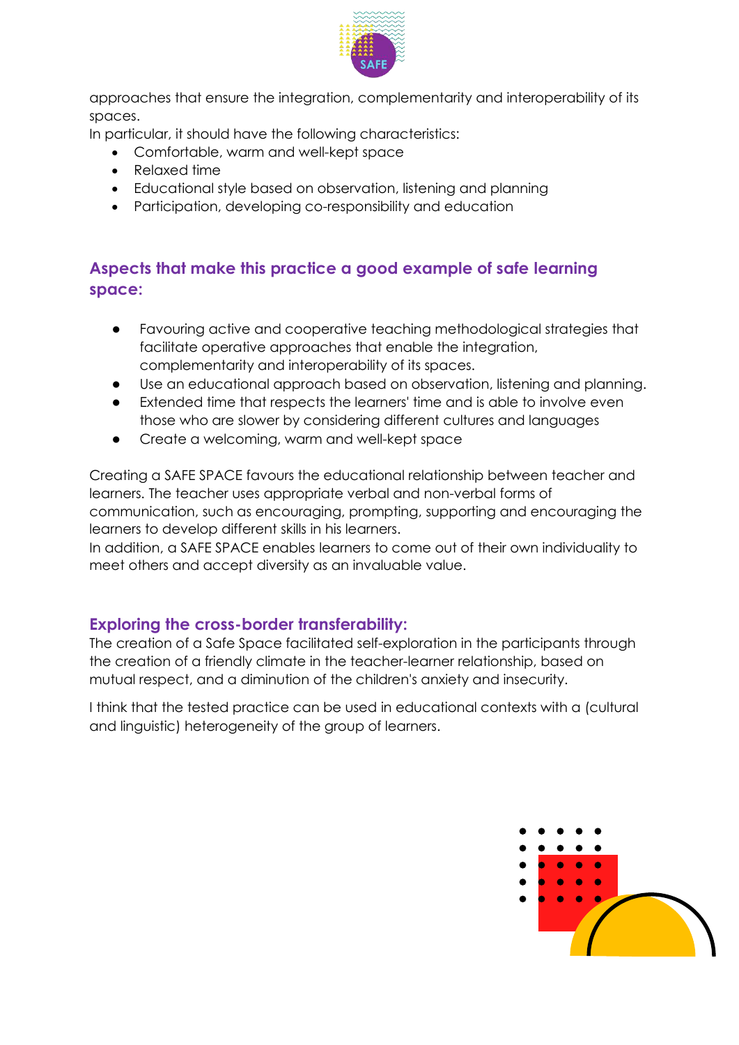approaches that ensure the integration, complementarity and interoperability of its spaces.

In particular, it should have the following characteristics:

- Comfortable, warm and well-kept space
- Relaxed time
- Educational style based on observation, listening and planning
- Participation, developing co-responsibility and education

## Aspects that make this practice a good example of safe learning space:

- Favouring active and cooperative teaching methodological strategies that facilitate operative approaches that enable the integration, complementarity and interoperability of its spaces.
- Use an educational approach based on observation, listening and planning.
- Extended time that respects the learners' time and is able to involve even those who are slower by considering different cultures and languages
- Create a welcoming, warm and well-kept space

Creating a SAFE SPACE favours the educational relationship between teacher and learners. The teacher uses appropriate verbal and non-verbal forms of communication, such as encouraging, prompting, supporting and encouraging the learners to develop different skills in his learners.

In addition, a SAFE SPACE enables learners to come out of their own individuality to meet others and accept diversity as an invaluable value.

## Exploring the cross-border transferability:

The creation of a Safe Space facilitated self-exploration in the participants through the creation of a friendly climate in the teacher-learner relationship, based on mutual respect, and a diminution of the children's anxiety and insecurity.

I think that the tested practice can be used in educational contexts with a (cultural and linguistic) heterogeneity of the group of learners.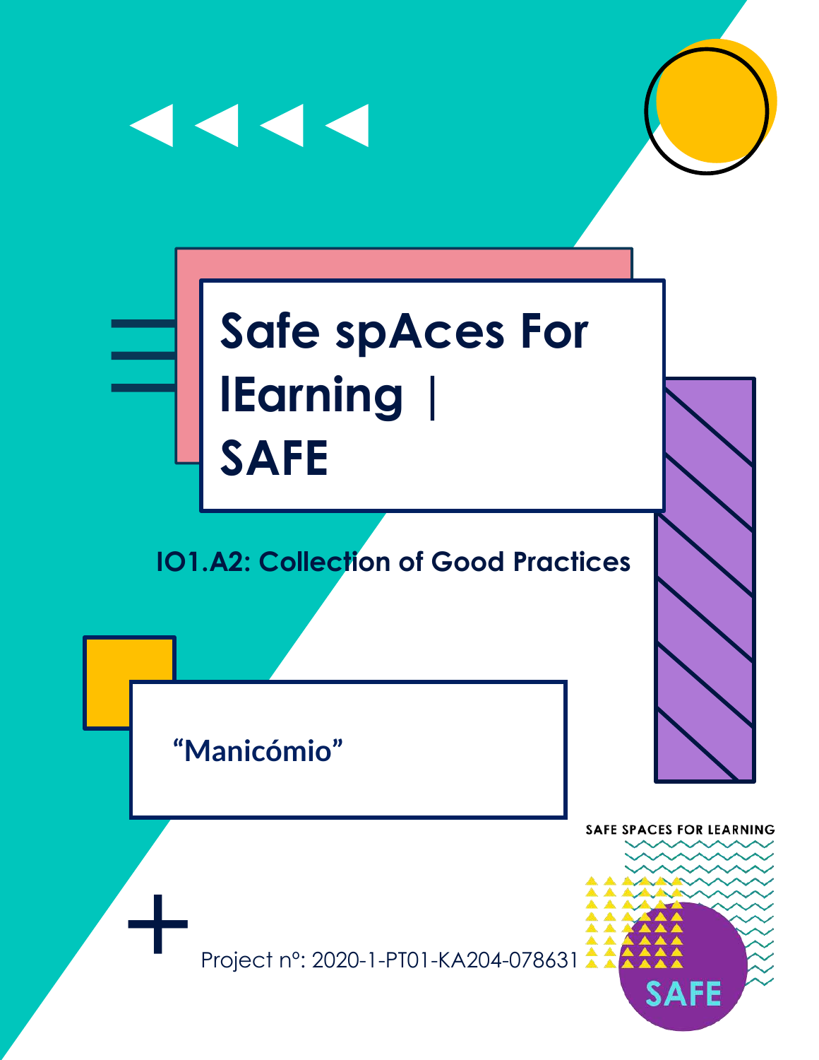# Safe spAces For lEarning | SAFE

## IO1.A2: Collection of Good Practices

### "Manicómio"

SAFE SPACES FOR LEARNING

SAFE

Project nº: 2020-1-PT01-KA204-078631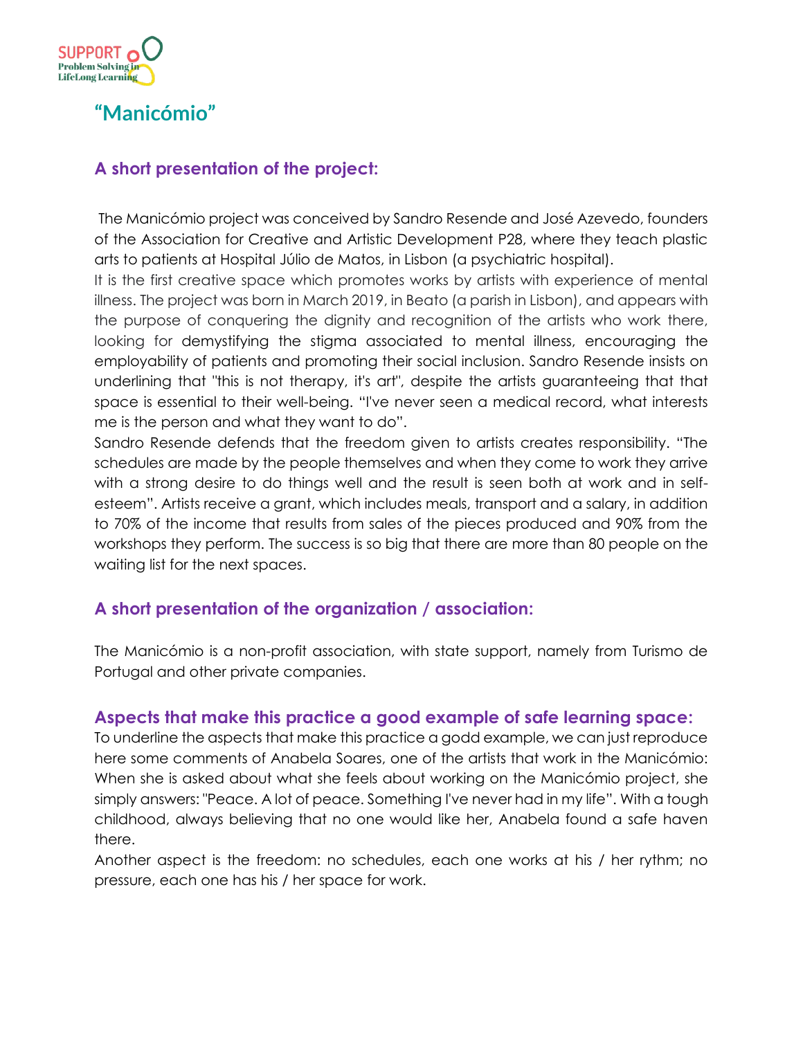# "Manicómio"

## A short presentation of the project:

The Manicómio project was conceived by Sandro Resende and José Azevedo, founders of the Association for Creative and Artistic Development P28, where they teach plastic arts to patients at Hospital Júlio de Matos, in Lisbon (a psychiatric hospital).

It is the first creative space which promotes works by artists with experience of mental illness. The project was born in March 2019, in Beato (a parish in Lisbon), and appears with the purpose of conquering the dignity and recognition of the artists who work there, looking for demystifying the stigma associated to mental illness, encouraging the employability of patients and promoting their social inclusion. Sandro Resende insists on underlining that "this is not therapy, it's art", despite the artists guaranteeing that that space is essential to their well-being. "I've never seen a medical record, what interests me is the person and what they want to do".

Sandro Resende defends that the freedom given to artists creates responsibility. "The schedules are made by the people themselves and when they come to work they arrive with a strong desire to do things well and the result is seen both at work and in self-esteem". Artists receive a grant, which includes meals, transport and a salary, in addition to 70% of the income that results from sales of the pieces produced and 90% from the workshops they perform. The success is so big that there are more than 80 people on the waiting list for the next spaces.

## A short presentation of the organization / association:

The Manicómio is a non-profit association, with state support, namely from Turismo de Portugal and other private companies.

## Aspects that make this practice a good example of safe learning space:

To underline the aspects that make this practice a godd example, we can just reproduce here some comments of Anabela Soares, one of the artists that work in the Manicómio: When she is asked about what she feels about working on the Manicómio project, she simply answers: "Peace. A lot of peace. Something I've never had in my life". With a tough childhood, always believing that no one would like her, Anabela found a safe haven there.

Another aspect is the freedom: no schedules, each one works at his / her rythm; no pressure, each one has his / her space for work.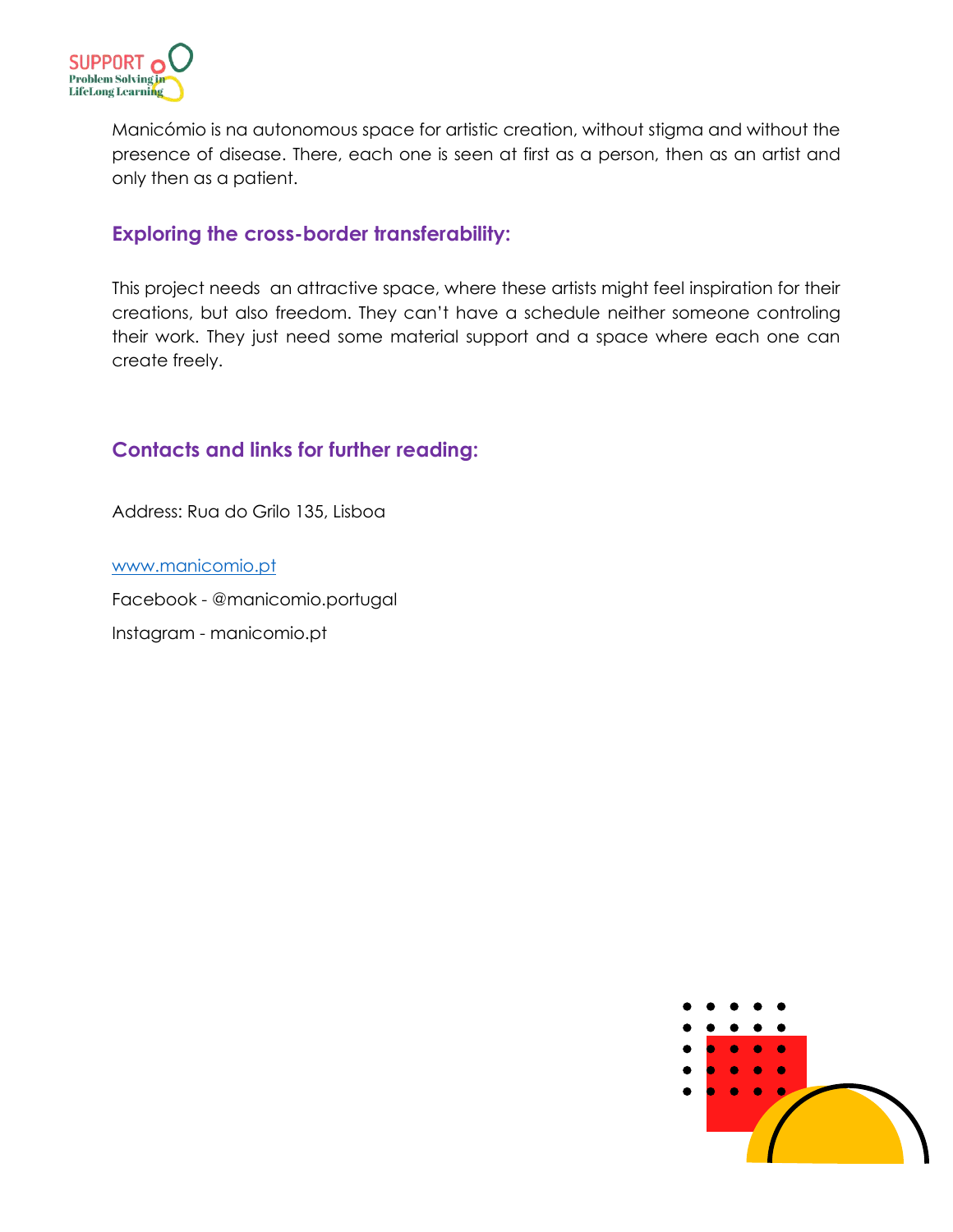Manicómio is na autonomous space for artistic creation, without stigma and without the presence of disease. There, each one is seen at first as a person, then as an artist and only then as a patient.

### Exploring the cross-border transferability:

This project needs  an attractive space, where these artists might feel inspiration for their creations, but also freedom. They can't have a schedule neither someone controling their work. They just need some material support and a space where each one can create freely.

### Contacts and links for further reading:

Address: Rua do Grilo 135, Lisboa

[www.manicomio.pt](www.manicomio.pt)

Facebook - @manicomio.portugal

Instagram - manicomio.pt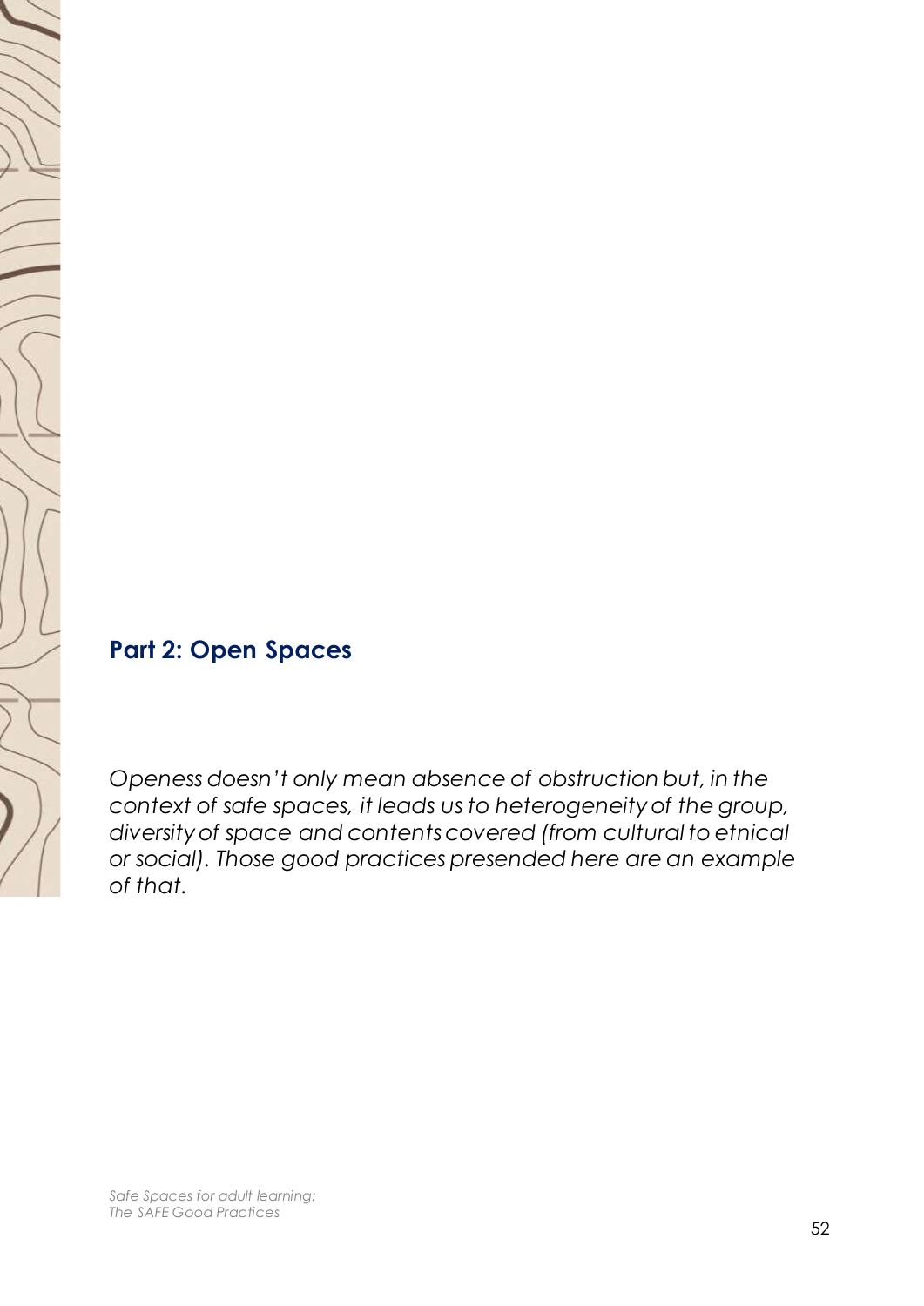## Part 2: Open Spaces

*Openess doesn't only mean absence of obstruction but, in the context of safe spaces, it leads us to heterogeneity of the group, diversity of space and contents covered (from cultural to etnical or social). Those good practices presended here are an example of that.*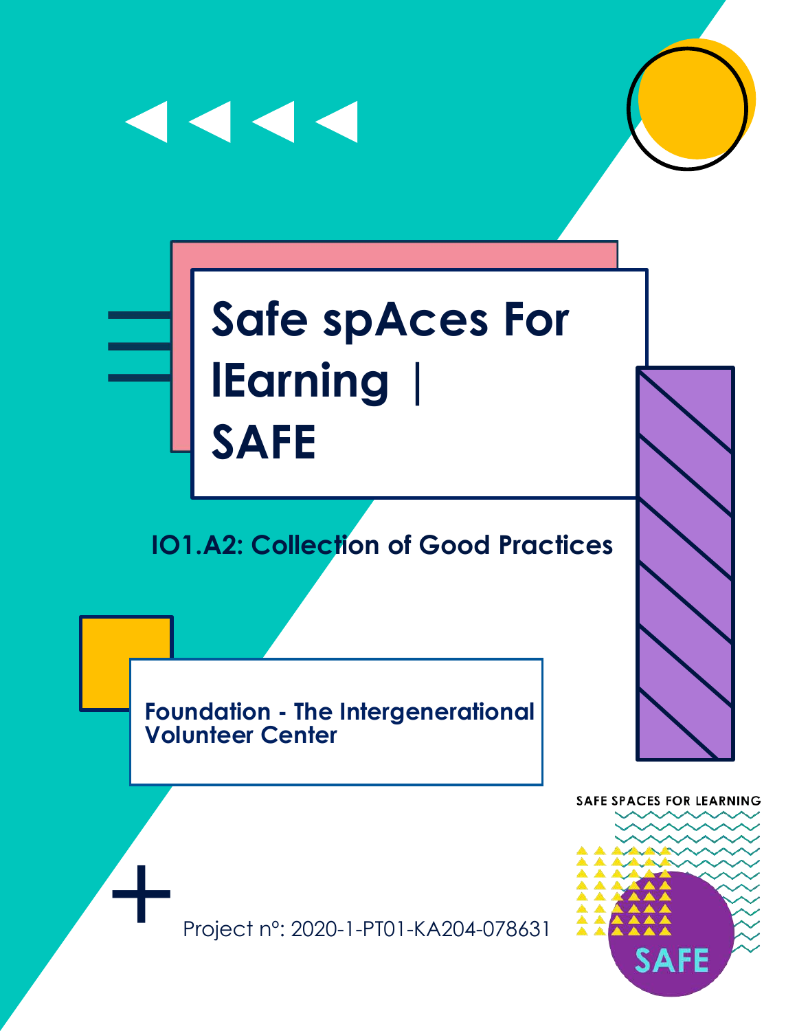# Safe spAces For lEarning | SAFE

## IO1.A2: Collection of Good Practices

**Foundation - The Intergenerational Volunteer Center**

SAFE SPACES FOR LEARNING

SAFE

Project nº: 2020-1-PT01-KA204-078631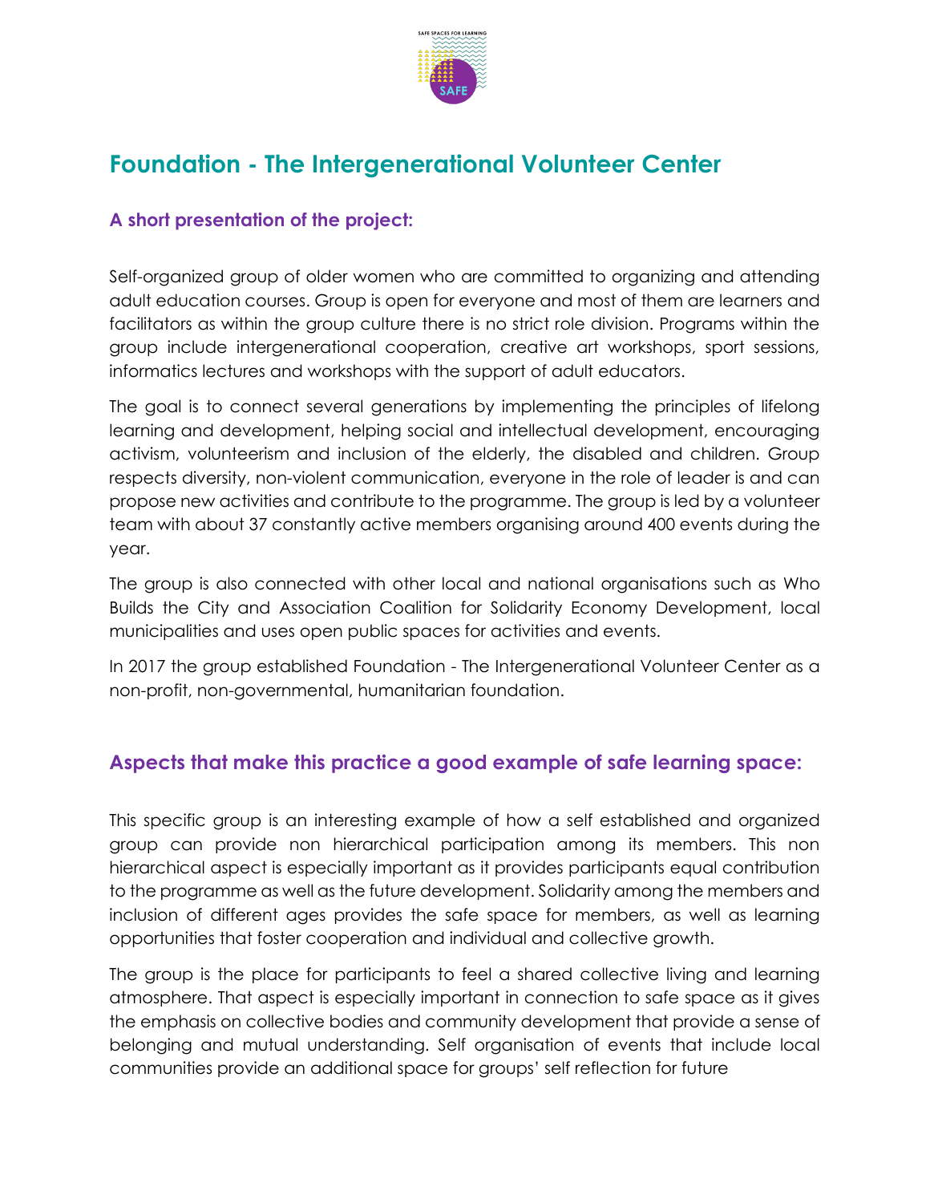# Foundation - The Intergenerational Volunteer Center

### A short presentation of the project:

Self-organized group of older women who are committed to organizing and attending adult education courses. Group is open for everyone and most of them are learners and facilitators as within the group culture there is no strict role division. Programs within the group include intergenerational cooperation, creative art workshops, sport sessions, informatics lectures and workshops with the support of adult educators.

The goal is to connect several generations by implementing the principles of lifelong learning and development, helping social and intellectual development, encouraging activism, volunteerism and inclusion of the elderly, the disabled and children. Group respects diversity, non-violent communication, everyone in the role of leader is and can propose new activities and contribute to the programme. The group is led by a volunteer team with about 37 constantly active members organising around 400 events during the year.

The group is also connected with other local and national organisations such as Who Builds the City and Association Coalition for Solidarity Economy Development, local municipalities and uses open public spaces for activities and events.

In 2017 the group established Foundation - The Intergenerational Volunteer Center as a non-profit, non-governmental, humanitarian foundation.

## Aspects that make this practice a good example of safe learning space:

This specific group is an interesting example of how a self established and organized group can provide non hierarchical participation among its members. This non hierarchical aspect is especially important as it provides participants equal contribution to the programme as well as the future development. Solidarity among the members and inclusion of different ages provides the safe space for members, as well as learning opportunities that foster cooperation and individual and collective growth.

The group is the place for participants to feel a shared collective living and learning atmosphere. That aspect is especially important in connection to safe space as it gives the emphasis on collective bodies and community development that provide a sense of belonging and mutual understanding. Self organisation of events that include local communities provide an additional space for groups' self reflection for future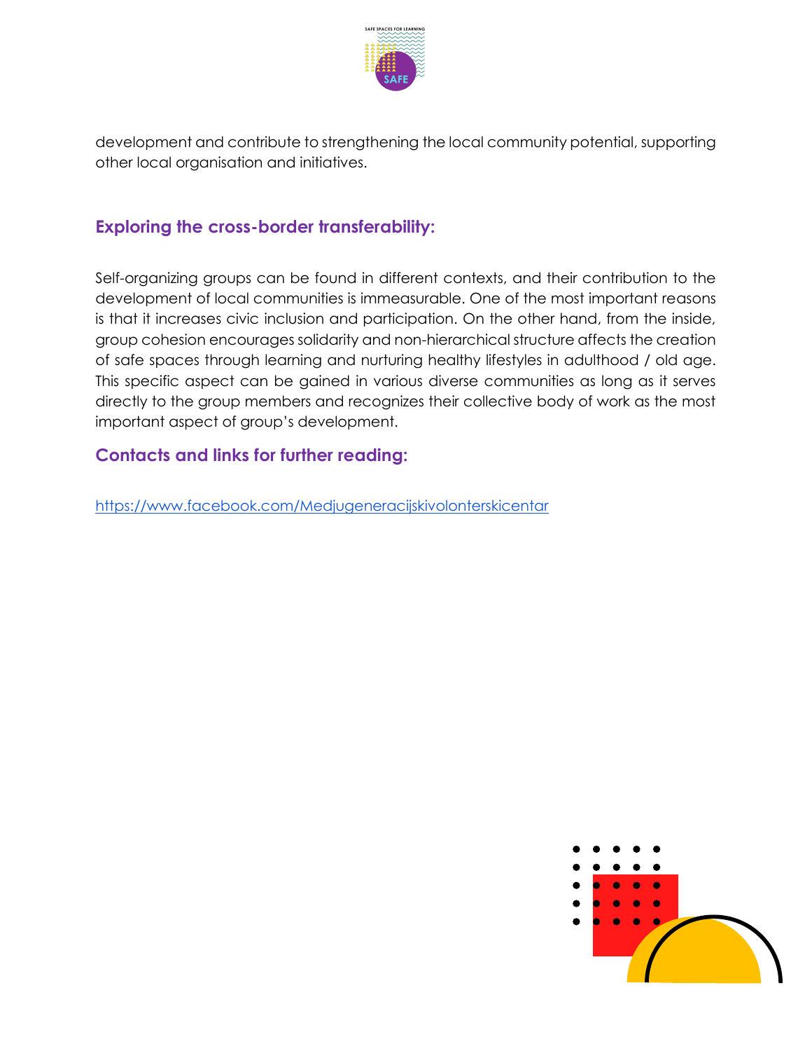development and contribute to strengthening the local community potential, supporting other local organisation and initiatives.

## Exploring the cross-border transferability:

Self-organizing groups can be found in different contexts, and their contribution to the development of local communities is immeasurable. One of the most important reasons is that it increases civic inclusion and participation. On the other hand, from the inside, group cohesion encourages solidarity and non-hierarchical structure affects the creation of safe spaces through learning and nurturing healthy lifestyles in adulthood / old age. This specific aspect can be gained in various diverse communities as long as it serves directly to the group members and recognizes their collective body of work as the most important aspect of group's development.

## Contacts and links for further reading:

https://www.facebook.com/Medjugeneracijskivolonterskicentar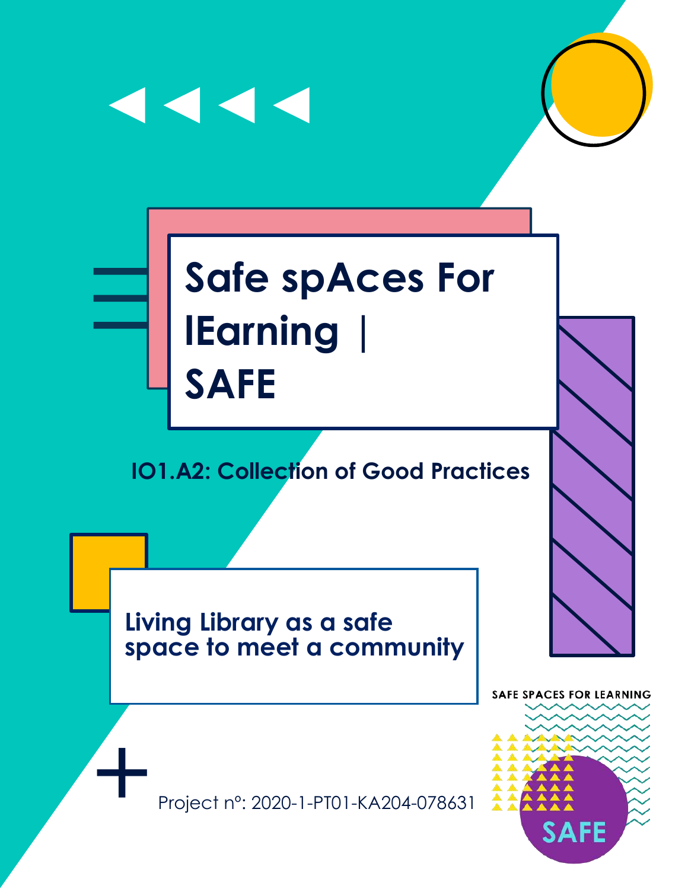# Safe spAces For lEarning | SAFE

## IO1.A2: Collection of Good Practices

### Living Library as a safe space to meet a community

Project nº: 2020-1-PT01-KA204-078631

SAFE SPACES FOR LEARNING

SAFE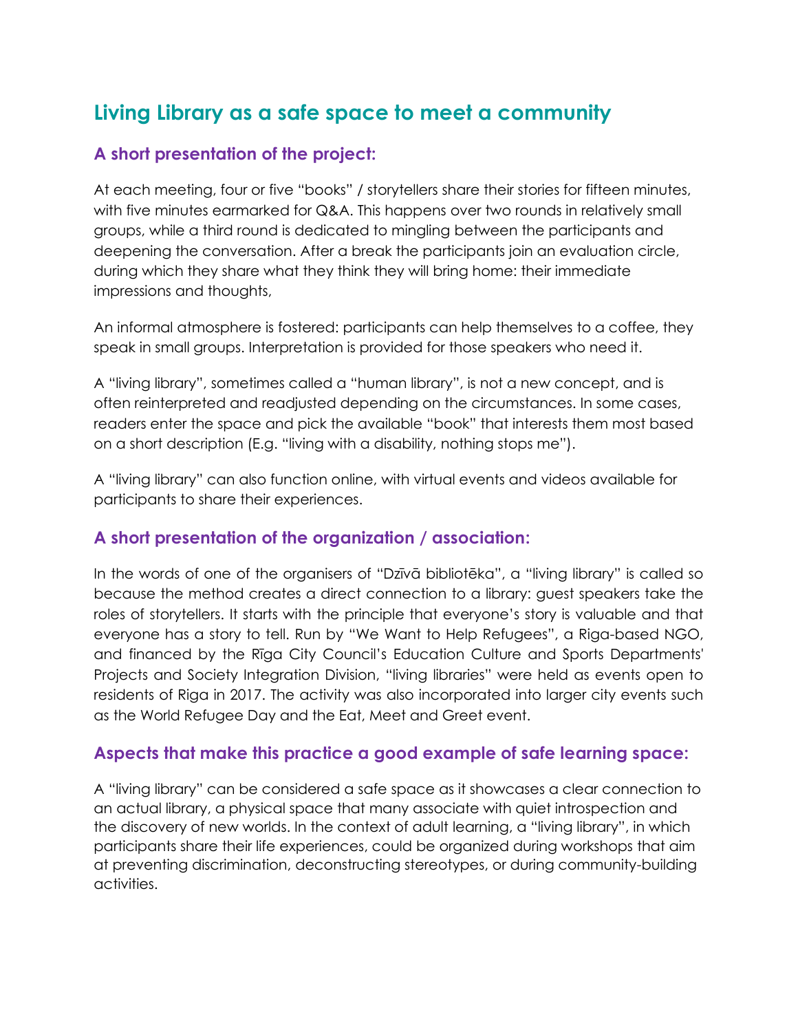## Living Library as a safe space to meet a community

### A short presentation of the project:

At each meeting, four or five "books" / storytellers share their stories for fifteen minutes, with five minutes earmarked for Q&A. This happens over two rounds in relatively small groups, while a third round is dedicated to mingling between the participants and deepening the conversation. After a break the participants join an evaluation circle, during which they share what they think they will bring home: their immediate impressions and thoughts,

An informal atmosphere is fostered: participants can help themselves to a coffee, they speak in small groups. Interpretation is provided for those speakers who need it.

A "living library", sometimes called a "human library", is not a new concept, and is often reinterpreted and readjusted depending on the circumstances. In some cases, readers enter the space and pick the available "book" that interests them most based on a short description (E.g. "living with a disability, nothing stops me").

A "living library" can also function online, with virtual events and videos available for participants to share their experiences.

### A short presentation of the organization / association:

In the words of one of the organisers of "Dzīvā bibliotēka", a "living library" is called so because the method creates a direct connection to a library: guest speakers take the roles of storytellers. It starts with the principle that everyone's story is valuable and that everyone has a story to tell. Run by "We Want to Help Refugees", a Riga-based NGO, and financed by the Rīga City Council's Education Culture and Sports Departments' Projects and Society Integration Division, "living libraries" were held as events open to residents of Riga in 2017. The activity was also incorporated into larger city events such as the World Refugee Day and the Eat, Meet and Greet event.

### Aspects that make this practice a good example of safe learning space:

A "living library" can be considered a safe space as it showcases a clear connection to an actual library, a physical space that many associate with quiet introspection and the discovery of new worlds. In the context of adult learning, a "living library", in which participants share their life experiences, could be organized during workshops that aim at preventing discrimination, deconstructing stereotypes, or during community-building activities.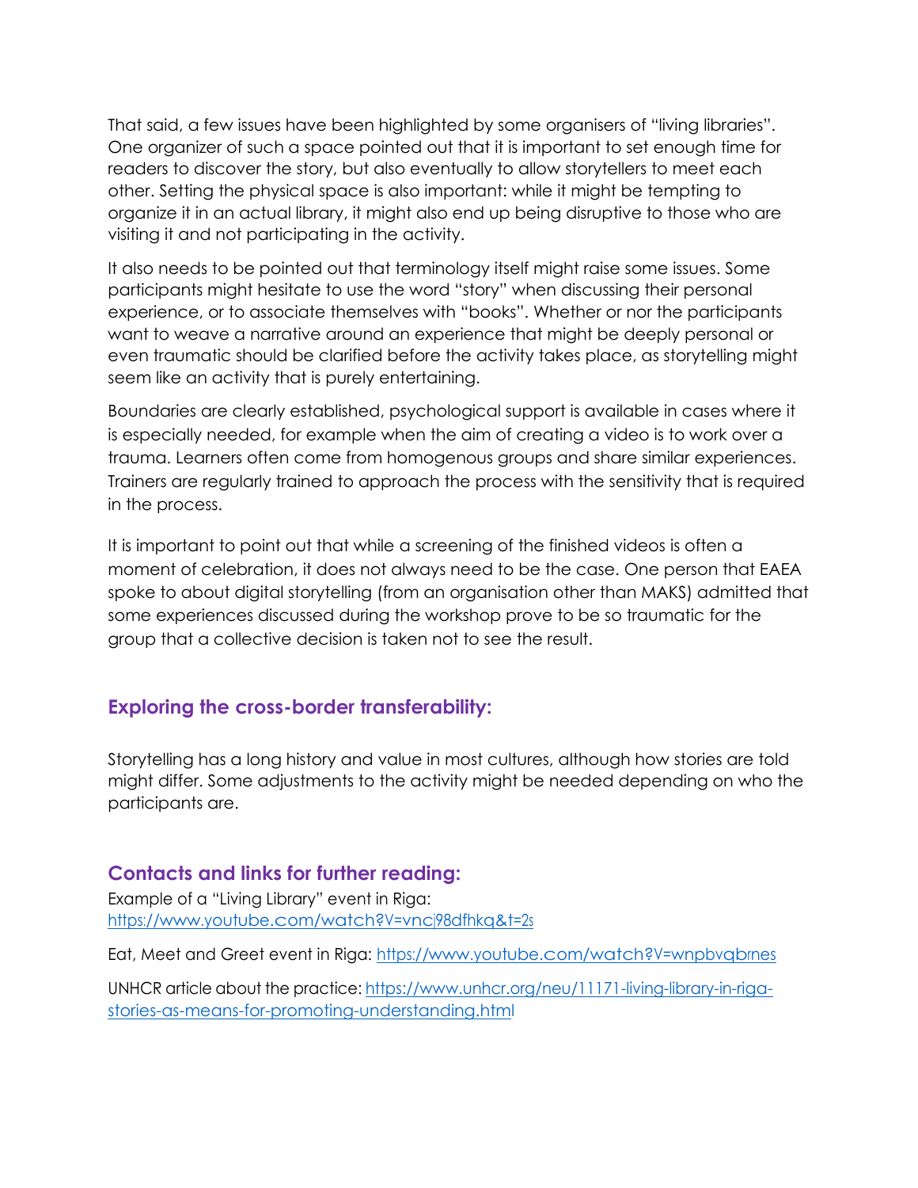That said, a few issues have been highlighted by some organisers of "living libraries". One organizer of such a space pointed out that it is important to set enough time for readers to discover the story, but also eventually to allow storytellers to meet each other. Setting the physical space is also important: while it might be tempting to organize it in an actual library, it might also end up being disruptive to those who are visiting it and not participating in the activity.

It also needs to be pointed out that terminology itself might raise some issues. Some participants might hesitate to use the word "story" when discussing their personal experience, or to associate themselves with "books". Whether or nor the participants want to weave a narrative around an experience that might be deeply personal or even traumatic should be clarified before the activity takes place, as storytelling might seem like an activity that is purely entertaining.

Boundaries are clearly established, psychological support is available in cases where it is especially needed, for example when the aim of creating a video is to work over a trauma. Learners often come from homogenous groups and share similar experiences. Trainers are regularly trained to approach the process with the sensitivity that is required in the process.

It is important to point out that while a screening of the finished videos is often a moment of celebration, it does not always need to be the case. One person that EAEA spoke to about digital storytelling (from an organisation other than MAKS) admitted that some experiences discussed during the workshop prove to be so traumatic for the group that a collective decision is taken not to see the result.

## Exploring the cross-border transferability:

Storytelling has a long history and value in most cultures, although how stories are told might differ. Some adjustments to the activity might be needed depending on who the participants are.

## Contacts and links for further reading:

Example of a "Living Library" event in Riga: https://www.youtube.com/watch?V=vncj98dfhkq&t=2s

Eat, Meet and Greet event in Riga: https://www.youtube.com/watch?V=wnpbvqbrnes

UNHCR article about the practice: https://www.unhcr.org/neu/11171-living-library-in-riga-stories-as-means-for-promoting-understanding.html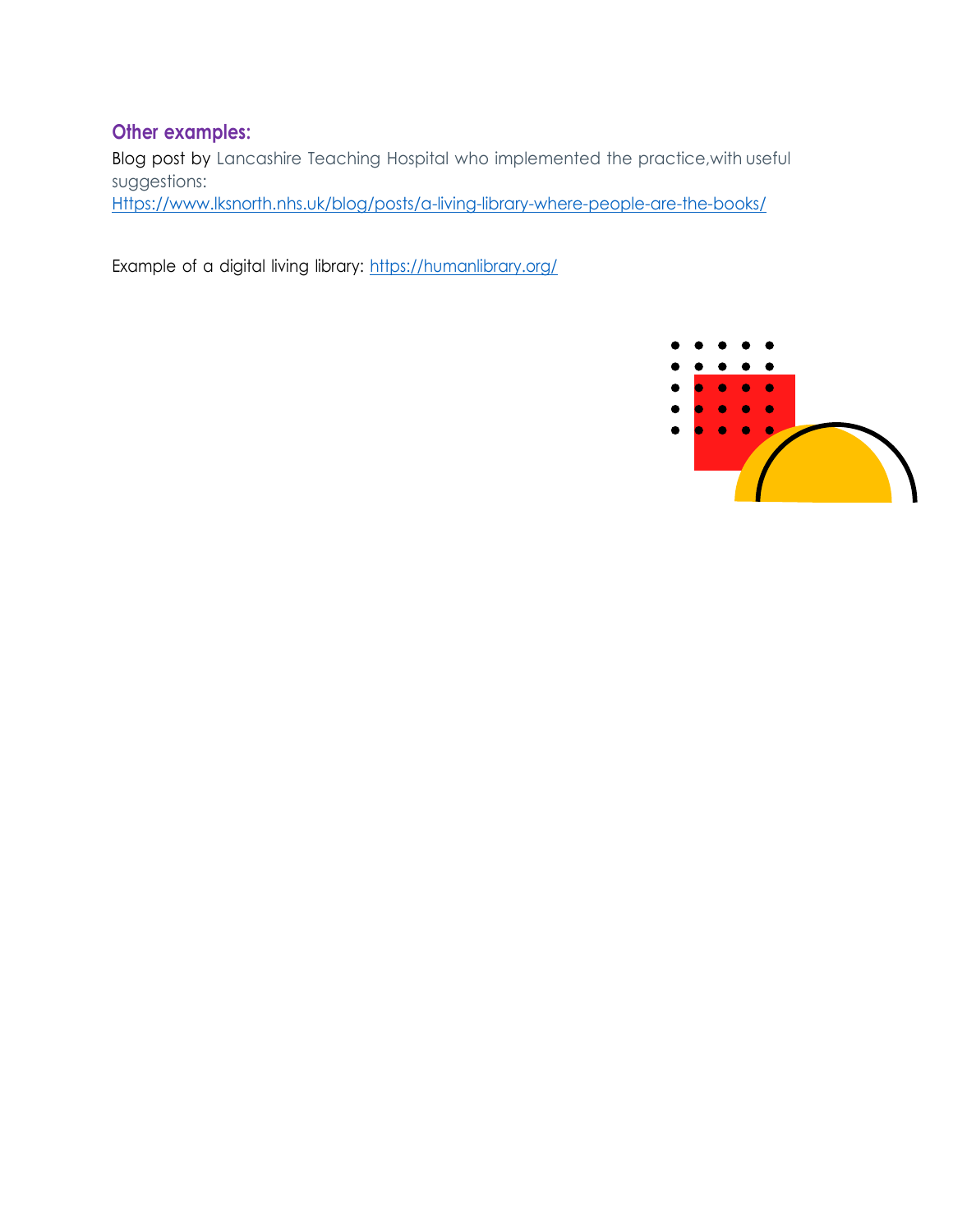### Other examples:

Blog post by Lancashire Teaching Hospital who implemented the practice,with useful suggestions:
[Https://www.lksnorth.nhs.uk/blog/posts/a-living-library-where-people-are-the-books/](Https://www.lksnorth.nhs.uk/blog/posts/a-living-library-where-people-are-the-books/)

Example of a digital living library: [https://humanlibrary.org/](https://humanlibrary.org/)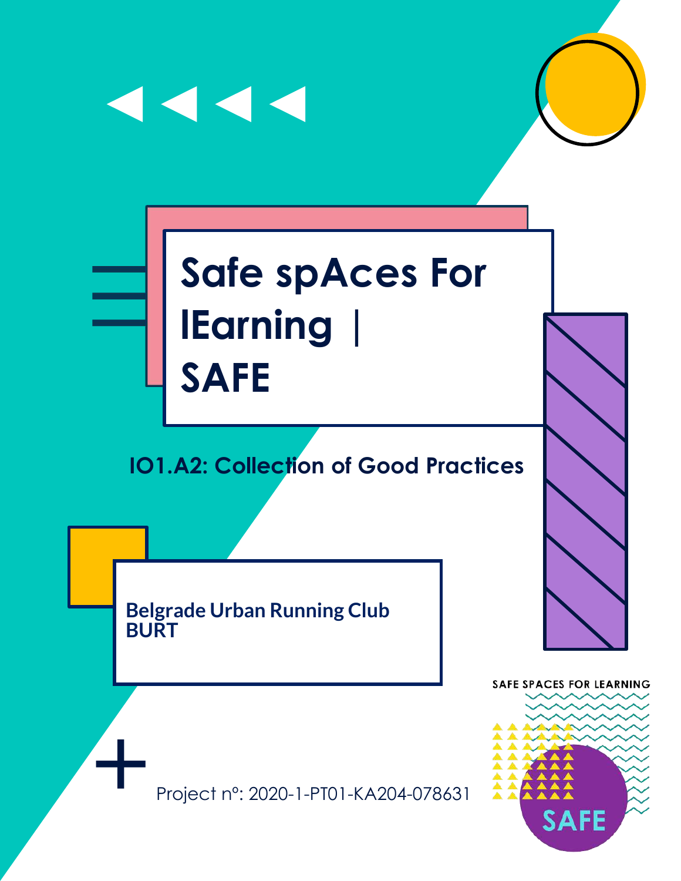# Safe spAces For lEarning | SAFE

## IO1.A2: Collection of Good Practices

**Belgrade Urban Running Club**
**BURT**

Project nº: 2020-1-PT01-KA204-078631

SAFE SPACES FOR LEARNING

SAFE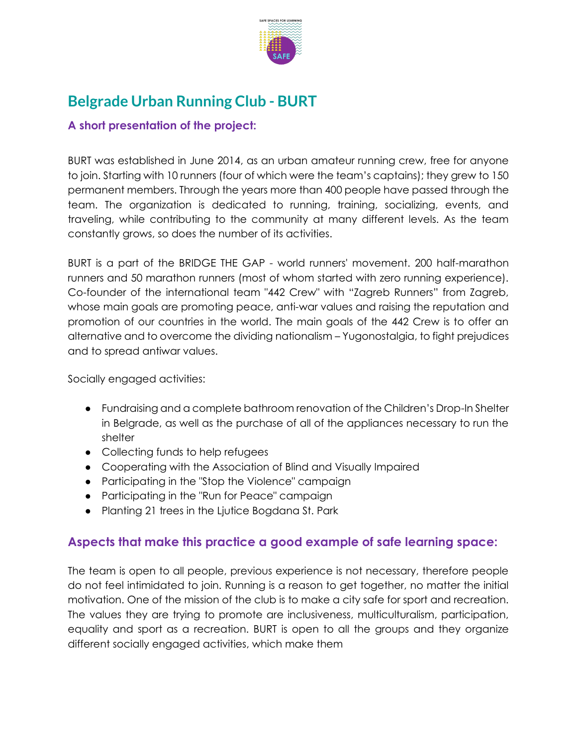# Belgrade Urban Running Club - BURT

### A short presentation of the project:

BURT was established in June 2014, as an urban amateur running crew, free for anyone to join. Starting with 10 runners (four of which were the team's captains); they grew to 150 permanent members. Through the years more than 400 people have passed through the team. The organization is dedicated to running, training, socializing, events, and traveling, while contributing to the community at many different levels. As the team constantly grows, so does the number of its activities.

BURT is a part of the BRIDGE THE GAP - world runners' movement. 200 half-marathon runners and 50 marathon runners (most of whom started with zero running experience). Co-founder of the international team "442 Crew" with "Zagreb Runners" from Zagreb, whose main goals are promoting peace, anti-war values and raising the reputation and promotion of our countries in the world. The main goals of the 442 Crew is to offer an alternative and to overcome the dividing nationalism – Yugonostalgia, to fight prejudices and to spread antiwar values.

Socially engaged activities:

- Fundraising and a complete bathroom renovation of the Children's Drop-In Shelter in Belgrade, as well as the purchase of all of the appliances necessary to run the shelter
- Collecting funds to help refugees
- Cooperating with the Association of Blind and Visually Impaired
- Participating in the "Stop the Violence" campaign
- Participating in the "Run for Peace" campaign
- Planting 21 trees in the Ljutice Bogdana St. Park

## Aspects that make this practice a good example of safe learning space:

The team is open to all people, previous experience is not necessary, therefore people do not feel intimidated to join. Running is a reason to get together, no matter the initial motivation. One of the mission of the club is to make a city safe for sport and recreation. The values they are trying to promote are inclusiveness, multiculturalism, participation, equality and sport as a recreation. BURT is open to all the groups and they organize different socially engaged activities, which make them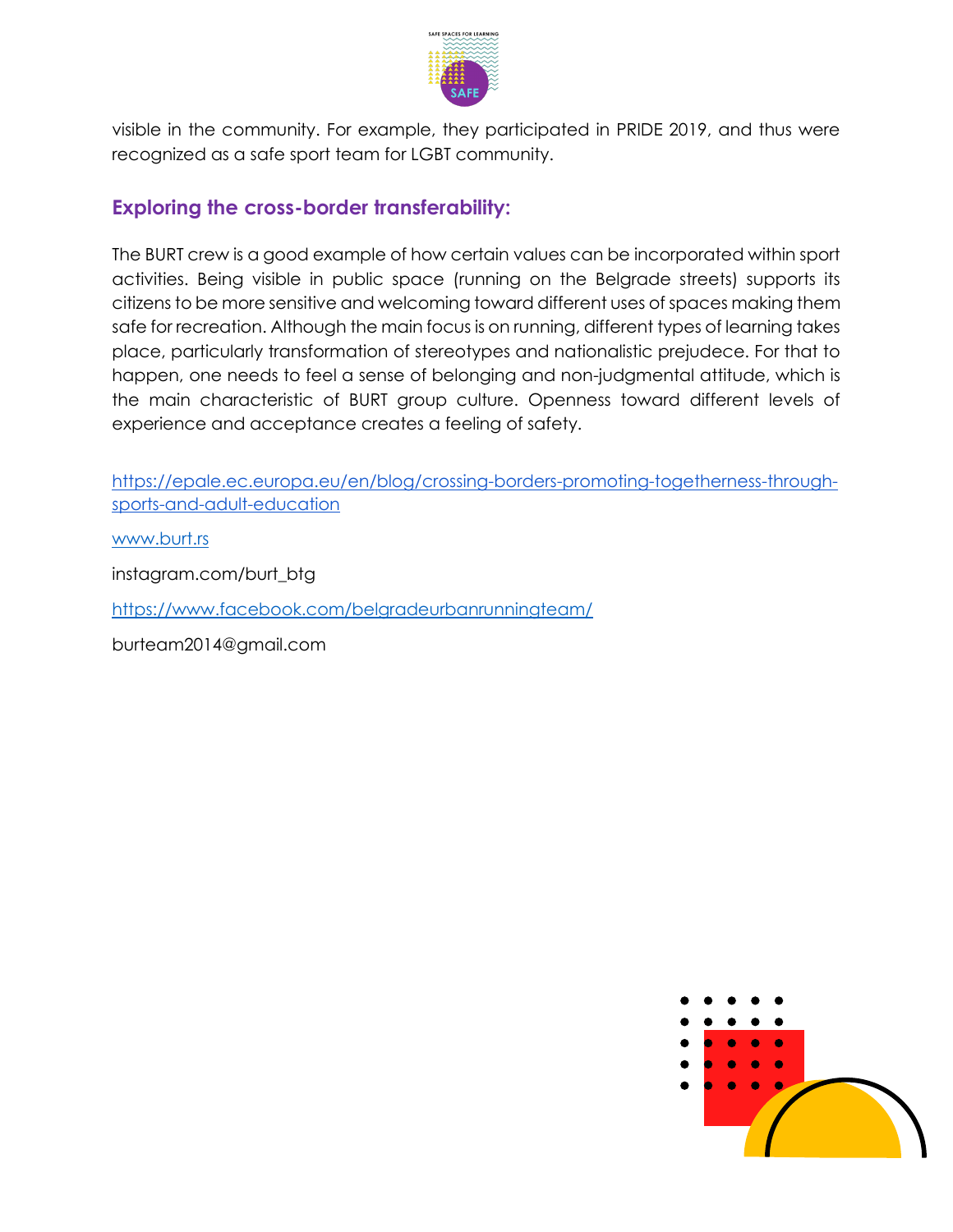visible in the community. For example, they participated in PRIDE 2019, and thus were recognized as a safe sport team for LGBT community.

### Exploring the cross-border transferability:

The BURT crew is a good example of how certain values can be incorporated within sport activities. Being visible in public space (running on the Belgrade streets) supports its citizens to be more sensitive and welcoming toward different uses of spaces making them safe for recreation. Although the main focus is on running, different types of learning takes place, particularly transformation of stereotypes and nationalistic prejudece. For that to happen, one needs to feel a sense of belonging and non-judgmental attitude, which is the main characteristic of BURT group culture. Openness toward different levels of experience and acceptance creates a feeling of safety.

https://epale.ec.europa.eu/en/blog/crossing-borders-promoting-togetherness-through-sports-and-adult-education

www.burt.rs

instagram.com/burt_btg

https://www.facebook.com/belgradeurbanrunningteam/

burteam2014@gmail.com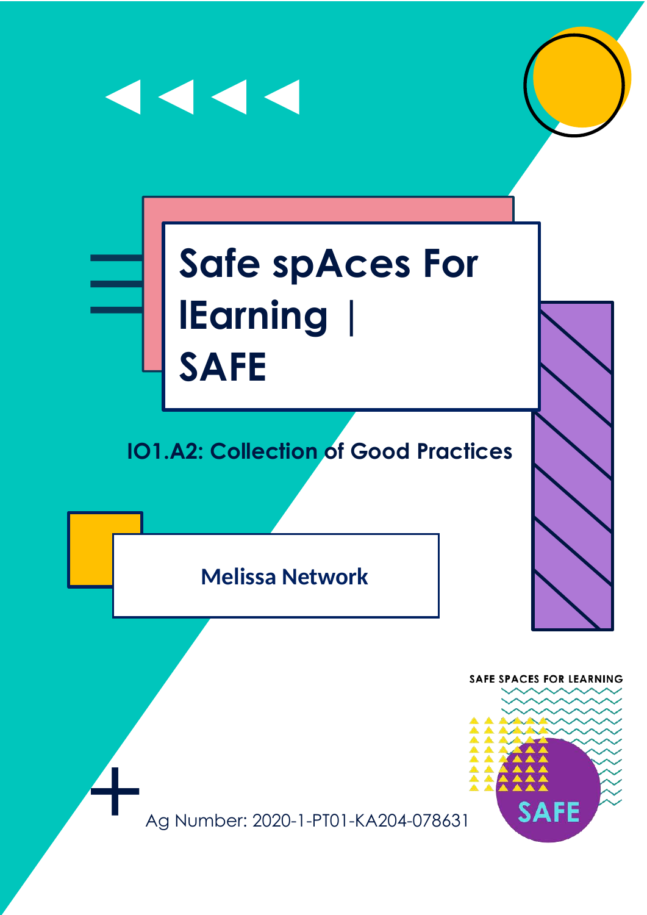# Safe spAces For lEarning | SAFE

## IO1.A2: Collection of Good Practices

**Melissa Network**

SAFE SPACES FOR LEARNING

SAFE

Ag Number: 2020-1-PT01-KA204-078631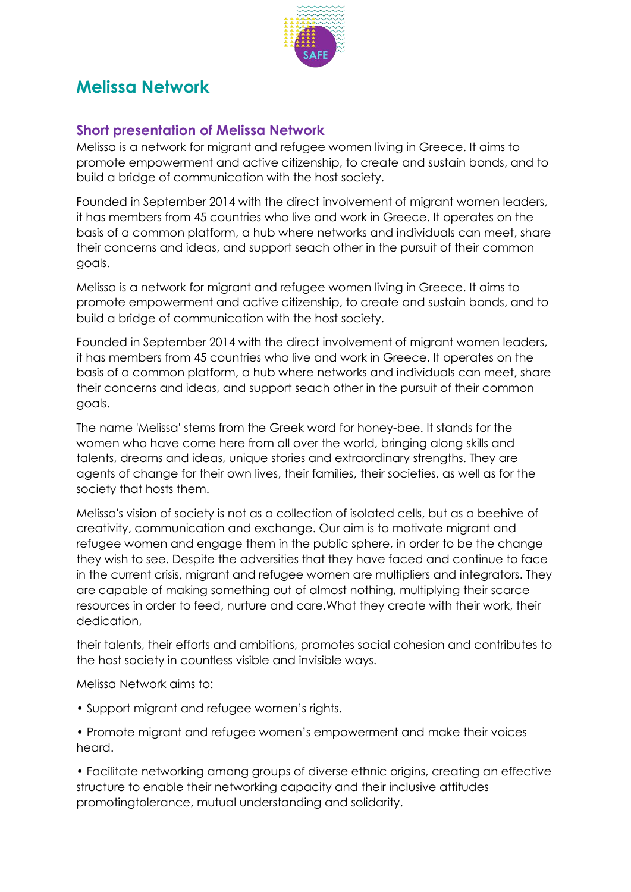# Melissa Network

## Short presentation of Melissa Network

Melissa is a network for migrant and refugee women living in Greece. It aims to promote empowerment and active citizenship, to create and sustain bonds, and to build a bridge of communication with the host society.

Founded in September 2014 with the direct involvement of migrant women leaders, it has members from 45 countries who live and work in Greece. It operates on the basis of a common platform, a hub where networks and individuals can meet, share their concerns and ideas, and support seach other in the pursuit of their common goals.

Melissa is a network for migrant and refugee women living in Greece. It aims to promote empowerment and active citizenship, to create and sustain bonds, and to build a bridge of communication with the host society.

Founded in September 2014 with the direct involvement of migrant women leaders, it has members from 45 countries who live and work in Greece. It operates on the basis of a common platform, a hub where networks and individuals can meet, share their concerns and ideas, and support seach other in the pursuit of their common goals.

The name 'Melissa' stems from the Greek word for honey-bee. It stands for the women who have come here from all over the world, bringing along skills and talents, dreams and ideas, unique stories and extraordinary strengths. They are agents of change for their own lives, their families, their societies, as well as for the society that hosts them.

Melissa's vision of society is not as a collection of isolated cells, but as a beehive of creativity, communication and exchange. Our aim is to motivate migrant and refugee women and engage them in the public sphere, in order to be the change they wish to see. Despite the adversities that they have faced and continue to face in the current crisis, migrant and refugee women are multipliers and integrators. They are capable of making something out of almost nothing, multiplying their scarce resources in order to feed, nurture and care.What they create with their work, their dedication,

their talents, their efforts and ambitions, promotes social cohesion and contributes to the host society in countless visible and invisible ways.

Melissa Network aims to:

- Support migrant and refugee women's rights.
- Promote migrant and refugee women's empowerment and make their voices heard.
- Facilitate networking among groups of diverse ethnic origins, creating an effective structure to enable their networking capacity and their inclusive attitudes promotingtolerance, mutual understanding and solidarity.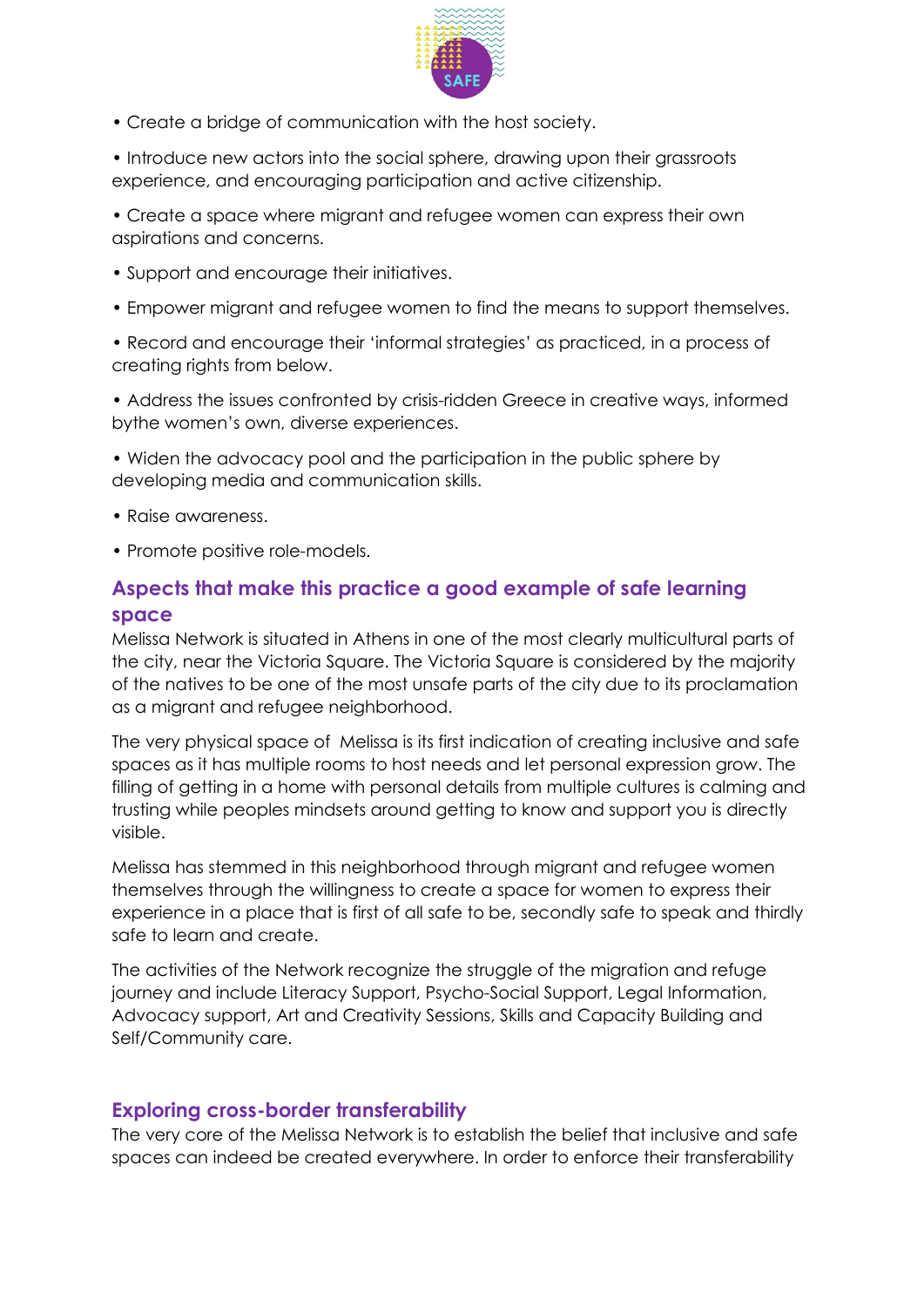• Create a bridge of communication with the host society.

• Introduce new actors into the social sphere, drawing upon their grassroots experience, and encouraging participation and active citizenship.

• Create a space where migrant and refugee women can express their own aspirations and concerns.

• Support and encourage their initiatives.

• Empower migrant and refugee women to find the means to support themselves.

• Record and encourage their 'informal strategies' as practiced, in a process of creating rights from below.

• Address the issues confronted by crisis-ridden Greece in creative ways, informed bythe women's own, diverse experiences.

• Widen the advocacy pool and the participation in the public sphere by developing media and communication skills.

• Raise awareness.

• Promote positive role-models.

## Aspects that make this practice a good example of safe learning space

Melissa Network is situated in Athens in one of the most clearly multicultural parts of the city, near the Victoria Square. The Victoria Square is considered by the majority of the natives to be one of the most unsafe parts of the city due to its proclamation as a migrant and refugee neighborhood.

The very physical space of Melissa is its first indication of creating inclusive and safe spaces as it has multiple rooms to host needs and let personal expression grow. The filling of getting in a home with personal details from multiple cultures is calming and trusting while peoples mindsets around getting to know and support you is directly visible.

Melissa has stemmed in this neighborhood through migrant and refugee women themselves through the willingness to create a space for women to express their experience in a place that is first of all safe to be, secondly safe to speak and thirdly safe to learn and create.

The activities of the Network recognize the struggle of the migration and refuge journey and include Literacy Support, Psycho-Social Support, Legal Information, Advocacy support, Art and Creativity Sessions, Skills and Capacity Building and Self/Community care.

## Exploring cross-border transferability

The very core of the Melissa Network is to establish the belief that inclusive and safe spaces can indeed be created everywhere. In order to enforce their transferability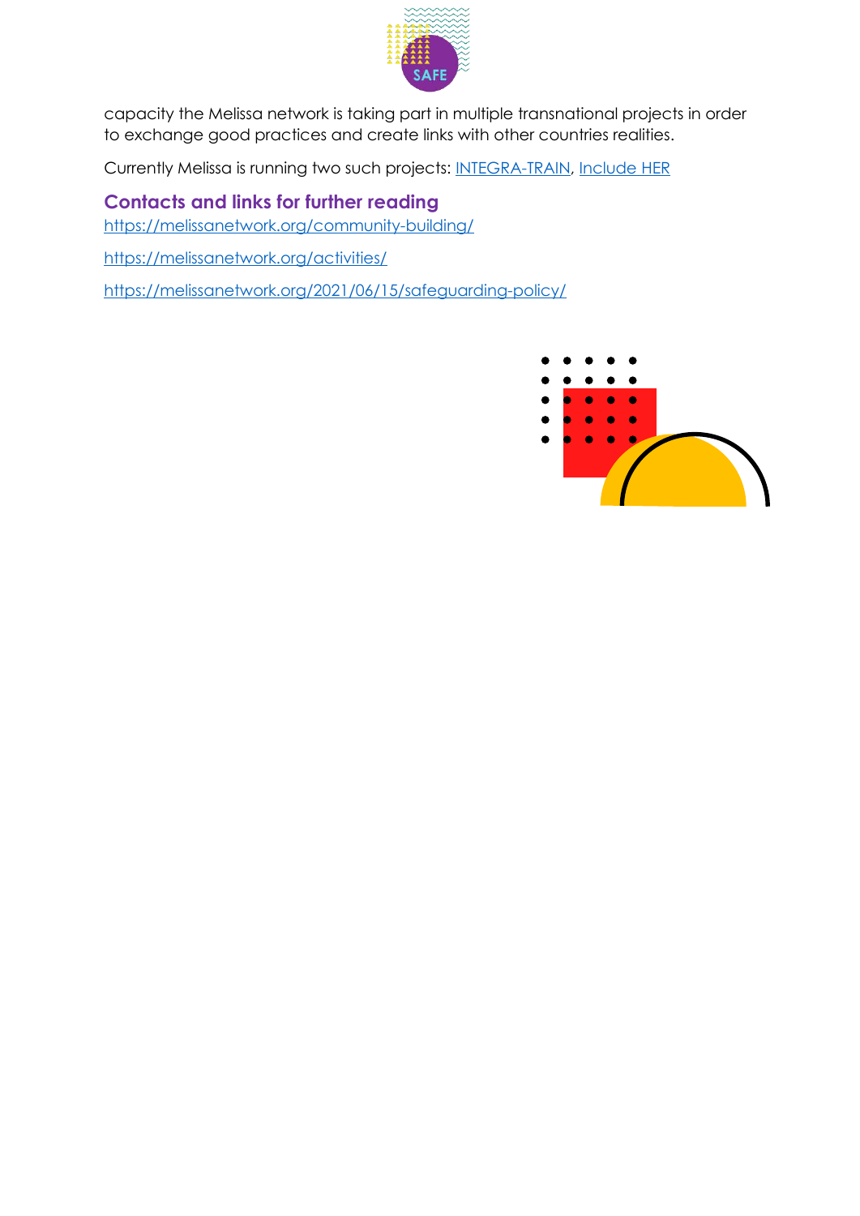capacity the Melissa network is taking part in multiple transnational projects in order to exchange good practices and create links with other countries realities.

Currently Melissa is running two such projects: INTEGRA-TRAIN, Include HER

### Contacts and links for further reading

https://melissanetwork.org/community-building/

https://melissanetwork.org/activities/

https://melissanetwork.org/2021/06/15/safeguarding-policy/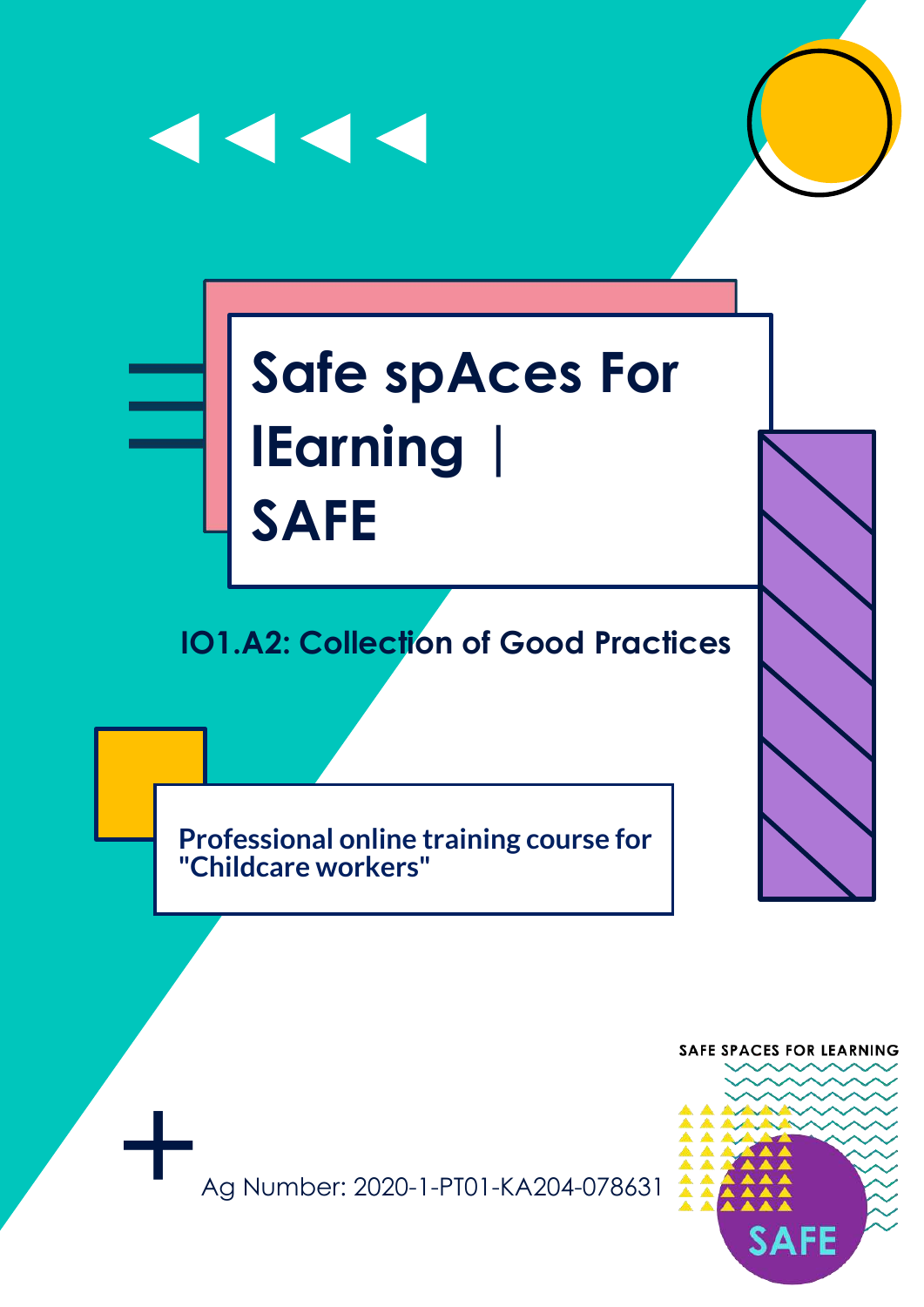# Safe spAces For lEarning | SAFE

## IO1.A2: Collection of Good Practices

**Professional online training course for "Childcare workers"**

Ag Number: 2020-1-PT01-KA204-078631

SAFE SPACES FOR LEARNING

SAFE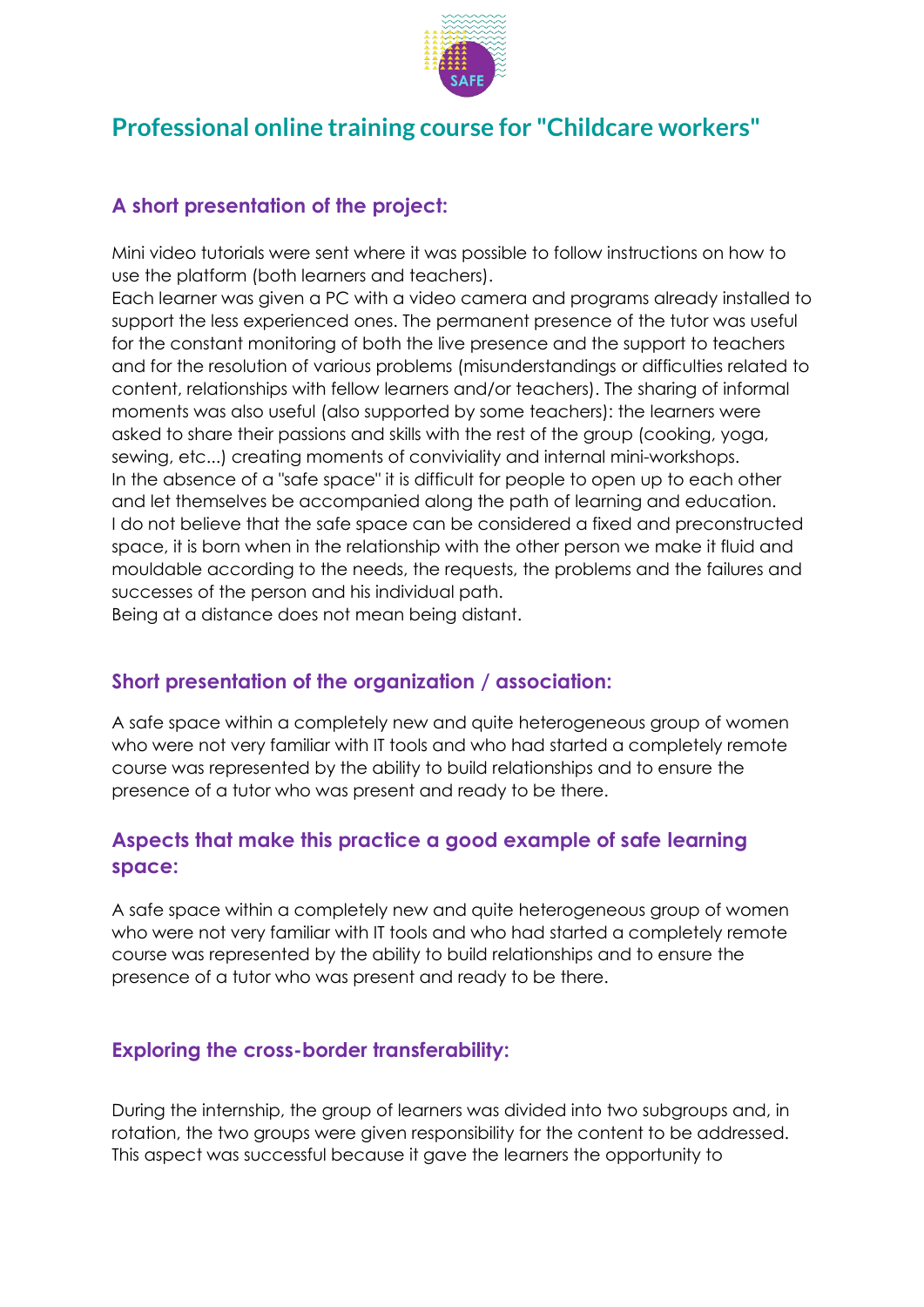# Professional online training course for "Childcare workers"

### A short presentation of the project:

Mini video tutorials were sent where it was possible to follow instructions on how to use the platform (both learners and teachers).
Each learner was given a PC with a video camera and programs already installed to support the less experienced ones. The permanent presence of the tutor was useful for the constant monitoring of both the live presence and the support to teachers and for the resolution of various problems (misunderstandings or difficulties related to content, relationships with fellow learners and/or teachers). The sharing of informal moments was also useful (also supported by some teachers): the learners were asked to share their passions and skills with the rest of the group (cooking, yoga, sewing, etc...) creating moments of conviviality and internal mini-workshops.
In the absence of a "safe space" it is difficult for people to open up to each other and let themselves be accompanied along the path of learning and education.
I do not believe that the safe space can be considered a fixed and preconstructed space, it is born when in the relationship with the other person we make it fluid and mouldable according to the needs, the requests, the problems and the failures and successes of the person and his individual path.
Being at a distance does not mean being distant.

### Short presentation of the organization / association:

A safe space within a completely new and quite heterogeneous group of women who were not very familiar with IT tools and who had started a completely remote course was represented by the ability to build relationships and to ensure the presence of a tutor who was present and ready to be there.

### Aspects that make this practice a good example of safe learning space:

A safe space within a completely new and quite heterogeneous group of women who were not very familiar with IT tools and who had started a completely remote course was represented by the ability to build relationships and to ensure the presence of a tutor who was present and ready to be there.

### Exploring the cross-border transferability:

During the internship, the group of learners was divided into two subgroups and, in rotation, the two groups were given responsibility for the content to be addressed. This aspect was successful because it gave the learners the opportunity to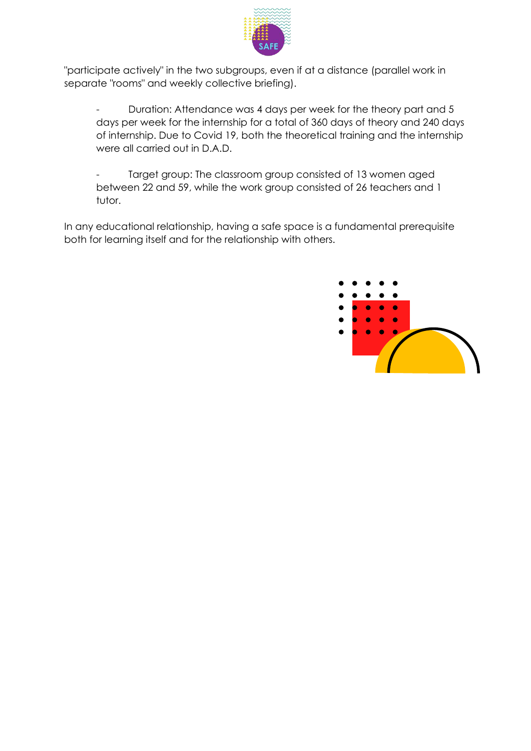"participate actively" in the two subgroups, even if at a distance (parallel work in separate "rooms" and weekly collective briefing).

- Duration: Attendance was 4 days per week for the theory part and 5 days per week for the internship for a total of 360 days of theory and 240 days of internship. Due to Covid 19, both the theoretical training and the internship were all carried out in D.A.D.

- Target group: The classroom group consisted of 13 women aged between 22 and 59, while the work group consisted of 26 teachers and 1 tutor.

In any educational relationship, having a safe space is a fundamental prerequisite both for learning itself and for the relationship with others.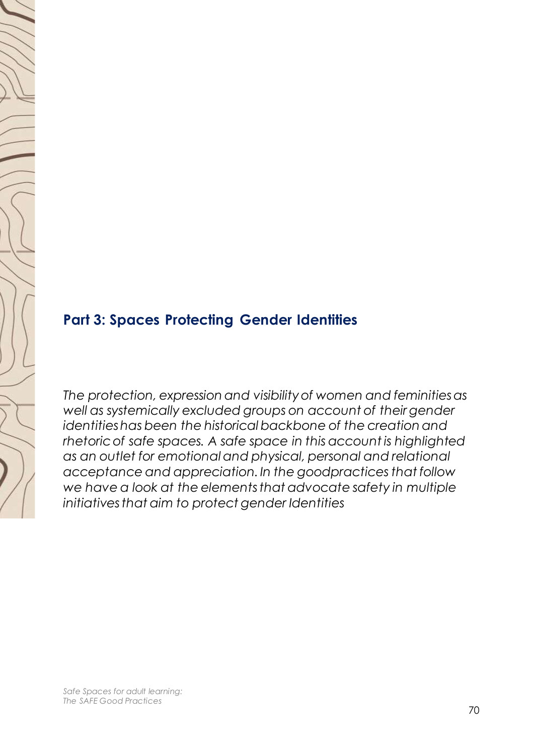## Part 3: Spaces Protecting Gender Identities

*The protection, expression and visibility of women and feminities as well as systemically excluded groups on account of their gender identities has been the historical backbone of the creation and rhetoric of safe spaces. A safe space in this account is highlighted as an outlet for emotional and physical, personal and relational acceptance and appreciation. In the goodpractices that follow we have a look at the elements that advocate safety in multiple initiatives that aim to protect gender Identities*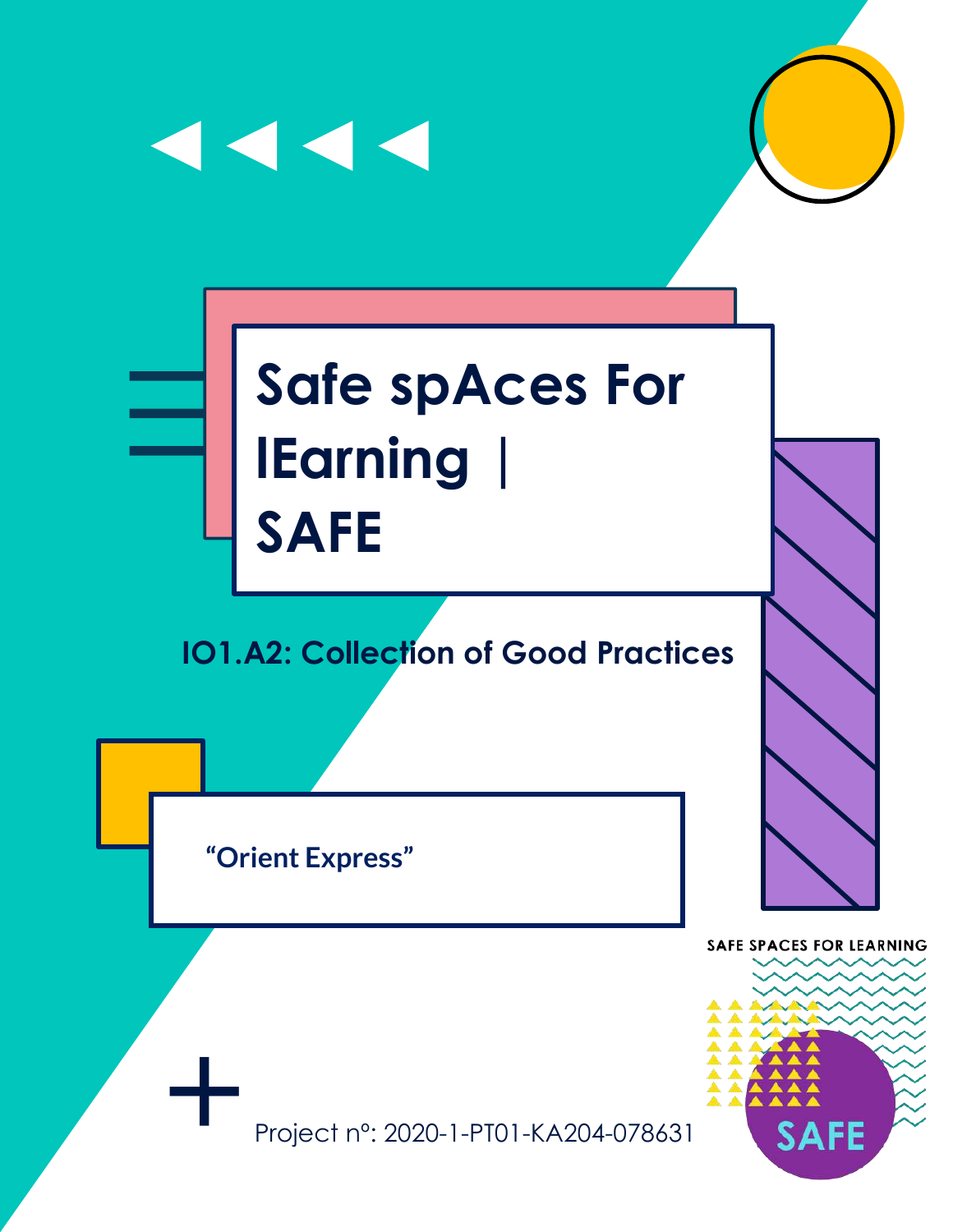# Safe spAces For lEarning | SAFE

## IO1.A2: Collection of Good Practices

"Orient Express"

SAFE SPACES FOR LEARNING

SAFE

Project nº: 2020-1-PT01-KA204-078631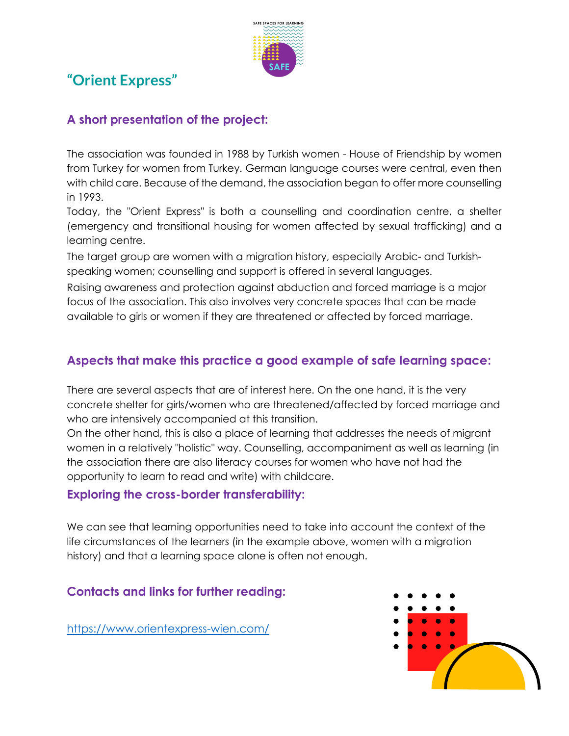# "Orient Express"

## A short presentation of the project:

The association was founded in 1988 by Turkish women - House of Friendship by women from Turkey for women from Turkey. German language courses were central, even then with child care. Because of the demand, the association began to offer more counselling in 1993.

Today, the "Orient Express" is both a counselling and coordination centre, a shelter (emergency and transitional housing for women affected by sexual trafficking) and a learning centre.

The target group are women with a migration history, especially Arabic- and Turkish-speaking women; counselling and support is offered in several languages.

Raising awareness and protection against abduction and forced marriage is a major focus of the association. This also involves very concrete spaces that can be made available to girls or women if they are threatened or affected by forced marriage.

## Aspects that make this practice a good example of safe learning space:

There are several aspects that are of interest here. On the one hand, it is the very concrete shelter for girls/women who are threatened/affected by forced marriage and who are intensively accompanied at this transition.

On the other hand, this is also a place of learning that addresses the needs of migrant women in a relatively "holistic" way. Counselling, accompaniment as well as learning (in the association there are also literacy courses for women who have not had the opportunity to learn to read and write) with childcare.

## Exploring the cross-border transferability:

We can see that learning opportunities need to take into account the context of the life circumstances of the learners (in the example above, women with a migration history) and that a learning space alone is often not enough.

## Contacts and links for further reading:

https://www.orientexpress-wien.com/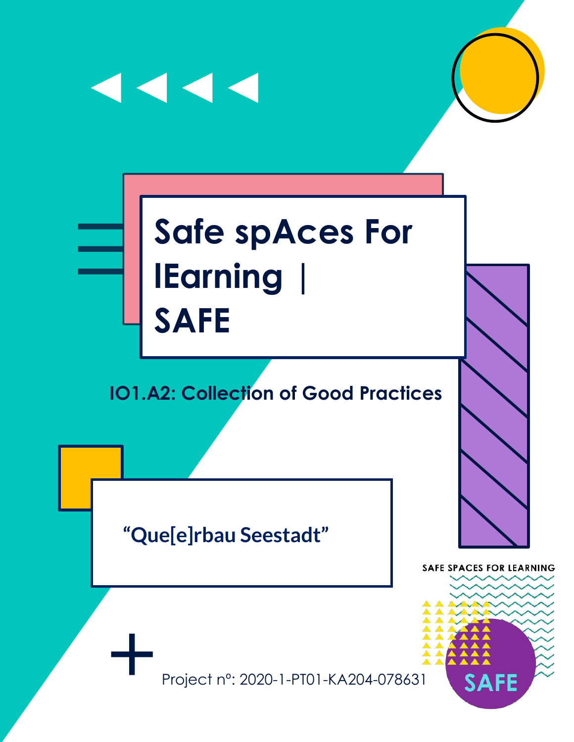# Safe spAces For lEarning | SAFE

## IO1.A2: Collection of Good Practices

"Que[e]rbau Seestadt"

SAFE SPACES FOR LEARNING

SAFE

Project nº: 2020-1-PT01-KA204-078631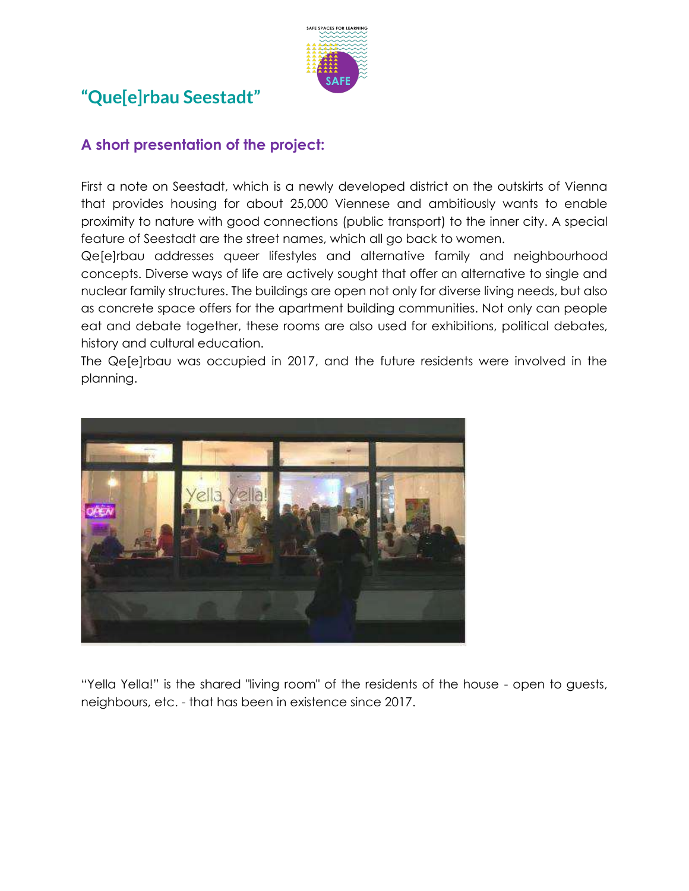## "Que[e]rbau Seestadt"

### A short presentation of the project:

First a note on Seestadt, which is a newly developed district on the outskirts of Vienna that provides housing for about 25,000 Viennese and ambitiously wants to enable proximity to nature with good connections (public transport) to the inner city. A special feature of Seestadt are the street names, which all go back to women.

Qe[e]rbau addresses queer lifestyles and alternative family and neighbourhood concepts. Diverse ways of life are actively sought that offer an alternative to single and nuclear family structures. The buildings are open not only for diverse living needs, but also as concrete space offers for the apartment building communities. Not only can people eat and debate together, these rooms are also used for exhibitions, political debates, history and cultural education.

The Qe[e]rbau was occupied in 2017, and the future residents were involved in the planning.

"Yella Yella!" is the shared "living room" of the residents of the house - open to guests, neighbours, etc. - that has been in existence since 2017.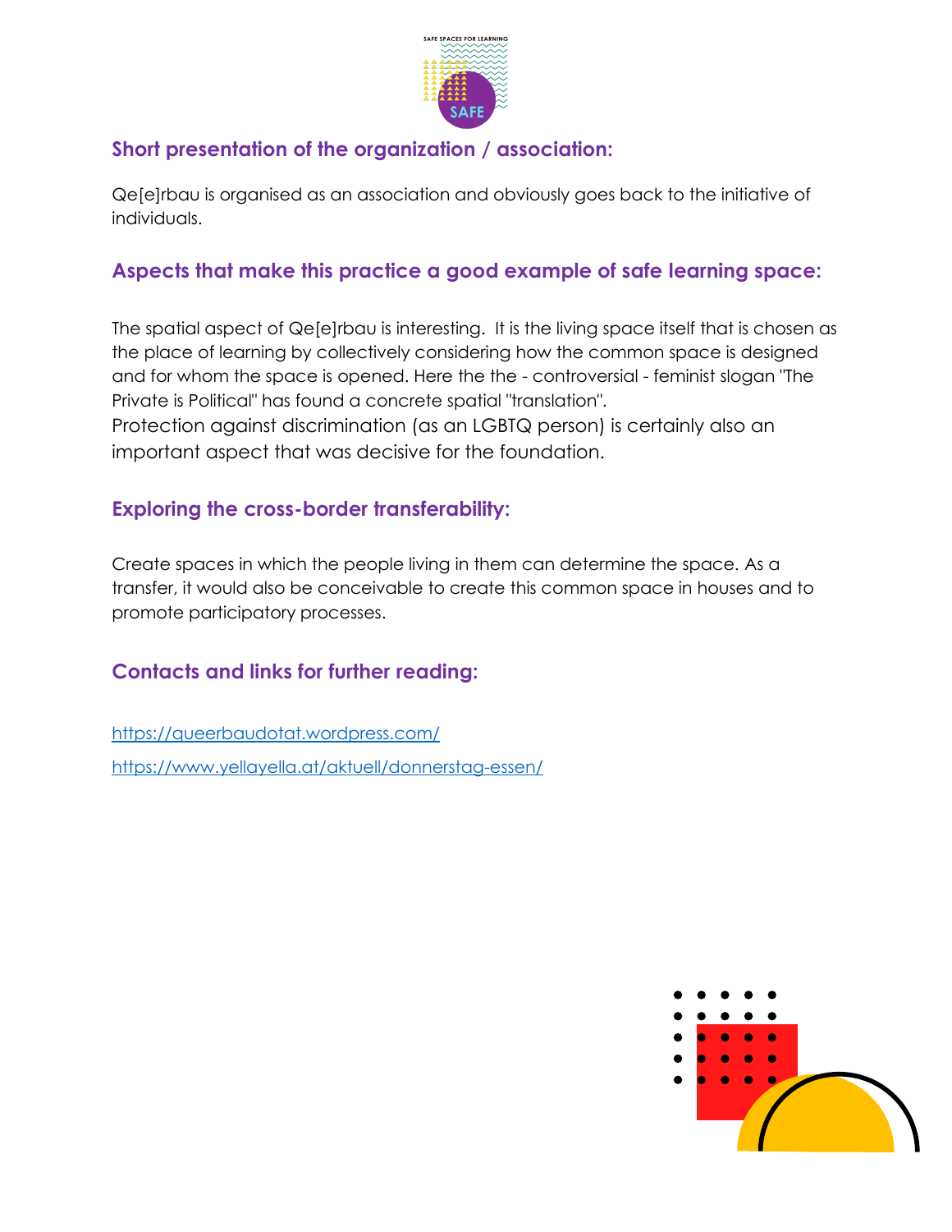## Short presentation of the organization / association:

Qe[e]rbau is organised as an association and obviously goes back to the initiative of individuals.

## Aspects that make this practice a good example of safe learning space:

The spatial aspect of Qe[e]rbau is interesting. It is the living space itself that is chosen as the place of learning by collectively considering how the common space is designed and for whom the space is opened. Here the the - controversial - feminist slogan "The Private is Political" has found a concrete spatial "translation".
Protection against discrimination (as an LGBTQ person) is certainly also an important aspect that was decisive for the foundation.

## Exploring the cross-border transferability:

Create spaces in which the people living in them can determine the space. As a transfer, it would also be conceivable to create this common space in houses and to promote participatory processes.

## Contacts and links for further reading:

https://queerbaudotat.wordpress.com/

https://www.yellayella.at/aktuell/donnerstag-essen/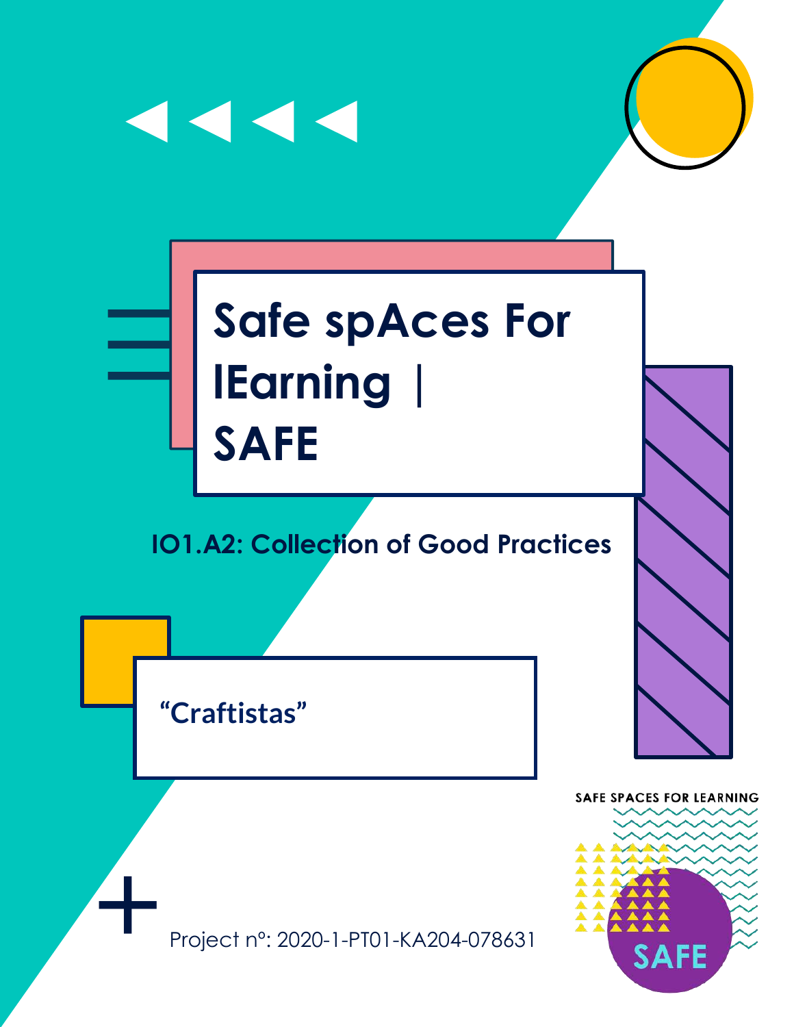# Safe spAces For lEarning | SAFE

## IO1.A2: Collection of Good Practices

"Craftistas"

Project nº: 2020-1-PT01-KA204-078631

SAFE SPACES FOR LEARNING

SAFE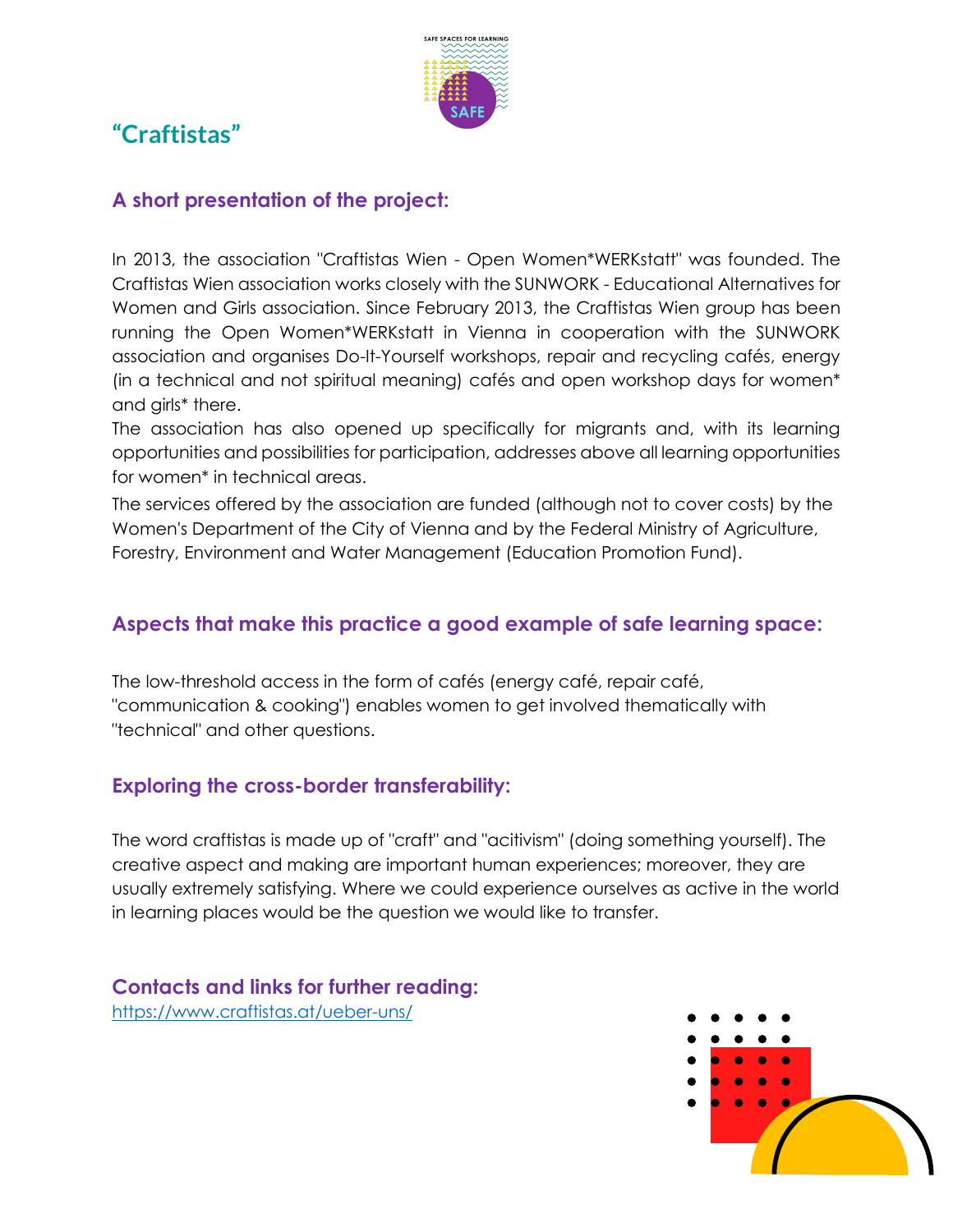# “Craftistas”

## A short presentation of the project:

In 2013, the association "Craftistas Wien - Open Women*WERKstatt" was founded. The Craftistas Wien association works closely with the SUNWORK - Educational Alternatives for Women and Girls association. Since February 2013, the Craftistas Wien group has been running the Open Women*WERKstatt in Vienna in cooperation with the SUNWORK association and organises Do-It-Yourself workshops, repair and recycling cafés, energy (in a technical and not spiritual meaning) cafés and open workshop days for women* and girls* there.

The association has also opened up specifically for migrants and, with its learning opportunities and possibilities for participation, addresses above all learning opportunities for women* in technical areas.

The services offered by the association are funded (although not to cover costs) by the Women's Department of the City of Vienna and by the Federal Ministry of Agriculture, Forestry, Environment and Water Management (Education Promotion Fund).

## Aspects that make this practice a good example of safe learning space:

The low-threshold access in the form of cafés (energy café, repair café, "communication & cooking") enables women to get involved thematically with "technical" and other questions.

## Exploring the cross-border transferability:

The word craftistas is made up of "craft" and "acitivism" (doing something yourself). The creative aspect and making are important human experiences; moreover, they are usually extremely satisfying. Where we could experience ourselves as active in the world in learning places would be the question we would like to transfer.

## Contacts and links for further reading:

https://www.craftistas.at/ueber-uns/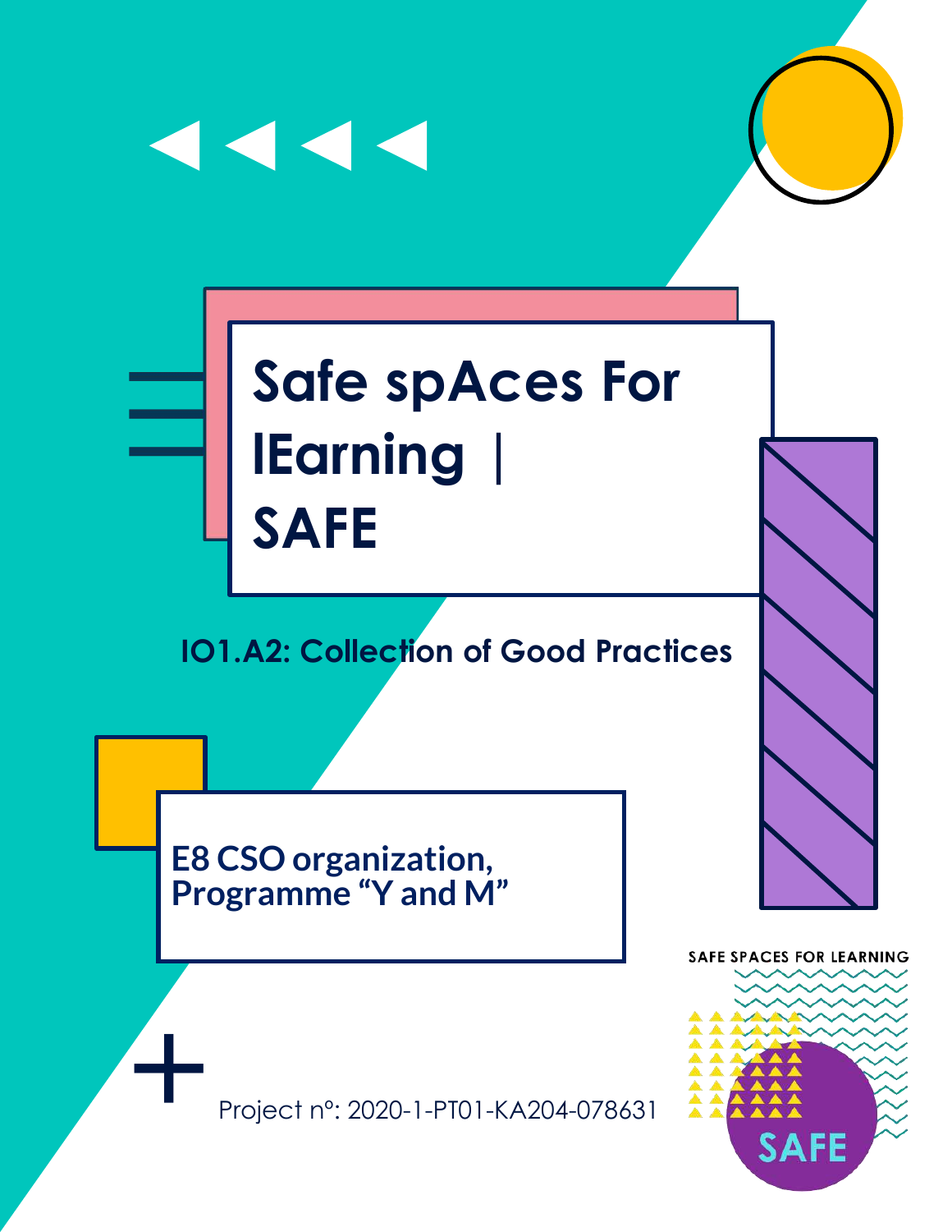# Safe spAces For lEarning | SAFE

## IO1.A2: Collection of Good Practices

**E8 CSO organization, Programme "Y and M"**

Project nº: 2020-1-PT01-KA204-078631

SAFE SPACES FOR LEARNING

SAFE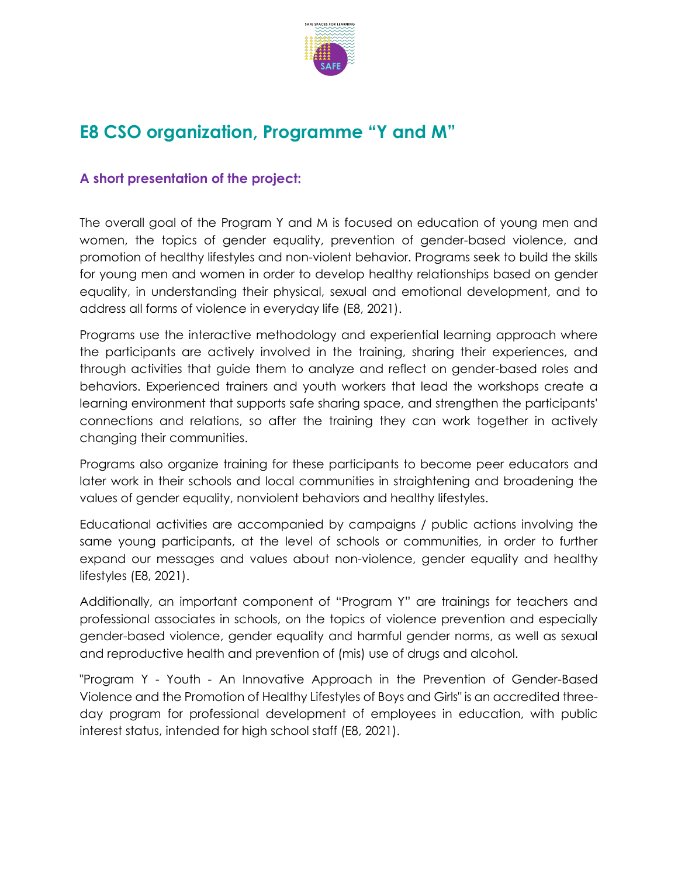# E8 CSO organization, Programme "Y and M"

## A short presentation of the project:

The overall goal of the Program Y and M is focused on education of young men and women, the topics of gender equality, prevention of gender-based violence, and promotion of healthy lifestyles and non-violent behavior. Programs seek to build the skills for young men and women in order to develop healthy relationships based on gender equality, in understanding their physical, sexual and emotional development, and to address all forms of violence in everyday life (E8, 2021).

Programs use the interactive methodology and experiential learning approach where the participants are actively involved in the training, sharing their experiences, and through activities that guide them to analyze and reflect on gender-based roles and behaviors. Experienced trainers and youth workers that lead the workshops create a learning environment that supports safe sharing space, and strengthen the participants' connections and relations, so after the training they can work together in actively changing their communities.

Programs also organize training for these participants to become peer educators and later work in their schools and local communities in straightening and broadening the values of gender equality, nonviolent behaviors and healthy lifestyles.

Educational activities are accompanied by campaigns / public actions involving the same young participants, at the level of schools or communities, in order to further expand our messages and values about non-violence, gender equality and healthy lifestyles (E8, 2021).

Additionally, an important component of "Program Y" are trainings for teachers and professional associates in schools, on the topics of violence prevention and especially gender-based violence, gender equality and harmful gender norms, as well as sexual and reproductive health and prevention of (mis) use of drugs and alcohol.

"Program Y - Youth - An Innovative Approach in the Prevention of Gender-Based Violence and the Promotion of Healthy Lifestyles of Boys and Girls" is an accredited three-day program for professional development of employees in education, with public interest status, intended for high school staff (E8, 2021).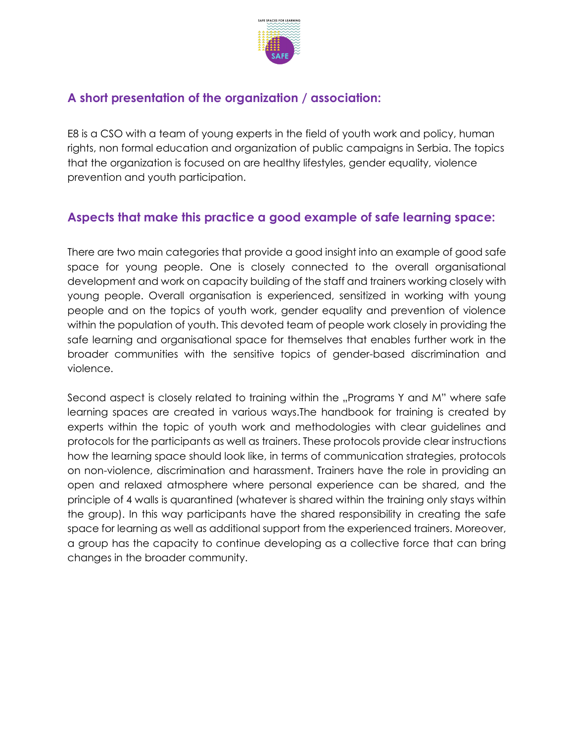## A short presentation of the organization / association:

E8 is a CSO with a team of young experts in the field of youth work and policy, human rights, non formal education and organization of public campaigns in Serbia. The topics that the organization is focused on are healthy lifestyles, gender equality, violence prevention and youth participation.

## Aspects that make this practice a good example of safe learning space:

There are two main categories that provide a good insight into an example of good safe space for young people. One is closely connected to the overall organisational development and work on capacity building of the staff and trainers working closely with young people. Overall organisation is experienced, sensitized in working with young people and on the topics of youth work, gender equality and prevention of violence within the population of youth. This devoted team of people work closely in providing the safe learning and organisational space for themselves that enables further work in the broader communities with the sensitive topics of gender-based discrimination and violence.

Second aspect is closely related to training within the „Programs Y and M" where safe learning spaces are created in various ways.The handbook for training is created by experts within the topic of youth work and methodologies with clear guidelines and protocols for the participants as well as trainers. These protocols provide clear instructions how the learning space should look like, in terms of communication strategies, protocols on non-violence, discrimination and harassment. Trainers have the role in providing an open and relaxed atmosphere where personal experience can be shared, and the principle of 4 walls is quarantined (whatever is shared within the training only stays within the group). In this way participants have the shared responsibility in creating the safe space for learning as well as additional support from the experienced trainers. Moreover, a group has the capacity to continue developing as a collective force that can bring changes in the broader community.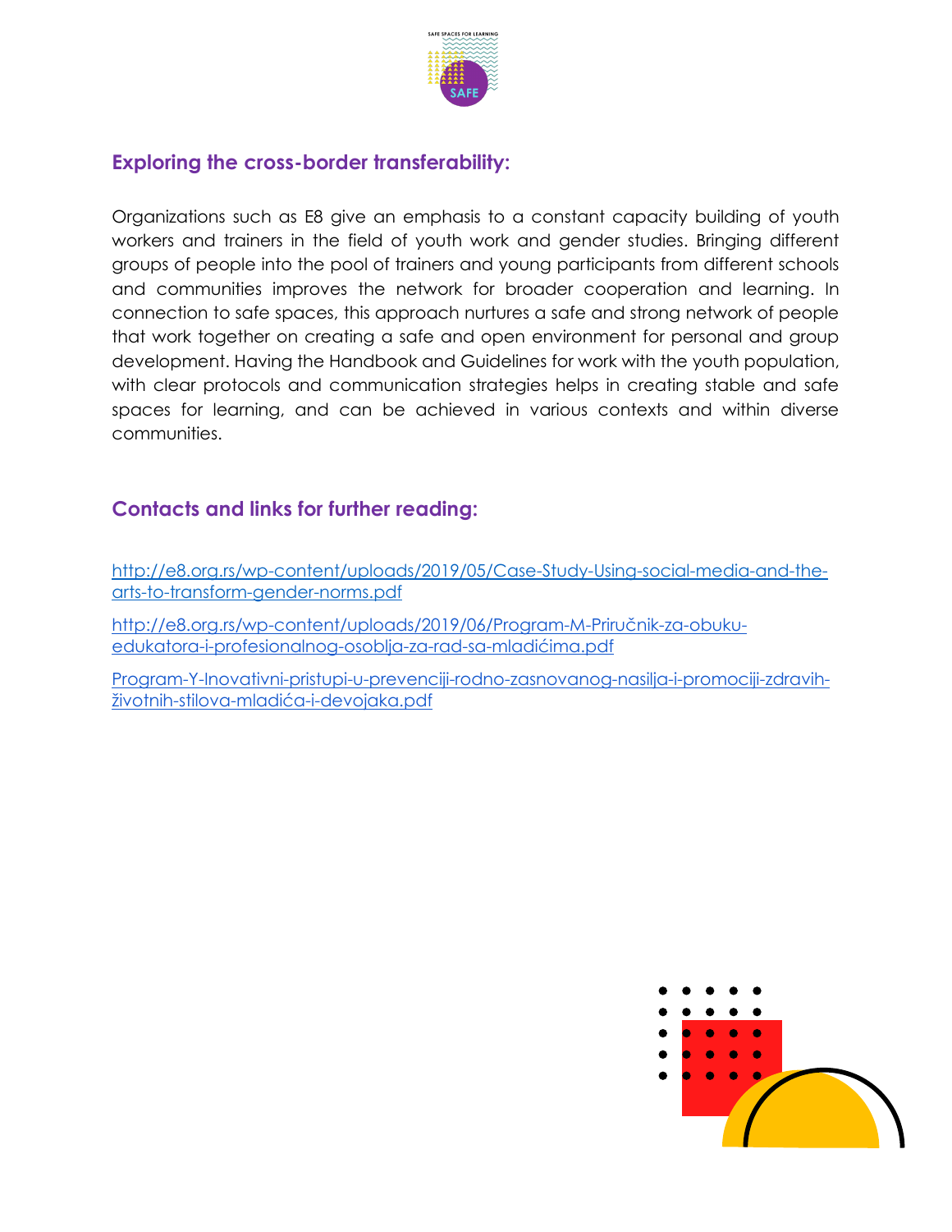## Exploring the cross-border transferability:

Organizations such as E8 give an emphasis to a constant capacity building of youth workers and trainers in the field of youth work and gender studies. Bringing different groups of people into the pool of trainers and young participants from different schools and communities improves the network for broader cooperation and learning. In connection to safe spaces, this approach nurtures a safe and strong network of people that work together on creating a safe and open environment for personal and group development. Having the Handbook and Guidelines for work with the youth population, with clear protocols and communication strategies helps in creating stable and safe spaces for learning, and can be achieved in various contexts and within diverse communities.

## Contacts and links for further reading:

http://e8.org.rs/wp-content/uploads/2019/05/Case-Study-Using-social-media-and-the-arts-to-transform-gender-norms.pdf

http://e8.org.rs/wp-content/uploads/2019/06/Program-M-Priručnik-za-obuku-edukatora-i-profesionalnog-osoblja-za-rad-sa-mladićima.pdf

Program-Y-Inovativni-pristupi-u-prevenciji-rodno-zasnovanog-nasilja-i-promociji-zdravih-životnih-stilova-mladića-i-devojaka.pdf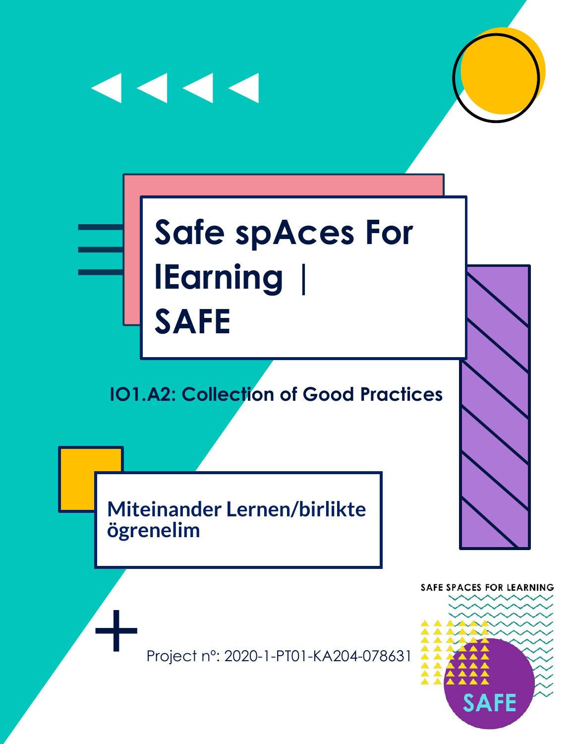# Safe spAces For lEarning | SAFE

## IO1.A2: Collection of Good Practices

### Miteinander Lernen/birlikte ögrenelim

Project nº: 2020-1-PT01-KA204-078631

SAFE SPACES FOR LEARNING

SAFE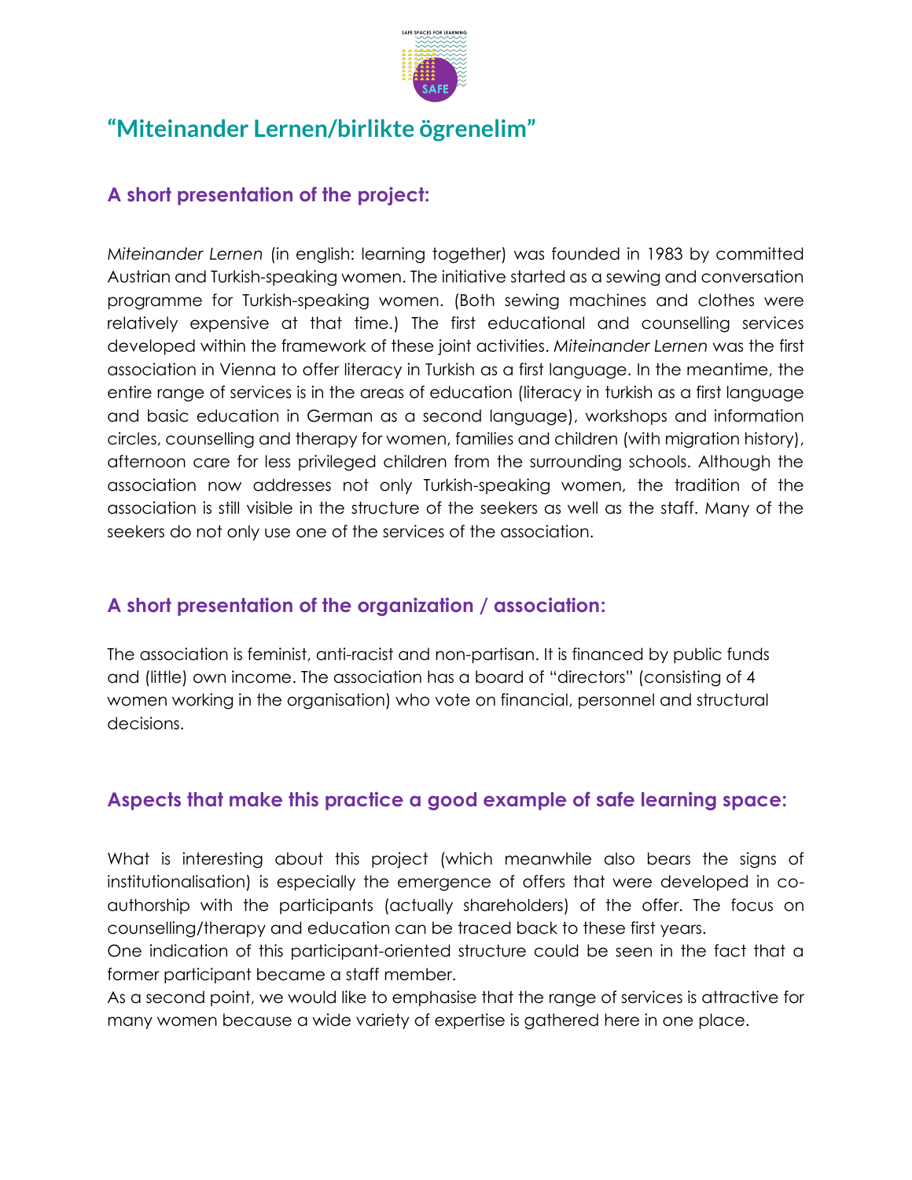# "Miteinander Lernen/birlikte ögrenelim"

## A short presentation of the project:

*Miteinander Lernen* (in english: learning together) was founded in 1983 by committed Austrian and Turkish-speaking women. The initiative started as a sewing and conversation programme for Turkish-speaking women. (Both sewing machines and clothes were relatively expensive at that time.) The first educational and counselling services developed within the framework of these joint activities. *Miteinander Lernen* was the first association in Vienna to offer literacy in Turkish as a first language. In the meantime, the entire range of services is in the areas of education (literacy in turkish as a first language and basic education in German as a second language), workshops and information circles, counselling and therapy for women, families and children (with migration history), afternoon care for less privileged children from the surrounding schools. Although the association now addresses not only Turkish-speaking women, the tradition of the association is still visible in the structure of the seekers as well as the staff. Many of the seekers do not only use one of the services of the association.

## A short presentation of the organization / association:

The association is feminist, anti-racist and non-partisan. It is financed by public funds and (little) own income. The association has a board of "directors" (consisting of 4 women working in the organisation) who vote on financial, personnel and structural decisions.

## Aspects that make this practice a good example of safe learning space:

What is interesting about this project (which meanwhile also bears the signs of institutionalisation) is especially the emergence of offers that were developed in co-authorship with the participants (actually shareholders) of the offer. The focus on counselling/therapy and education can be traced back to these first years.

One indication of this participant-oriented structure could be seen in the fact that a former participant became a staff member.

As a second point, we would like to emphasise that the range of services is attractive for many women because a wide variety of expertise is gathered here in one place.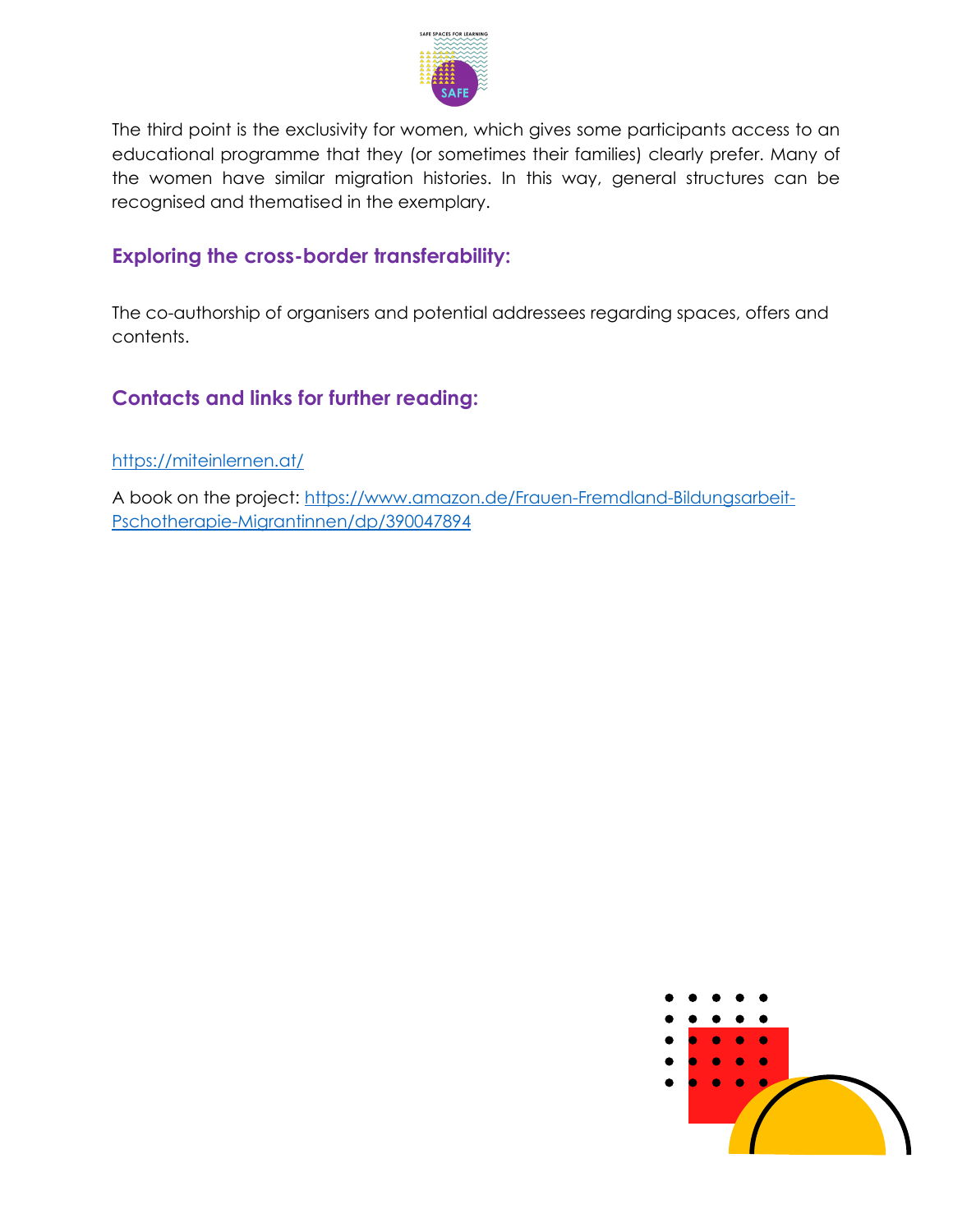The third point is the exclusivity for women, which gives some participants access to an educational programme that they (or sometimes their families) clearly prefer. Many of the women have similar migration histories. In this way, general structures can be recognised and thematised in the exemplary.

### Exploring the cross-border transferability:

The co-authorship of organisers and potential addressees regarding spaces, offers and contents.

### Contacts and links for further reading:

https://miteinlernen.at/

A book on the project: https://www.amazon.de/Frauen-Fremdland-Bildungsarbeit-Pschotherapie-Migrantinnen/dp/390047894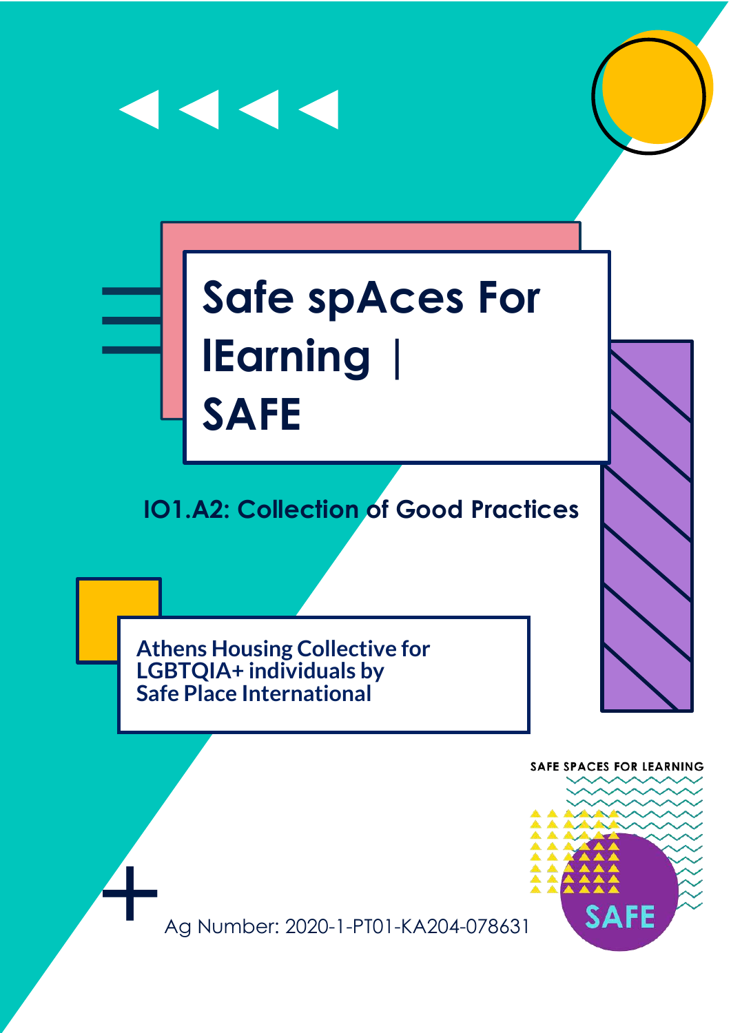# Safe spAces For lEarning | SAFE

## IO1.A2: Collection of Good Practices

**Athens Housing Collective for LGBTQIA+ individuals by Safe Place International**

SAFE SPACES FOR LEARNING

SAFE

Ag Number: 2020-1-PT01-KA204-078631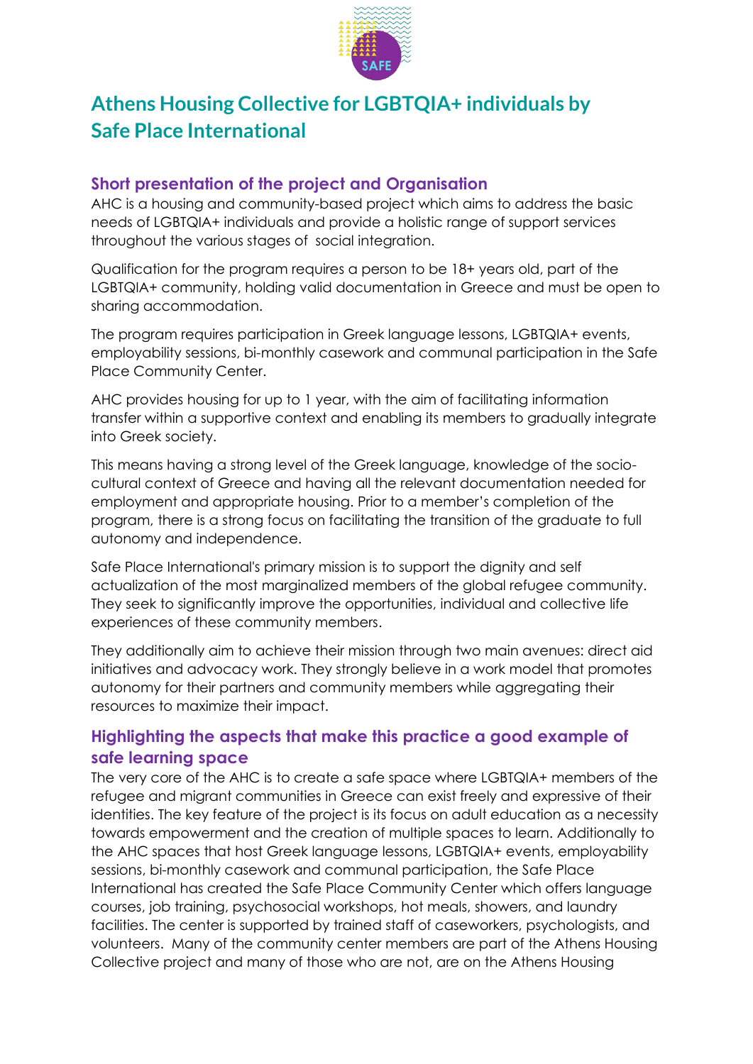# Athens Housing Collective for LGBTQIA+ individuals by Safe Place International

## Short presentation of the project and Organisation

AHC is a housing and community-based project which aims to address the basic needs of LGBTQIA+ individuals and provide a holistic range of support services throughout the various stages of social integration.

Qualification for the program requires a person to be 18+ years old, part of the LGBTQIA+ community, holding valid documentation in Greece and must be open to sharing accommodation.

The program requires participation in Greek language lessons, LGBTQIA+ events, employability sessions, bi-monthly casework and communal participation in the Safe Place Community Center.

AHC provides housing for up to 1 year, with the aim of facilitating information transfer within a supportive context and enabling its members to gradually integrate into Greek society.

This means having a strong level of the Greek language, knowledge of the socio-cultural context of Greece and having all the relevant documentation needed for employment and appropriate housing. Prior to a member's completion of the program, there is a strong focus on facilitating the transition of the graduate to full autonomy and independence.

Safe Place International's primary mission is to support the dignity and self actualization of the most marginalized members of the global refugee community. They seek to significantly improve the opportunities, individual and collective life experiences of these community members.

They additionally aim to achieve their mission through two main avenues: direct aid initiatives and advocacy work. They strongly believe in a work model that promotes autonomy for their partners and community members while aggregating their resources to maximize their impact.

## Highlighting the aspects that make this practice a good example of safe learning space

The very core of the AHC is to create a safe space where LGBTQIA+ members of the refugee and migrant communities in Greece can exist freely and expressive of their identities. The key feature of the project is its focus on adult education as a necessity towards empowerment and the creation of multiple spaces to learn. Additionally to the AHC spaces that host Greek language lessons, LGBTQIA+ events, employability sessions, bi-monthly casework and communal participation, the Safe Place International has created the Safe Place Community Center which offers language courses, job training, psychosocial workshops, hot meals, showers, and laundry facilities. The center is supported by trained staff of caseworkers, psychologists, and volunteers. Many of the community center members are part of the Athens Housing Collective project and many of those who are not, are on the Athens Housing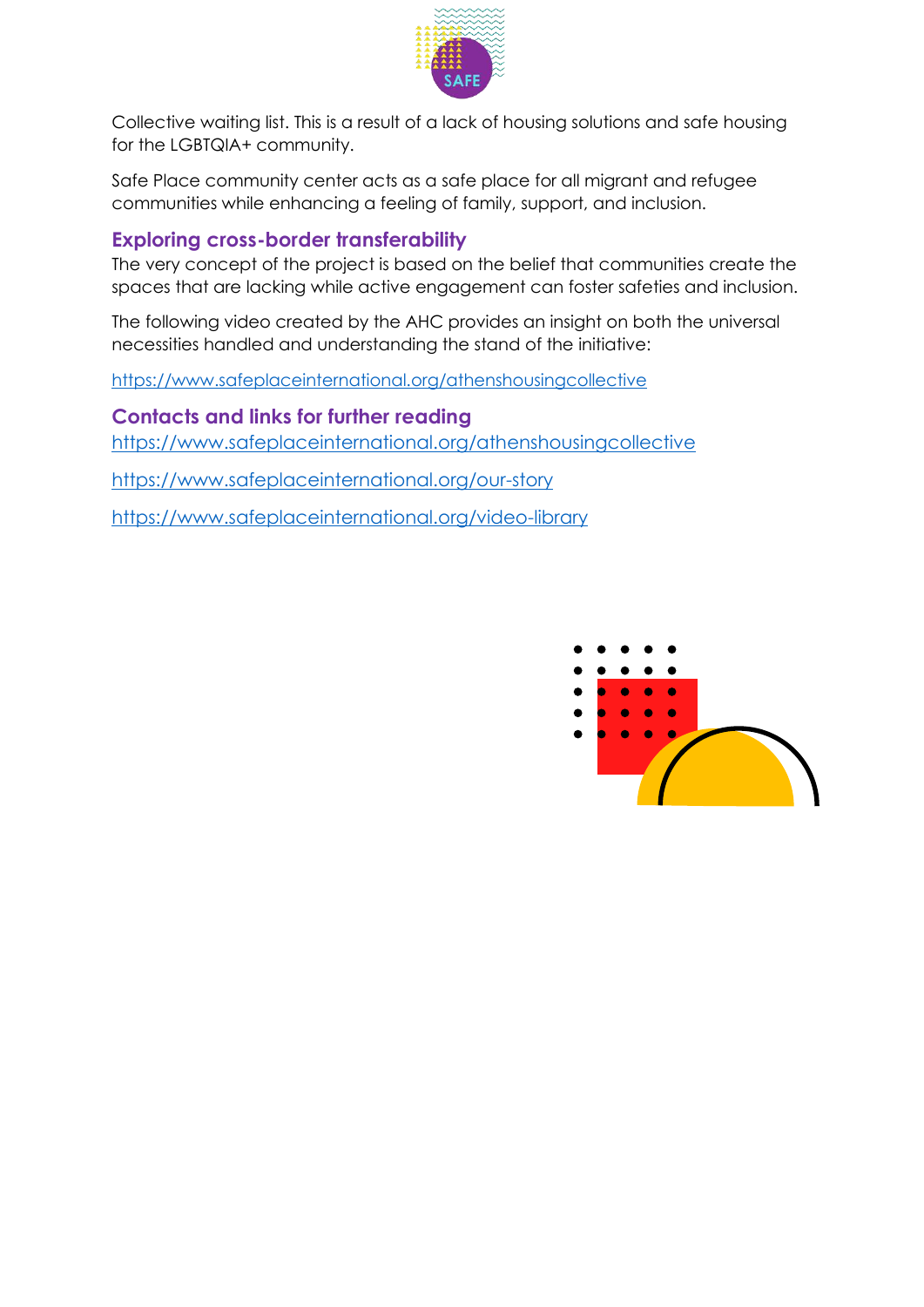Collective waiting list. This is a result of a lack of housing solutions and safe housing for the LGBTQIA+ community.

Safe Place community center acts as a safe place for all migrant and refugee communities while enhancing a feeling of family, support, and inclusion.

## Exploring cross-border transferability

The very concept of the project is based on the belief that communities create the spaces that are lacking while active engagement can foster safeties and inclusion.

The following video created by the AHC provides an insight on both the universal necessities handled and understanding the stand of the initiative:

https://www.safeplaceinternational.org/athenshousingcollective

## Contacts and links for further reading

https://www.safeplaceinternational.org/athenshousingcollective

https://www.safeplaceinternational.org/our-story

https://www.safeplaceinternational.org/video-library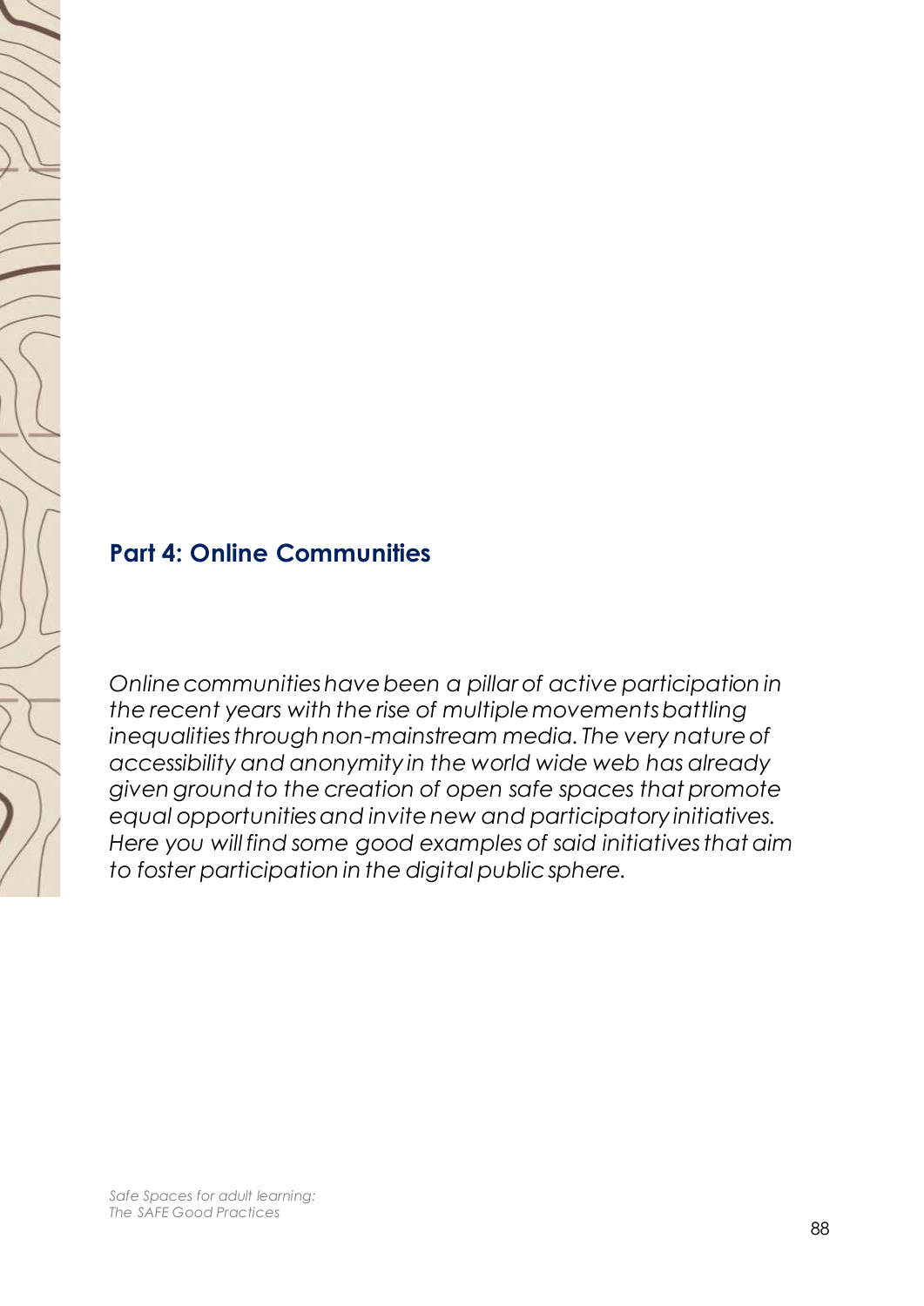## Part 4: Online Communities

*Online communities have been a pillar of active participation in the recent years with the rise of multiple movements battling inequalities through non-mainstream media. The very nature of accessibility and anonymity in the world wide web has already given ground to the creation of open safe spaces that promote equal opportunities and invite new and participatory initiatives. Here you will find some good examples of said initiatives that aim to foster participation in the digital public sphere.*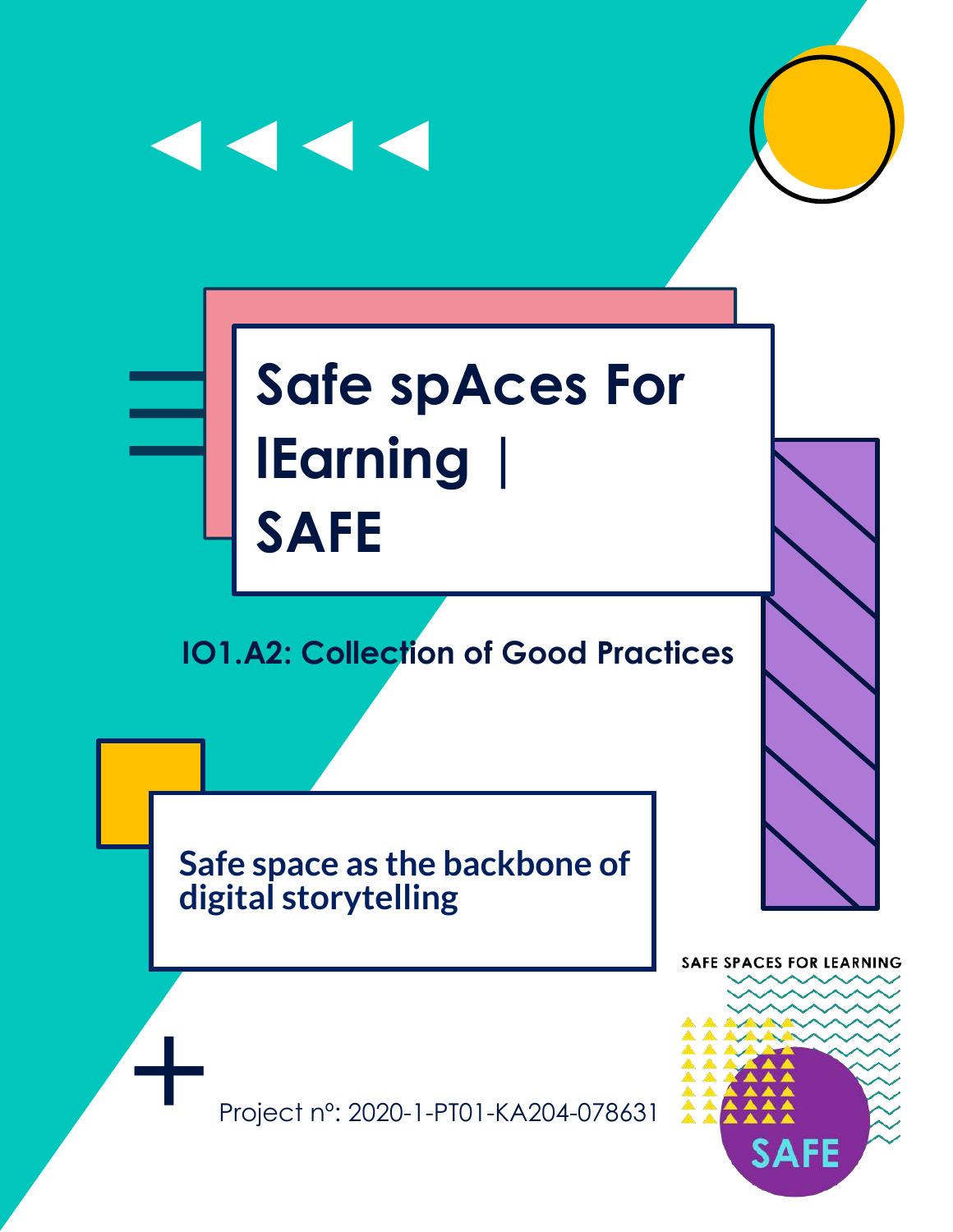# Safe spAces For lEarning | SAFE

## IO1.A2: Collection of Good Practices

### Safe space as the backbone of digital storytelling

Project nº: 2020-1-PT01-KA204-078631

SAFE SPACES FOR LEARNING

SAFE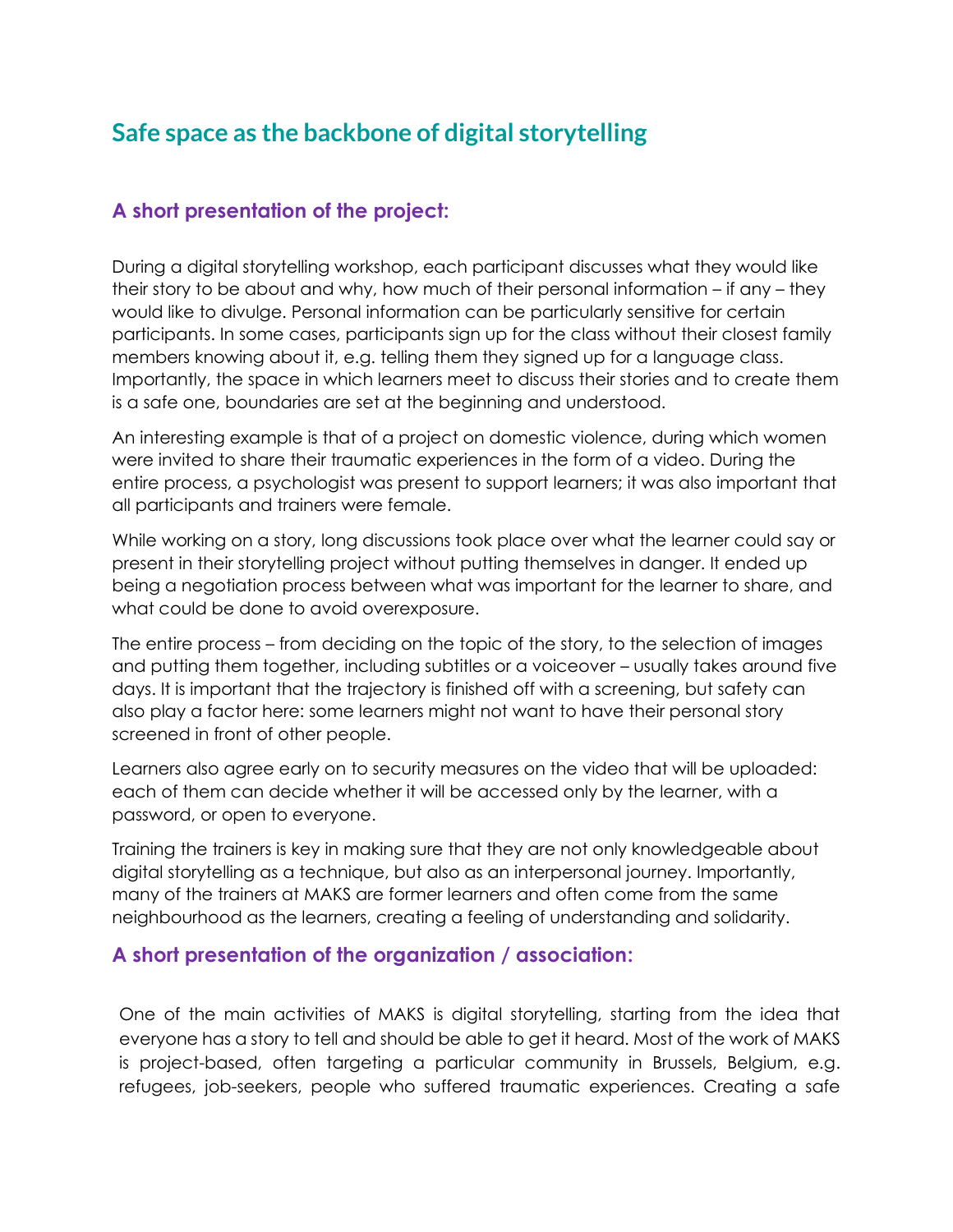# Safe space as the backbone of digital storytelling

## A short presentation of the project:

During a digital storytelling workshop, each participant discusses what they would like their story to be about and why, how much of their personal information – if any – they would like to divulge. Personal information can be particularly sensitive for certain participants. In some cases, participants sign up for the class without their closest family members knowing about it, e.g. telling them they signed up for a language class. Importantly, the space in which learners meet to discuss their stories and to create them is a safe one, boundaries are set at the beginning and understood.

An interesting example is that of a project on domestic violence, during which women were invited to share their traumatic experiences in the form of a video. During the entire process, a psychologist was present to support learners; it was also important that all participants and trainers were female.

While working on a story, long discussions took place over what the learner could say or present in their storytelling project without putting themselves in danger. It ended up being a negotiation process between what was important for the learner to share, and what could be done to avoid overexposure.

The entire process – from deciding on the topic of the story, to the selection of images and putting them together, including subtitles or a voiceover – usually takes around five days. It is important that the trajectory is finished off with a screening, but safety can also play a factor here: some learners might not want to have their personal story screened in front of other people.

Learners also agree early on to security measures on the video that will be uploaded: each of them can decide whether it will be accessed only by the learner, with a password, or open to everyone.

Training the trainers is key in making sure that they are not only knowledgeable about digital storytelling as a technique, but also as an interpersonal journey. Importantly, many of the trainers at MAKS are former learners and often come from the same neighbourhood as the learners, creating a feeling of understanding and solidarity.

## A short presentation of the organization / association:

One of the main activities of MAKS is digital storytelling, starting from the idea that everyone has a story to tell and should be able to get it heard. Most of the work of MAKS is project-based, often targeting a particular community in Brussels, Belgium, e.g. refugees, job-seekers, people who suffered traumatic experiences. Creating a safe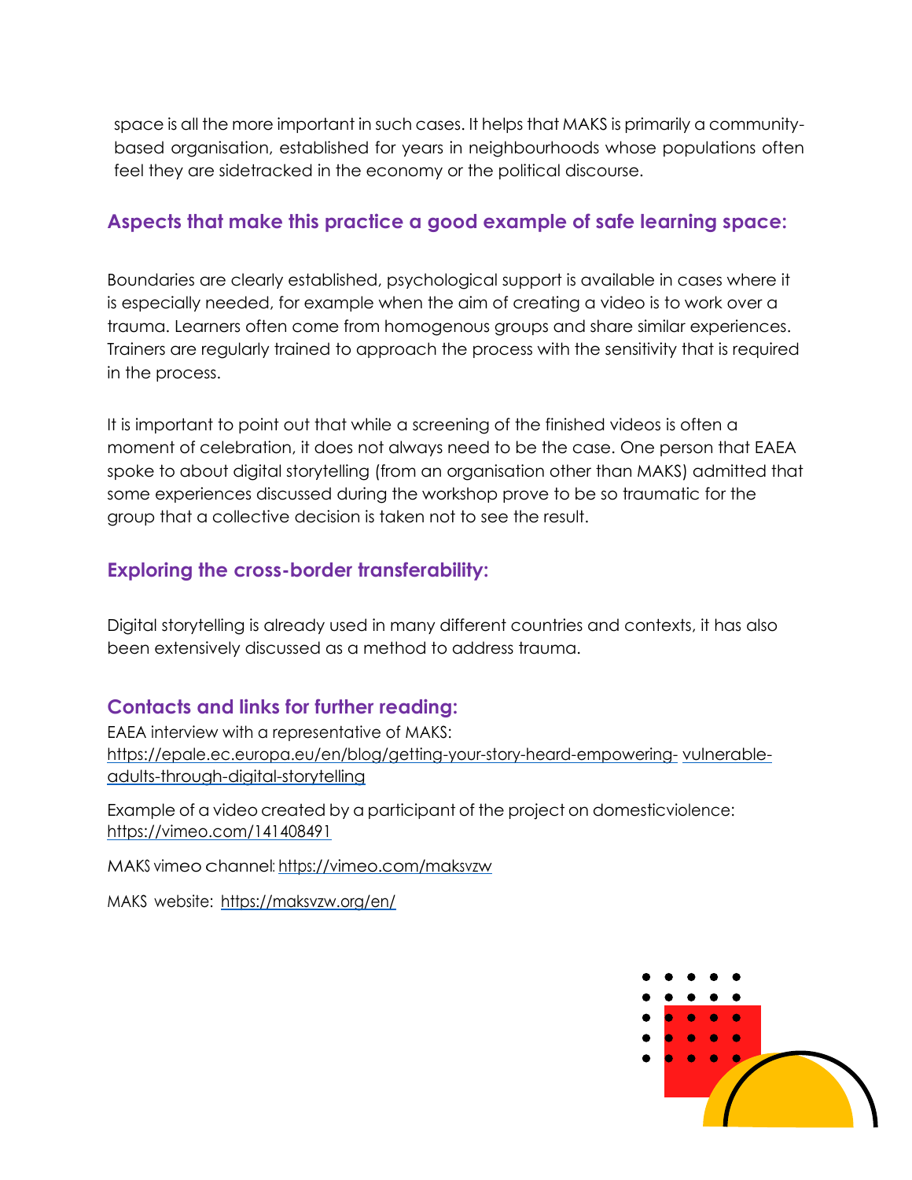space is all the more important in such cases. It helps that MAKS is primarily a community-based organisation, established for years in neighbourhoods whose populations often feel they are sidetracked in the economy or the political discourse.

### Aspects that make this practice a good example of safe learning space:

Boundaries are clearly established, psychological support is available in cases where it is especially needed, for example when the aim of creating a video is to work over a trauma. Learners often come from homogenous groups and share similar experiences. Trainers are regularly trained to approach the process with the sensitivity that is required in the process.

It is important to point out that while a screening of the finished videos is often a moment of celebration, it does not always need to be the case. One person that EAEA spoke to about digital storytelling (from an organisation other than MAKS) admitted that some experiences discussed during the workshop prove to be so traumatic for the group that a collective decision is taken not to see the result.

### Exploring the cross-border transferability:

Digital storytelling is already used in many different countries and contexts, it has also been extensively discussed as a method to address trauma.

### Contacts and links for further reading:

EAEA interview with a representative of MAKS: https://epale.ec.europa.eu/en/blog/getting-your-story-heard-empowering- vulnerable-adults-through-digital-storytelling

Example of a video created by a participant of the project on domesticviolence: https://vimeo.com/141408491

MAKS vimeo channel: https://vimeo.com/maksvzw

MAKS website: https://maksvzw.org/en/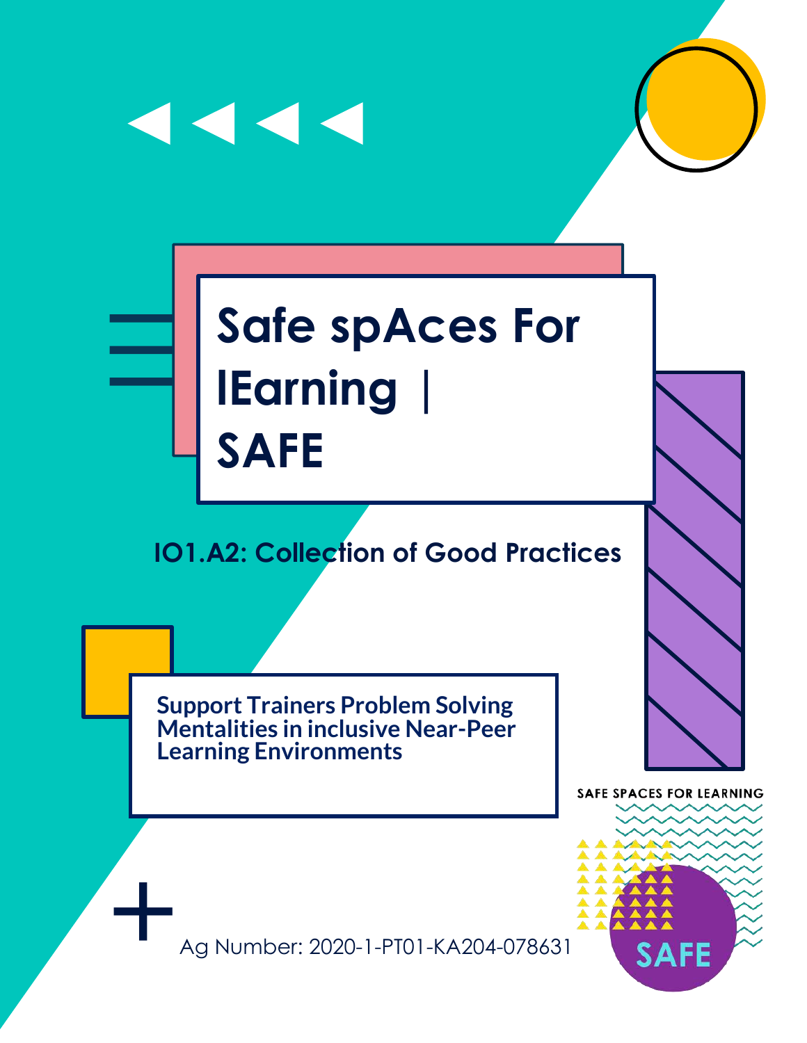# Safe spAces For lEarning | SAFE

## IO1.A2: Collection of Good Practices

**Support Trainers Problem Solving Mentalities in inclusive Near-Peer Learning Environments**

SAFE SPACES FOR LEARNING

SAFE

Ag Number: 2020-1-PT01-KA204-078631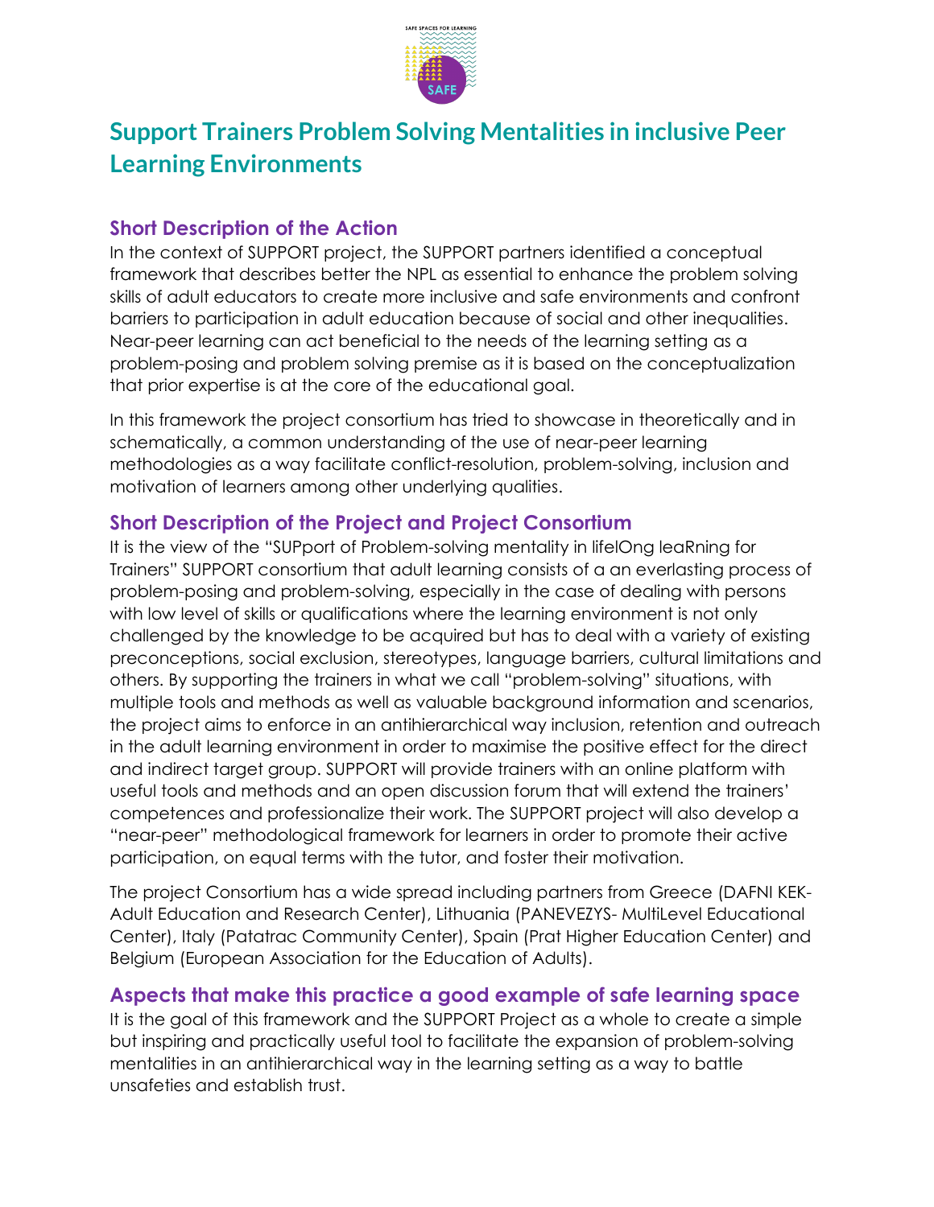# Support Trainers Problem Solving Mentalities in inclusive Peer Learning Environments

## Short Description of the Action

In the context of SUPPORT project, the SUPPORT partners identified a conceptual framework that describes better the NPL as essential to enhance the problem solving skills of adult educators to create more inclusive and safe environments and confront barriers to participation in adult education because of social and other inequalities. Near-peer learning can act beneficial to the needs of the learning setting as a problem-posing and problem solving premise as it is based on the conceptualization that prior expertise is at the core of the educational goal.

In this framework the project consortium has tried to showcase in theoretically and in schematically, a common understanding of the use of near-peer learning methodologies as a way facilitate conflict-resolution, problem-solving, inclusion and motivation of learners among other underlying qualities.

## Short Description of the Project and Project Consortium

It is the view of the "SUPport of Problem-solving mentality in lifelOng leaRning for Trainers" SUPPORT consortium that adult learning consists of a an everlasting process of problem-posing and problem-solving, especially in the case of dealing with persons with low level of skills or qualifications where the learning environment is not only challenged by the knowledge to be acquired but has to deal with a variety of existing preconceptions, social exclusion, stereotypes, language barriers, cultural limitations and others. By supporting the trainers in what we call "problem-solving" situations, with multiple tools and methods as well as valuable background information and scenarios, the project aims to enforce in an antihierarchical way inclusion, retention and outreach in the adult learning environment in order to maximise the positive effect for the direct and indirect target group. SUPPORT will provide trainers with an online platform with useful tools and methods and an open discussion forum that will extend the trainers' competences and professionalize their work. The SUPPORT project will also develop a "near-peer" methodological framework for learners in order to promote their active participation, on equal terms with the tutor, and foster their motivation.

The project Consortium has a wide spread including partners from Greece (DAFNI KEK- Adult Education and Research Center), Lithuania (PANEVEZYS- MultiLevel Educational Center), Italy (Patatrac Community Center), Spain (Prat Higher Education Center) and Belgium (European Association for the Education of Adults).

## Aspects that make this practice a good example of safe learning space

It is the goal of this framework and the SUPPORT Project as a whole to create a simple but inspiring and practically useful tool to facilitate the expansion of problem-solving mentalities in an antihierarchical way in the learning setting as a way to battle unsafeties and establish trust.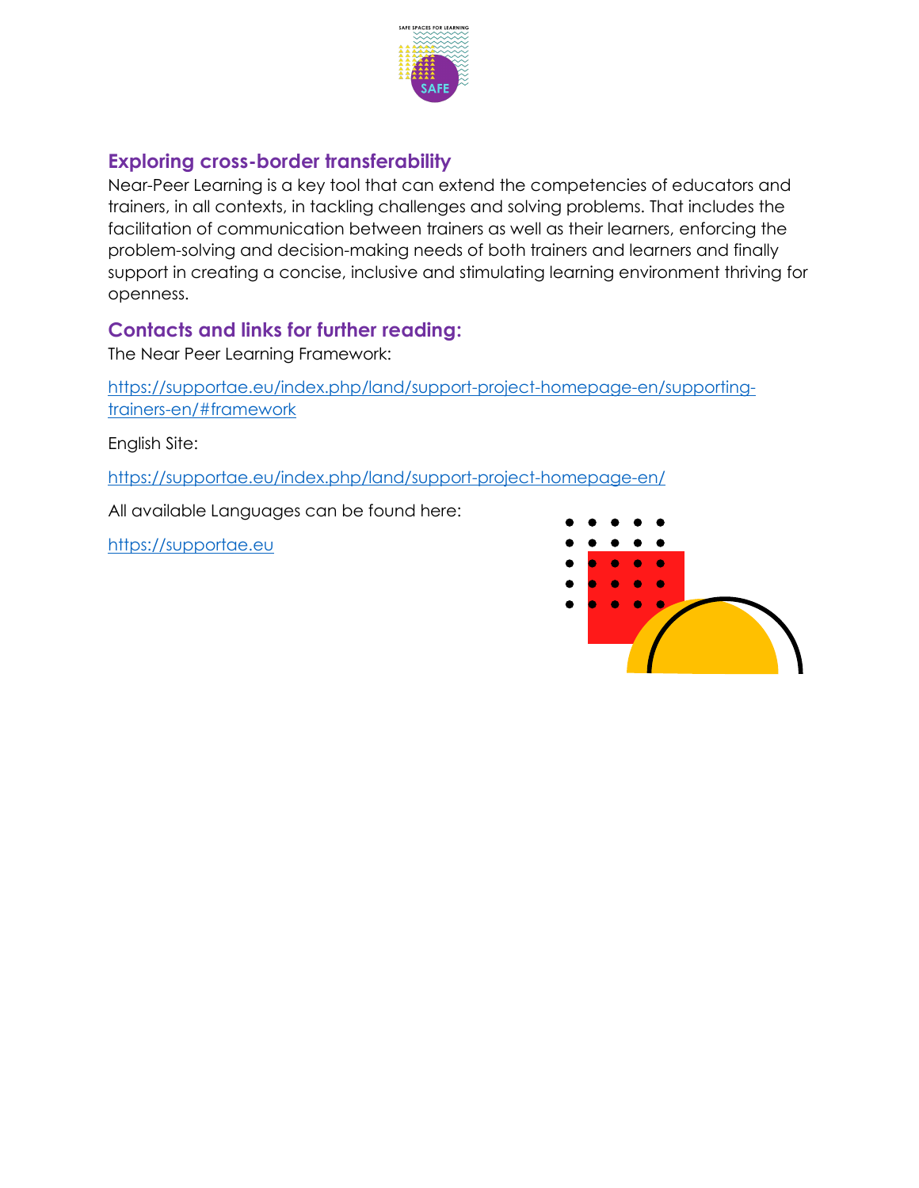## Exploring cross-border transferability

Near-Peer Learning is a key tool that can extend the competencies of educators and trainers, in all contexts, in tackling challenges and solving problems. That includes the facilitation of communication between trainers as well as their learners, enforcing the problem-solving and decision-making needs of both trainers and learners and finally support in creating a concise, inclusive and stimulating learning environment thriving for openness.

## Contacts and links for further reading:

The Near Peer Learning Framework:

https://supportae.eu/index.php/land/support-project-homepage-en/supporting-trainers-en/#framework

English Site:

https://supportae.eu/index.php/land/support-project-homepage-en/

All available Languages can be found here:

https://supportae.eu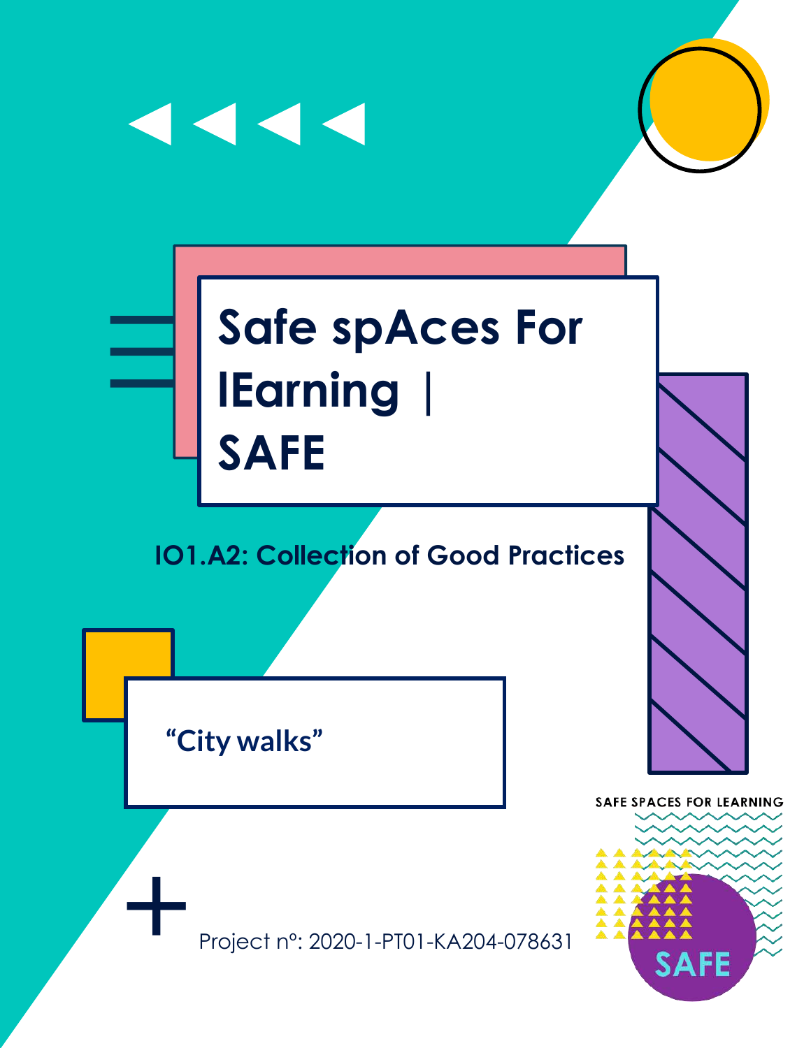# Safe spAces For lEarning | SAFE

## IO1.A2: Collection of Good Practices

### "City walks"

Project nº: 2020-1-PT01-KA204-078631

SAFE SPACES FOR LEARNING

SAFE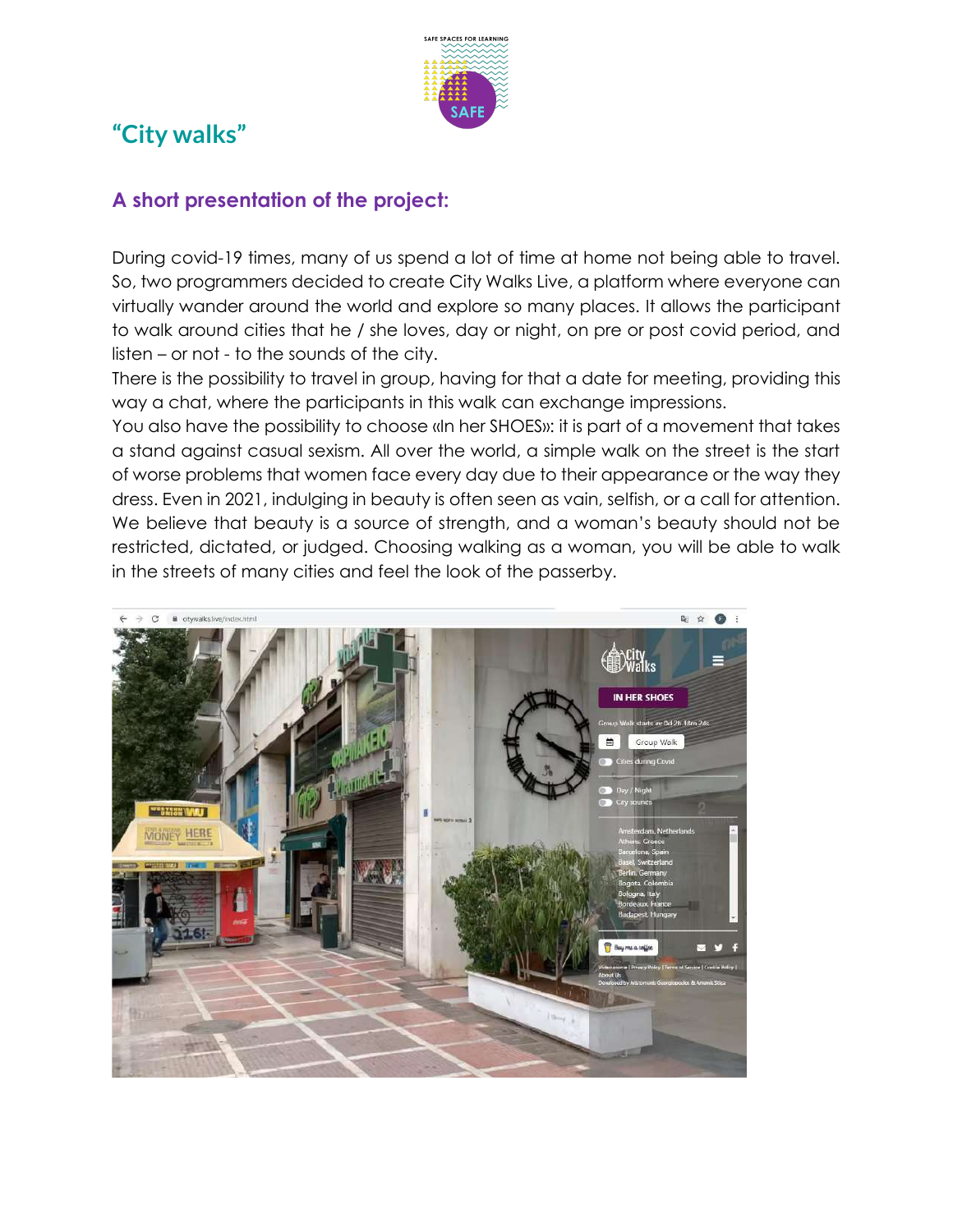# “City walks”

## A short presentation of the project:

During covid-19 times, many of us spend a lot of time at home not being able to travel. So, two programmers decided to create City Walks Live, a platform where everyone can virtually wander around the world and explore so many places. It allows the participant to walk around cities that he / she loves, day or night, on pre or post covid period, and listen – or not - to the sounds of the city.

There is the possibility to travel in group, having for that a date for meeting, providing this way a chat, where the participants in this walk can exchange impressions.

You also have the possibility to choose «In her SHOES»: it is part of a movement that takes a stand against casual sexism. All over the world, a simple walk on the street is the start of worse problems that women face every day due to their appearance or the way they dress. Even in 2021, indulging in beauty is often seen as vain, selfish, or a call for attention. We believe that beauty is a source of strength, and a woman’s beauty should not be restricted, dictated, or judged. Choosing walking as a woman, you will be able to walk in the streets of many cities and feel the look of the passerby.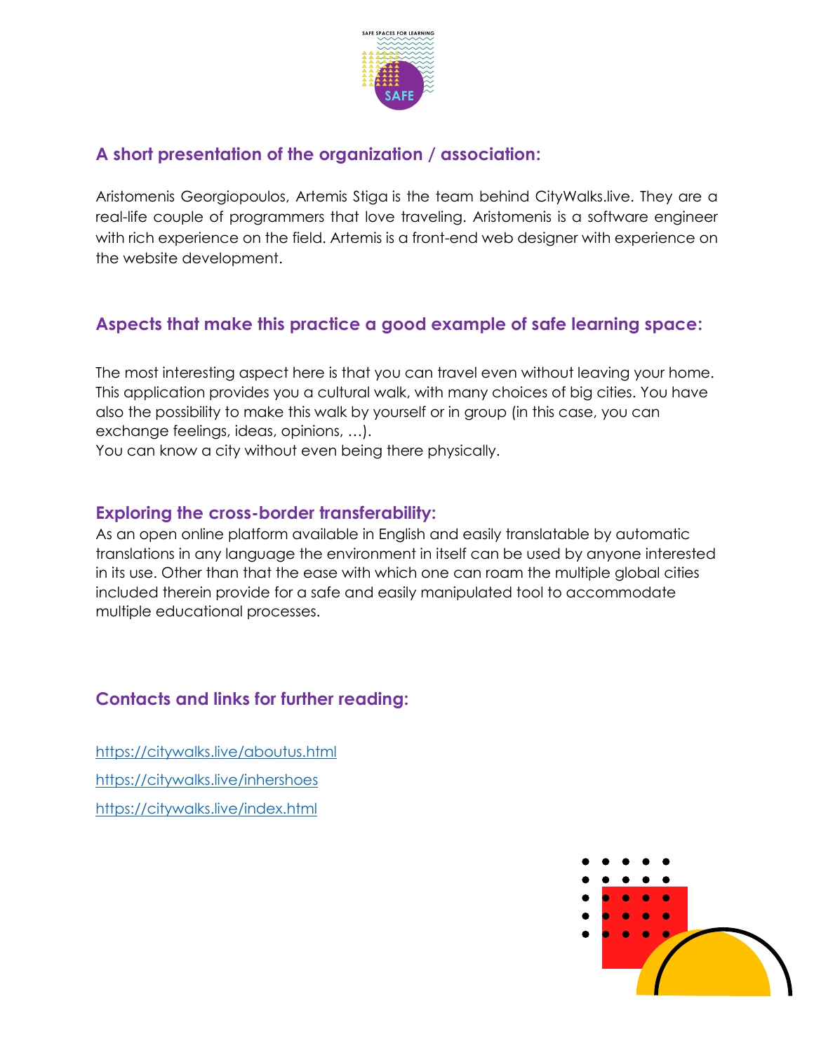## A short presentation of the organization / association:

Aristomenis Georgiopoulos, Artemis Stiga is the team behind CityWalks.live. They are a real-life couple of programmers that love traveling. Aristomenis is a software engineer with rich experience on the field. Artemis is a front-end web designer with experience on the website development.

## Aspects that make this practice a good example of safe learning space:

The most interesting aspect here is that you can travel even without leaving your home. This application provides you a cultural walk, with many choices of big cities. You have also the possibility to make this walk by yourself or in group (in this case, you can exchange feelings, ideas, opinions, …).
You can know a city without even being there physically.

## Exploring the cross-border transferability:

As an open online platform available in English and easily translatable by automatic translations in any language the environment in itself can be used by anyone interested in its use. Other than that the ease with which one can roam the multiple global cities included therein provide for a safe and easily manipulated tool to accommodate multiple educational processes.

## Contacts and links for further reading:

https://citywalks.live/aboutus.html

https://citywalks.live/inhershoes

https://citywalks.live/index.html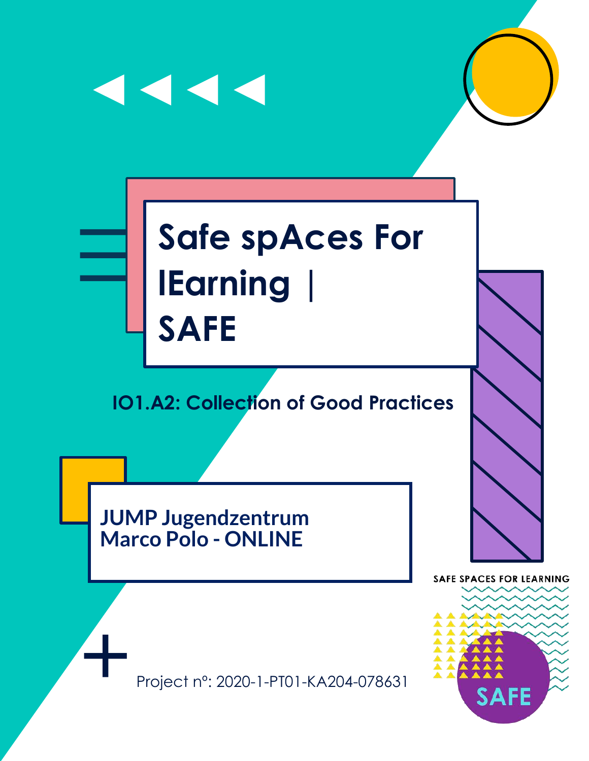# Safe spAces For lEarning | SAFE

## IO1.A2: Collection of Good Practices

**JUMP Jugendzentrum Marco Polo - ONLINE**

Project nº: 2020-1-PT01-KA204-078631

SAFE SPACES FOR LEARNING

SAFE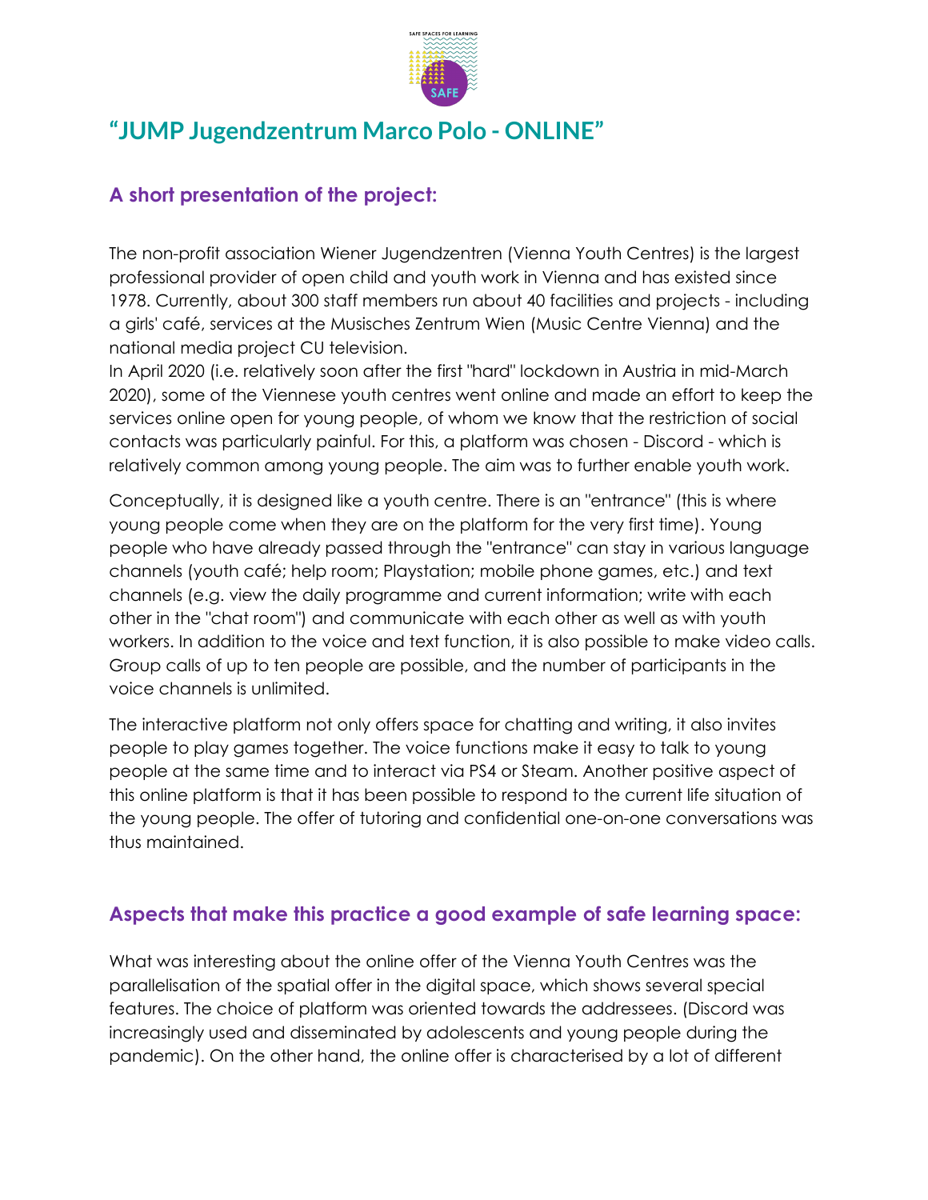# "JUMP Jugendzentrum Marco Polo - ONLINE"

## A short presentation of the project:

The non-profit association Wiener Jugendzentren (Vienna Youth Centres) is the largest professional provider of open child and youth work in Vienna and has existed since 1978. Currently, about 300 staff members run about 40 facilities and projects - including a girls' café, services at the Musisches Zentrum Wien (Music Centre Vienna) and the national media project CU television.

In April 2020 (i.e. relatively soon after the first "hard" lockdown in Austria in mid-March 2020), some of the Viennese youth centres went online and made an effort to keep the services online open for young people, of whom we know that the restriction of social contacts was particularly painful. For this, a platform was chosen - Discord - which is relatively common among young people. The aim was to further enable youth work.

Conceptually, it is designed like a youth centre. There is an "entrance" (this is where young people come when they are on the platform for the very first time). Young people who have already passed through the "entrance" can stay in various language channels (youth café; help room; Playstation; mobile phone games, etc.) and text channels (e.g. view the daily programme and current information; write with each other in the "chat room") and communicate with each other as well as with youth workers. In addition to the voice and text function, it is also possible to make video calls. Group calls of up to ten people are possible, and the number of participants in the voice channels is unlimited.

The interactive platform not only offers space for chatting and writing, it also invites people to play games together. The voice functions make it easy to talk to young people at the same time and to interact via PS4 or Steam. Another positive aspect of this online platform is that it has been possible to respond to the current life situation of the young people. The offer of tutoring and confidential one-on-one conversations was thus maintained.

## Aspects that make this practice a good example of safe learning space:

What was interesting about the online offer of the Vienna Youth Centres was the parallelisation of the spatial offer in the digital space, which shows several special features. The choice of platform was oriented towards the addressees. (Discord was increasingly used and disseminated by adolescents and young people during the pandemic). On the other hand, the online offer is characterised by a lot of different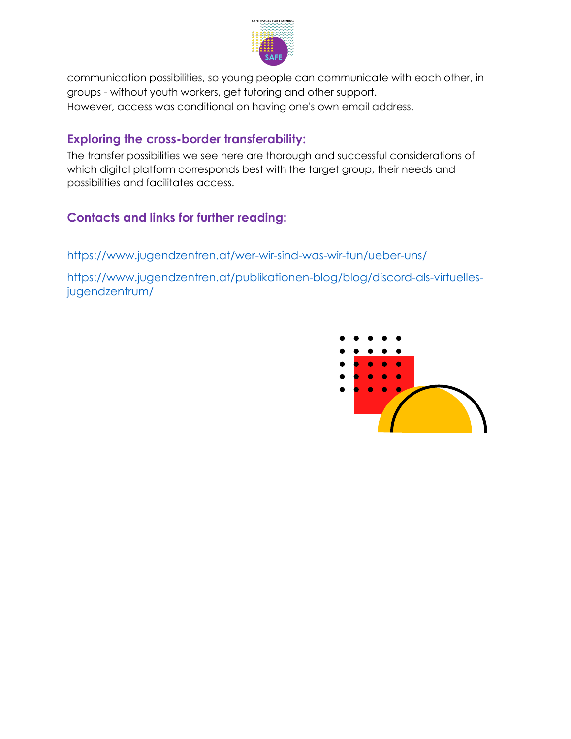communication possibilities, so young people can communicate with each other, in groups - without youth workers, get tutoring and other support.
However, access was conditional on having one's own email address.

### Exploring the cross-border transferability:

The transfer possibilities we see here are thorough and successful considerations of which digital platform corresponds best with the target group, their needs and possibilities and facilitates access.

### Contacts and links for further reading:

https://www.jugendzentren.at/wer-wir-sind-was-wir-tun/ueber-uns/

https://www.jugendzentren.at/publikationen-blog/blog/discord-als-virtuelles-jugendzentrum/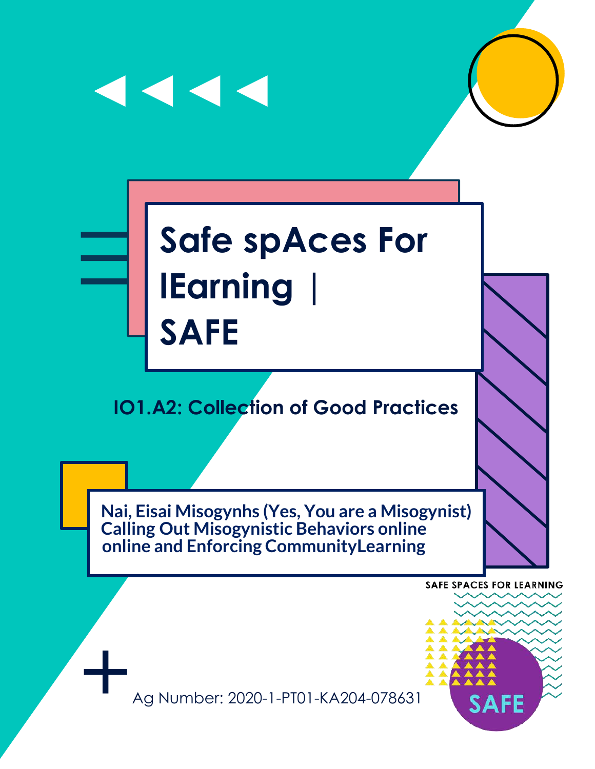# Safe spAces For lEarning | SAFE

## IO1.A2: Collection of Good Practices

**Nai, Eisai Misogynhs (Yes, You are a Misogynist) Calling Out Misogynistic Behaviors online online and Enforcing CommunityLearning**

SAFE SPACES FOR LEARNING

SAFE

Ag Number: 2020-1-PT01-KA204-078631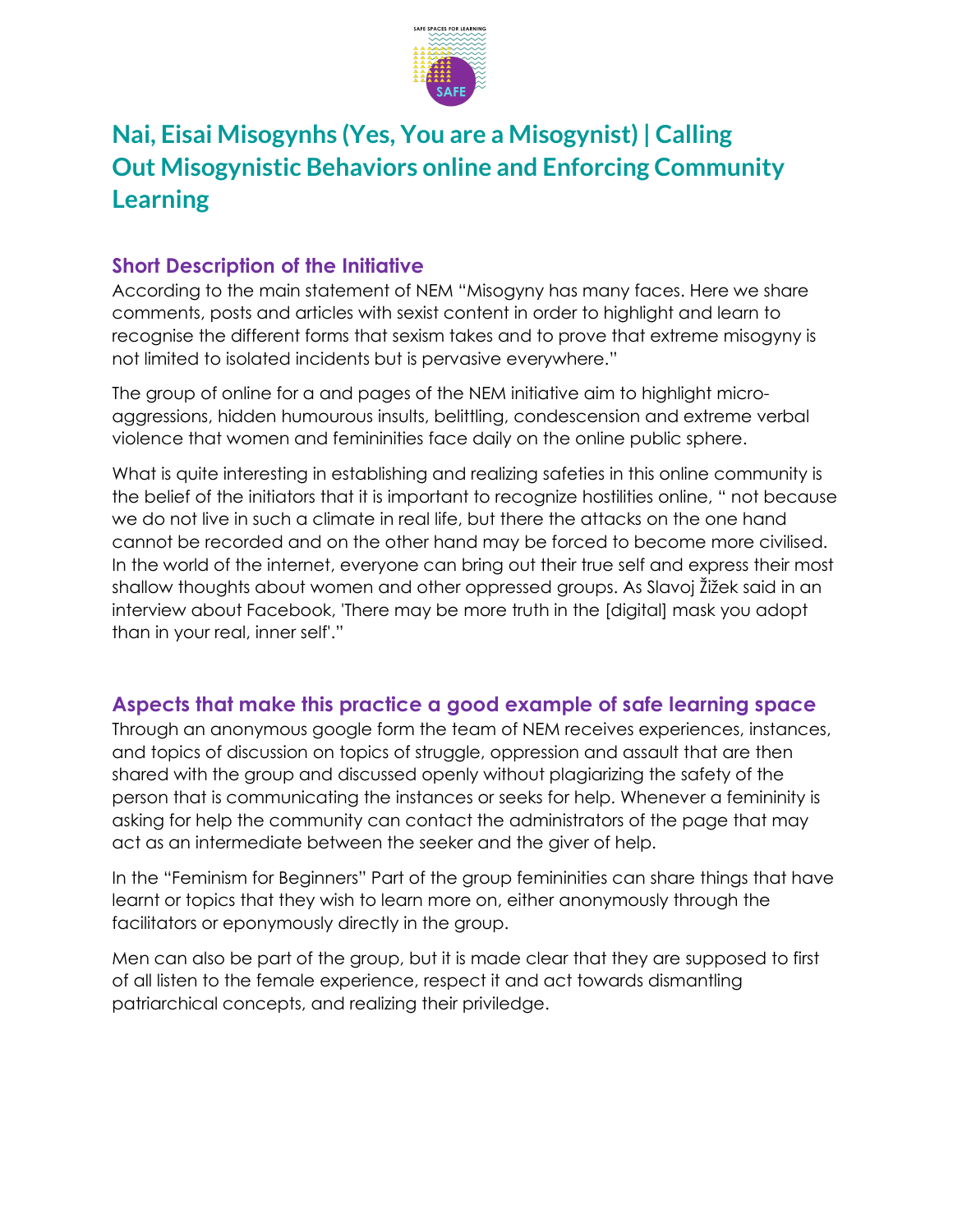# Nai, Eisai Misogynhs (Yes, You are a Misogynist) | Calling Out Misogynistic Behaviors online and Enforcing Community Learning

## Short Description of the Initiative

According to the main statement of NEM "Misogyny has many faces. Here we share comments, posts and articles with sexist content in order to highlight and learn to recognise the different forms that sexism takes and to prove that extreme misogyny is not limited to isolated incidents but is pervasive everywhere."

The group of online for a and pages of the NEM initiative aim to highlight micro-aggressions, hidden humourous insults, belittling, condescension and extreme verbal violence that women and femininities face daily on the online public sphere.

What is quite interesting in establishing and realizing safeties in this online community is the belief of the initiators that it is important to recognize hostilities online, " not because we do not live in such a climate in real life, but there the attacks on the one hand cannot be recorded and on the other hand may be forced to become more civilised. In the world of the internet, everyone can bring out their true self and express their most shallow thoughts about women and other oppressed groups. As Slavoj Žižek said in an interview about Facebook, 'There may be more truth in the [digital] mask you adopt than in your real, inner self'."

## Aspects that make this practice a good example of safe learning space

Through an anonymous google form the team of NEM receives experiences, instances, and topics of discussion on topics of struggle, oppression and assault that are then shared with the group and discussed openly without plagiarizing the safety of the person that is communicating the instances or seeks for help. Whenever a femininity is asking for help the community can contact the administrators of the page that may act as an intermediate between the seeker and the giver of help.

In the "Feminism for Beginners" Part of the group femininities can share things that have learnt or topics that they wish to learn more on, either anonymously through the facilitators or eponymously directly in the group.

Men can also be part of the group, but it is made clear that they are supposed to first of all listen to the female experience, respect it and act towards dismantling patriarchical concepts, and realizing their priviledge.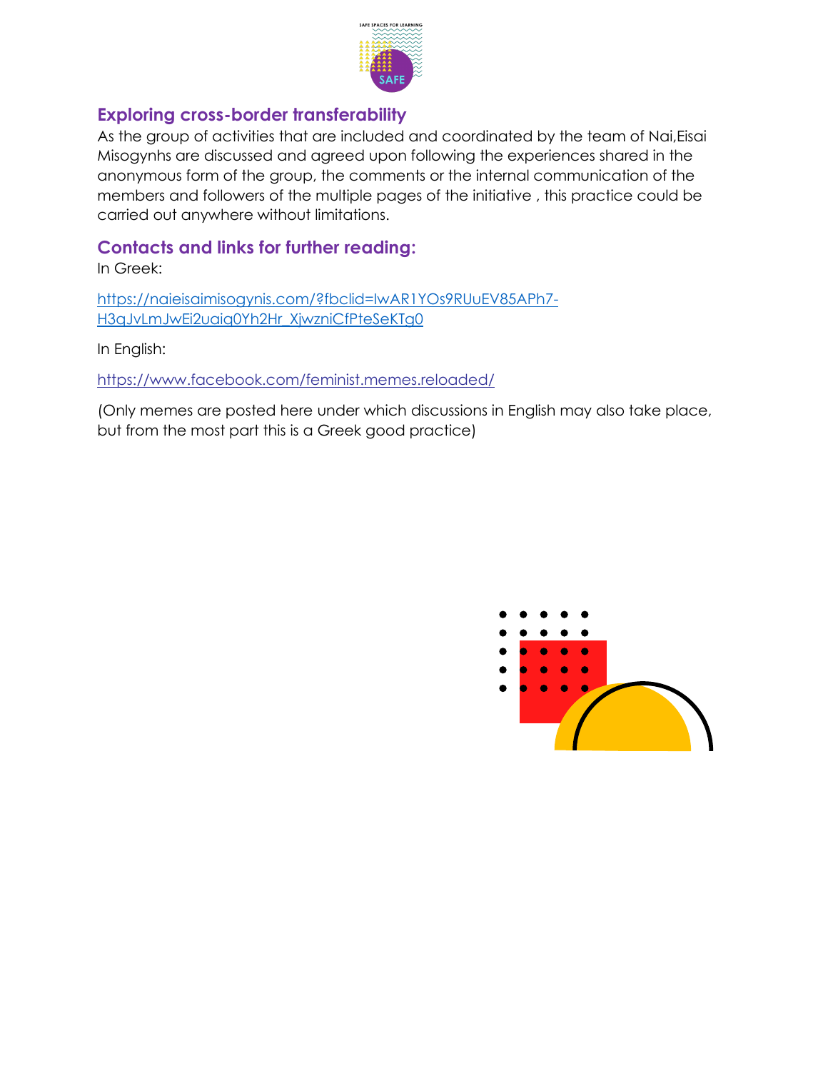## Exploring cross-border transferability

As the group of activities that are included and coordinated by the team of Nai,Eisai Misogynhs are discussed and agreed upon following the experiences shared in the anonymous form of the group, the comments or the internal communication of the members and followers of the multiple pages of the initiative , this practice could be carried out anywhere without limitations.

## Contacts and links for further reading:

In Greek:

https://naieisaimisogynis.com/?fbclid=IwAR1YOs9RUuEV85APh7-H3qJvLmJwEi2uaiq0Yh2Hr_XjwzniCfPteSeKTg0

In English:

https://www.facebook.com/feminist.memes.reloaded/

(Only memes are posted here under which discussions in English may also take place, but from the most part this is a Greek good practice)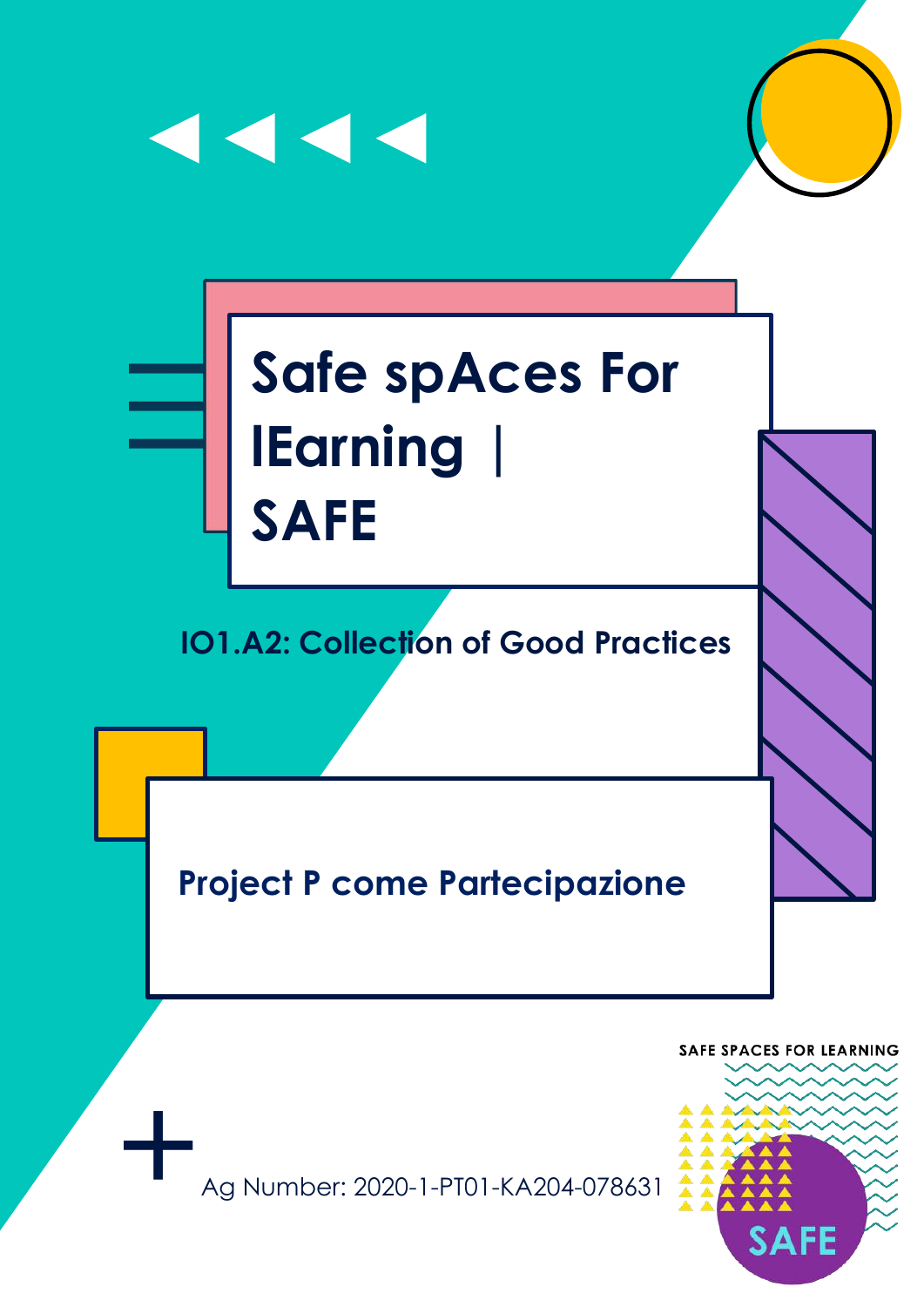# Safe spAces For lEarning | SAFE

## IO1.A2: Collection of Good Practices

### Project P come Partecipazione

Ag Number: 2020-1-PT01-KA204-078631

SAFE SPACES FOR LEARNING

SAFE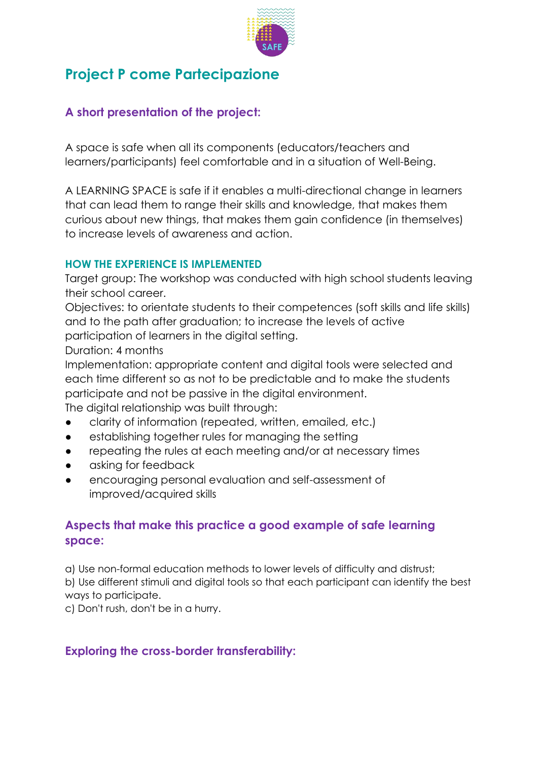# Project P come Partecipazione

## A short presentation of the project:

A space is safe when all its components (educators/teachers and learners/participants) feel comfortable and in a situation of Well-Being.

A LEARNING SPACE is safe if it enables a multi-directional change in learners that can lead them to range their skills and knowledge, that makes them curious about new things, that makes them gain confidence (in themselves) to increase levels of awareness and action.

### HOW THE EXPERIENCE IS IMPLEMENTED

Target group: The workshop was conducted with high school students leaving their school career.
Objectives: to orientate students to their competences (soft skills and life skills) and to the path after graduation; to increase the levels of active participation of learners in the digital setting.
Duration: 4 months
Implementation: appropriate content and digital tools were selected and each time different so as not to be predictable and to make the students participate and not be passive in the digital environment.
The digital relationship was built through:

- clarity of information (repeated, written, emailed, etc.)
- establishing together rules for managing the setting
- repeating the rules at each meeting and/or at necessary times
- asking for feedback
- encouraging personal evaluation and self-assessment of improved/acquired skills

## Aspects that make this practice a good example of safe learning space:

a) Use non-formal education methods to lower levels of difficulty and distrust;
b) Use different stimuli and digital tools so that each participant can identify the best ways to participate.
c) Don't rush, don't be in a hurry.

## Exploring the cross-border transferability: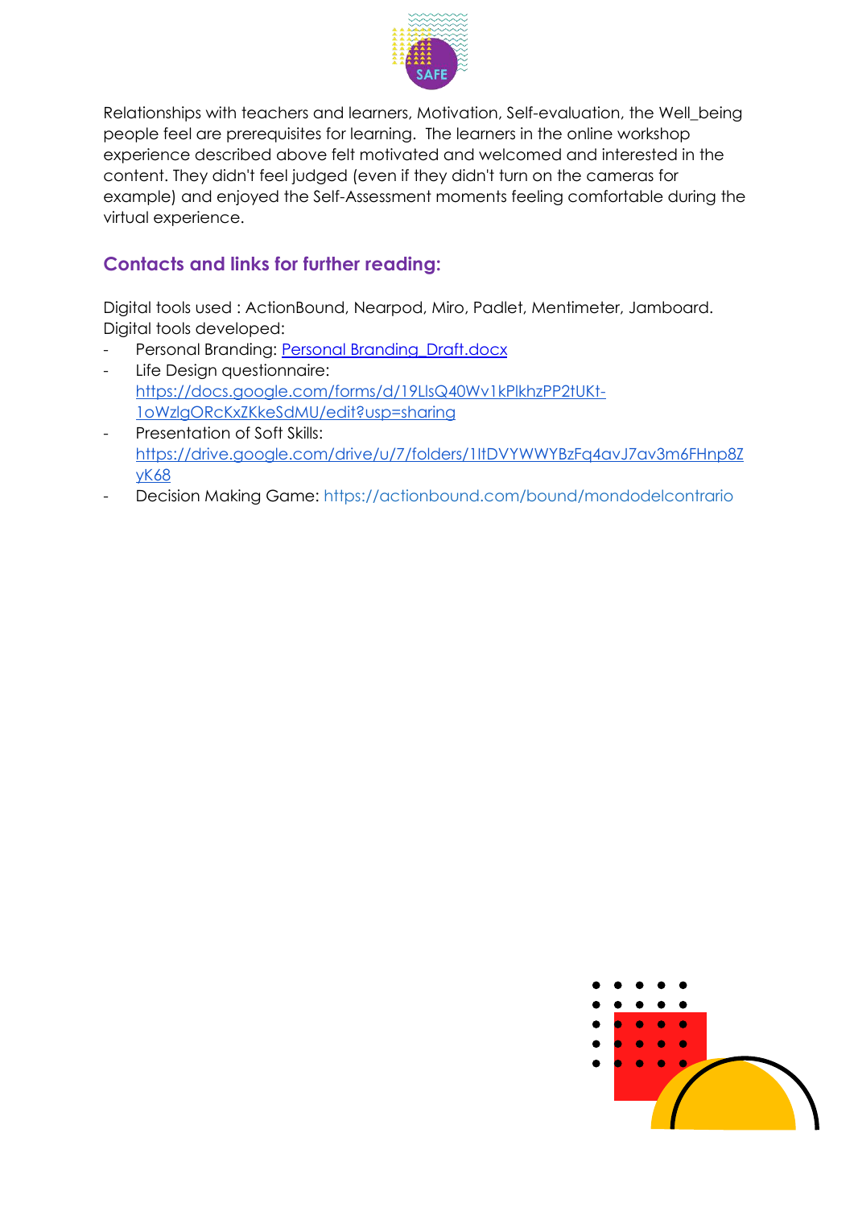Relationships with teachers and learners, Motivation, Self-evaluation, the Well_being people feel are prerequisites for learning. The learners in the online workshop experience described above felt motivated and welcomed and interested in the content. They didn't feel judged (even if they didn't turn on the cameras for example) and enjoyed the Self-Assessment moments feeling comfortable during the virtual experience.

## Contacts and links for further reading:

Digital tools used : ActionBound, Nearpod, Miro, Padlet, Mentimeter, Jamboard.
Digital tools developed:

- Personal Branding: [Personal Branding_Draft.docx](Personal Branding_Draft.docx)
- Life Design questionnaire: https://docs.google.com/forms/d/19LlsQ40Wv1kPlkhzPP2tUKt-1oWzlgORcKxZKkeSdMU/edit?usp=sharing
- Presentation of Soft Skills: https://drive.google.com/drive/u/7/folders/1ItDVYWWYBzFq4avJ7av3m6FHnp8ZyK68
- Decision Making Game: https://actionbound.com/bound/mondodelcontrario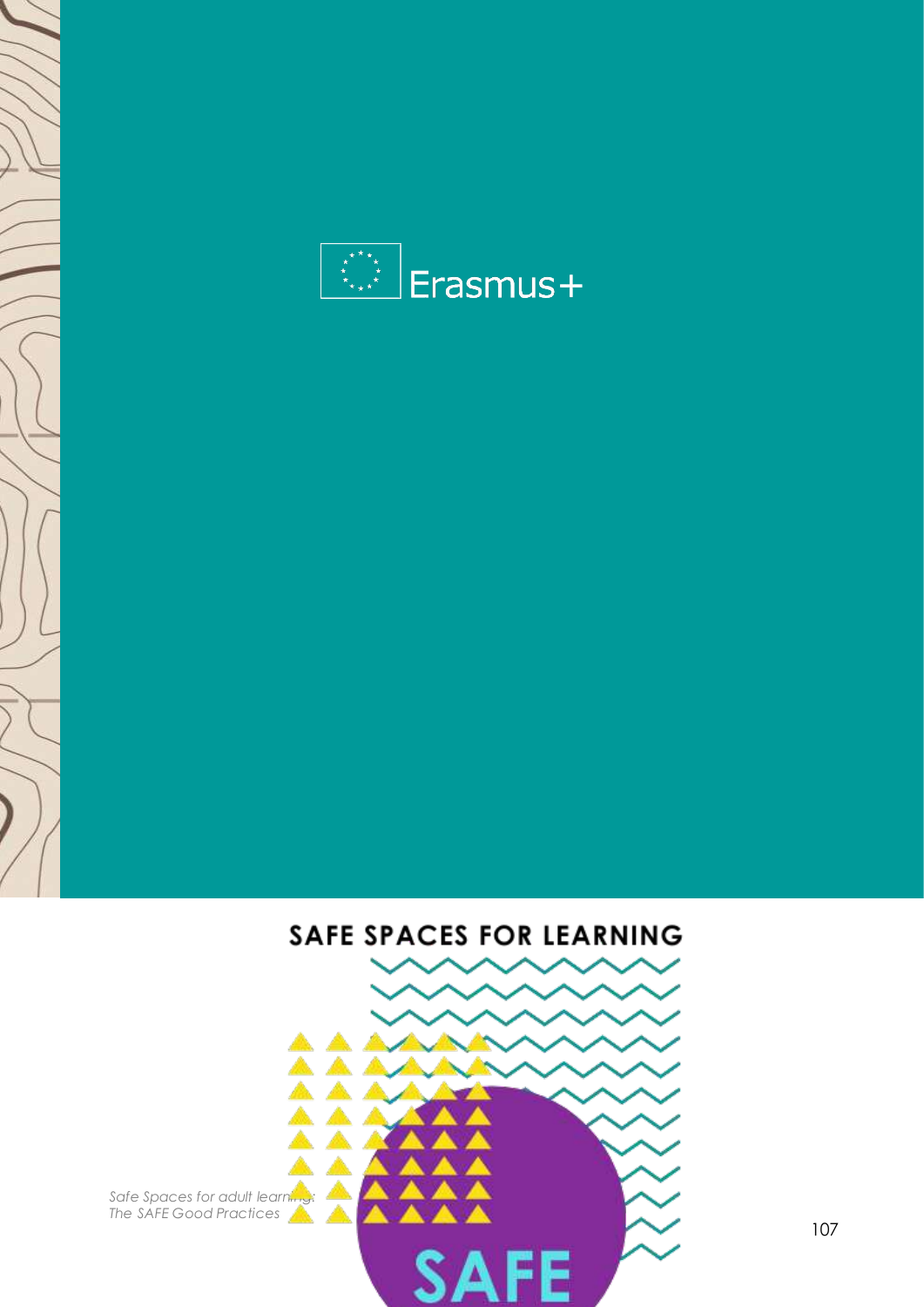Erasmus+

SAFE SPACES FOR LEARNING

SAFE